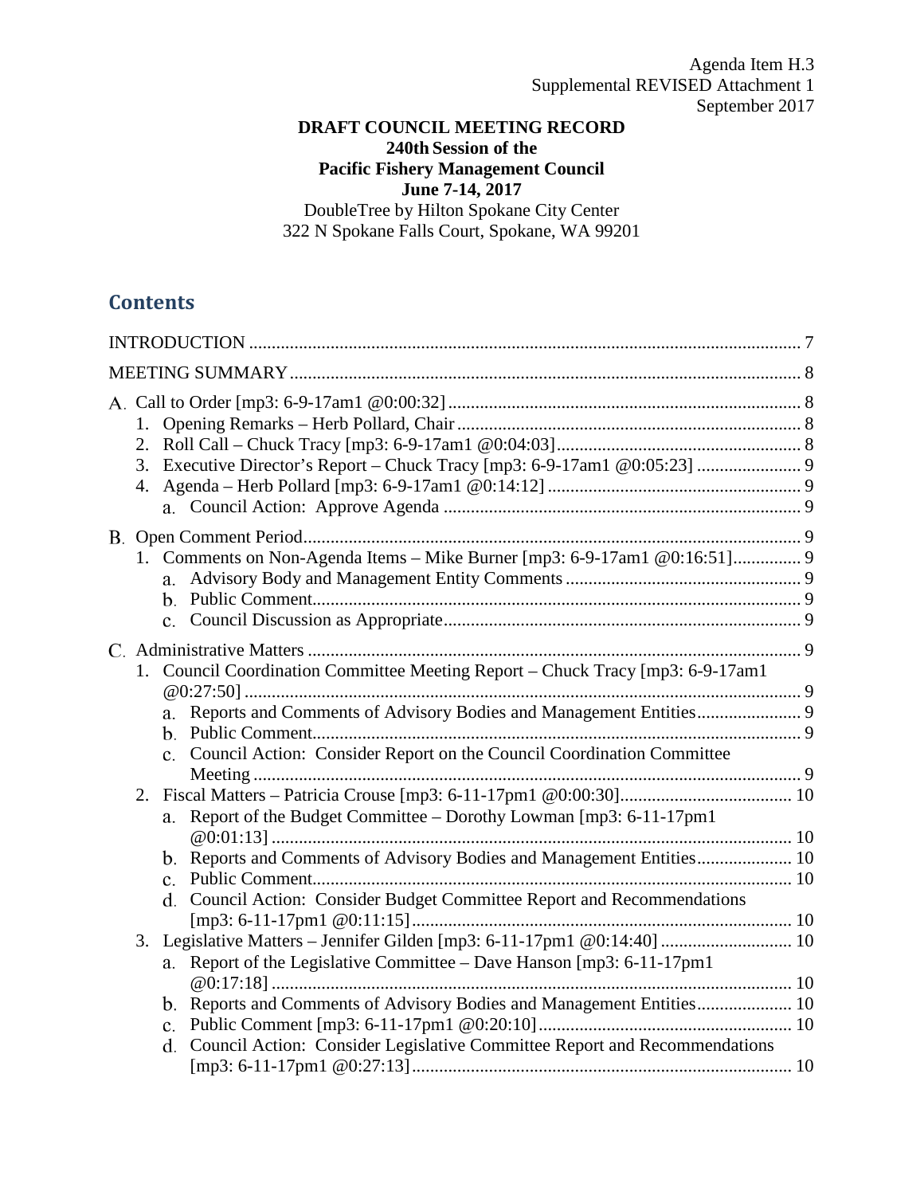Agenda Item H.3
Supplemental REVISED Attachment 1
September 2017

**DRAFT COUNCIL MEETING RECORD**
**240th Session of the**
**Pacific Fishery Management Council**
**June 7-14, 2017**
DoubleTree by Hilton Spokane City Center
322 N Spokane Falls Court, Spokane, WA 99201

## Contents

INTRODUCTION ........................................................................................................................ 7

MEETING SUMMARY ................................................................................................................ 8

A. Call to Order [mp3: 6-9-17am1 @0:00:32] ............................................................................. 8
   1. Opening Remarks – Herb Pollard, Chair ........................................................................... 8
   2. Roll Call – Chuck Tracy [mp3: 6-9-17am1 @0:04:03] ...................................................... 8
   3. Executive Director's Report – Chuck Tracy [mp3: 6-9-17am1 @0:05:23] ....................... 9
   4. Agenda – Herb Pollard [mp3: 6-9-17am1 @0:14:12] ........................................................ 9
      a. Council Action: Approve Agenda ............................................................................... 9

B. Open Comment Period ............................................................................................................. 9
   1. Comments on Non-Agenda Items – Mike Burner [mp3: 6-9-17am1 @0:16:51] ............... 9
      a. Advisory Body and Management Entity Comments .................................................... 9
      b. Public Comment ............................................................................................................ 9
      c. Council Discussion as Appropriate ............................................................................... 9

C. Administrative Matters ............................................................................................................. 9
   1. Council Coordination Committee Meeting Report – Chuck Tracy [mp3: 6-9-17am1 @0:27:50] ........................................................................................................................... 9
      a. Reports and Comments of Advisory Bodies and Management Entities ....................... 9
      b. Public Comment ............................................................................................................ 9
      c. Council Action: Consider Report on the Council Coordination Committee Meeting ......................................................................................................................... 9
   2. Fiscal Matters – Patricia Crouse [mp3: 6-11-17pm1 @0:00:30] ...................................... 10
      a. Report of the Budget Committee – Dorothy Lowman [mp3: 6-11-17pm1 @0:01:13] .................................................................................................................. 10
      b. Reports and Comments of Advisory Bodies and Management Entities ..................... 10
      c. Public Comment .......................................................................................................... 10
      d. Council Action: Consider Budget Committee Report and Recommendations [mp3: 6-11-17pm1 @0:11:15] ................................................................................... 10
   3. Legislative Matters – Jennifer Gilden [mp3: 6-11-17pm1 @0:14:40] ............................. 10
      a. Report of the Legislative Committee – Dave Hanson [mp3: 6-11-17pm1 @0:17:18] .................................................................................................................. 10
      b. Reports and Comments of Advisory Bodies and Management Entities ..................... 10
      c. Public Comment [mp3: 6-11-17pm1 @0:20:10] ....................................................... 10
      d. Council Action: Consider Legislative Committee Report and Recommendations [mp3: 6-11-17pm1 @0:27:13] ................................................................................... 10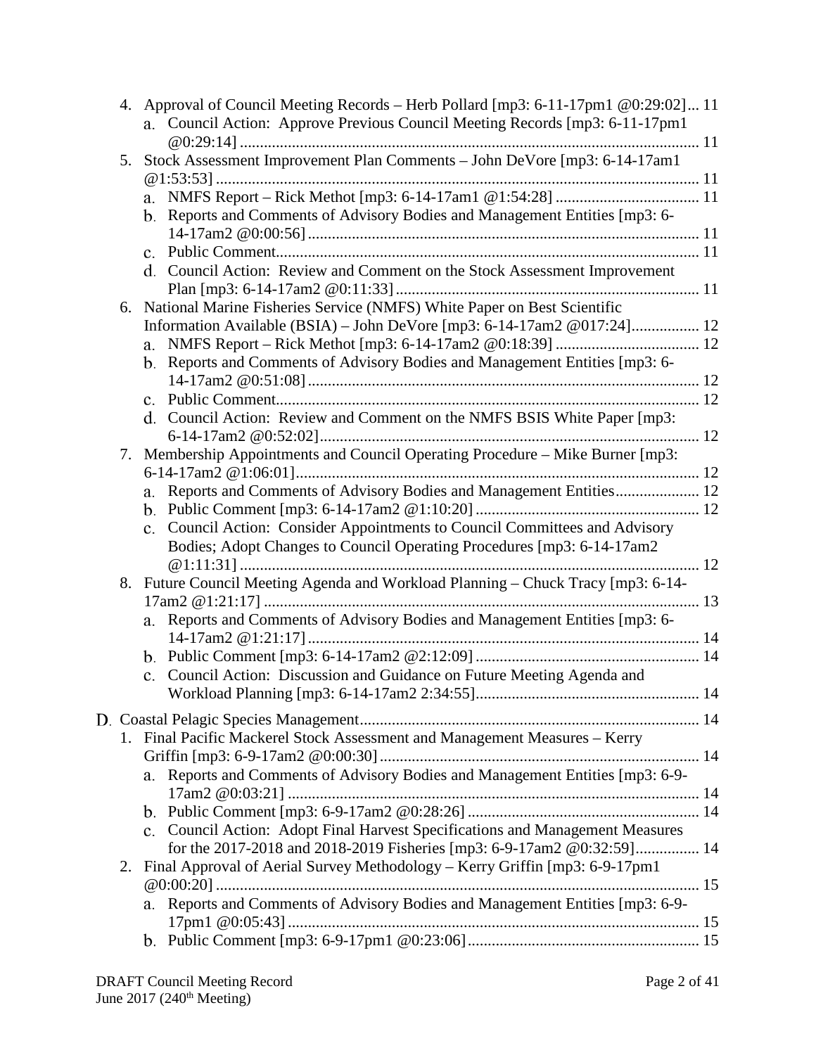4. Approval of Council Meeting Records – Herb Pollard [mp3: 6-11-17pm1 @0:29:02]... 11
    a. Council Action: Approve Previous Council Meeting Records [mp3: 6-11-17pm1 @0:29:14] ... 11
5. Stock Assessment Improvement Plan Comments – John DeVore [mp3: 6-14-17am1 @1:53:53] ... 11
    a. NMFS Report – Rick Methot [mp3: 6-14-17am1 @1:54:28] ... 11
    b. Reports and Comments of Advisory Bodies and Management Entities [mp3: 6-14-17am2 @0:00:56] ... 11
    c. Public Comment... 11
    d. Council Action: Review and Comment on the Stock Assessment Improvement Plan [mp3: 6-14-17am2 @0:11:33] ... 11
6. National Marine Fisheries Service (NMFS) White Paper on Best Scientific Information Available (BSIA) – John DeVore [mp3: 6-14-17am2 @017:24]... 12
    a. NMFS Report – Rick Methot [mp3: 6-14-17am2 @0:18:39] ... 12
    b. Reports and Comments of Advisory Bodies and Management Entities [mp3: 6-14-17am2 @0:51:08] ... 12
    c. Public Comment... 12
    d. Council Action: Review and Comment on the NMFS BSIS White Paper [mp3: 6-14-17am2 @0:52:02]... 12
7. Membership Appointments and Council Operating Procedure – Mike Burner [mp3: 6-14-17am2 @1:06:01]... 12
    a. Reports and Comments of Advisory Bodies and Management Entities... 12
    b. Public Comment [mp3: 6-14-17am2 @1:10:20] ... 12
    c. Council Action: Consider Appointments to Council Committees and Advisory Bodies; Adopt Changes to Council Operating Procedures [mp3: 6-14-17am2 @1:11:31] ... 12
8. Future Council Meeting Agenda and Workload Planning – Chuck Tracy [mp3: 6-14-17am2 @1:21:17] ... 13
    a. Reports and Comments of Advisory Bodies and Management Entities [mp3: 6-14-17am2 @1:21:17] ... 14
    b. Public Comment [mp3: 6-14-17am2 @2:12:09] ... 14
    c. Council Action: Discussion and Guidance on Future Meeting Agenda and Workload Planning [mp3: 6-14-17am2 2:34:55]... 14

D. Coastal Pelagic Species Management... 14

1. Final Pacific Mackerel Stock Assessment and Management Measures – Kerry Griffin [mp3: 6-9-17am2 @0:00:30] ... 14
    a. Reports and Comments of Advisory Bodies and Management Entities [mp3: 6-9-17am2 @0:03:21] ... 14
    b. Public Comment [mp3: 6-9-17am2 @0:28:26] ... 14
    c. Council Action: Adopt Final Harvest Specifications and Management Measures for the 2017-2018 and 2018-2019 Fisheries [mp3: 6-9-17am2 @0:32:59]... 14
2. Final Approval of Aerial Survey Methodology – Kerry Griffin [mp3: 6-9-17pm1 @0:00:20] ... 15
    a. Reports and Comments of Advisory Bodies and Management Entities [mp3: 6-9-17pm1 @0:05:43] ... 15
    b. Public Comment [mp3: 6-9-17pm1 @0:23:06]... 15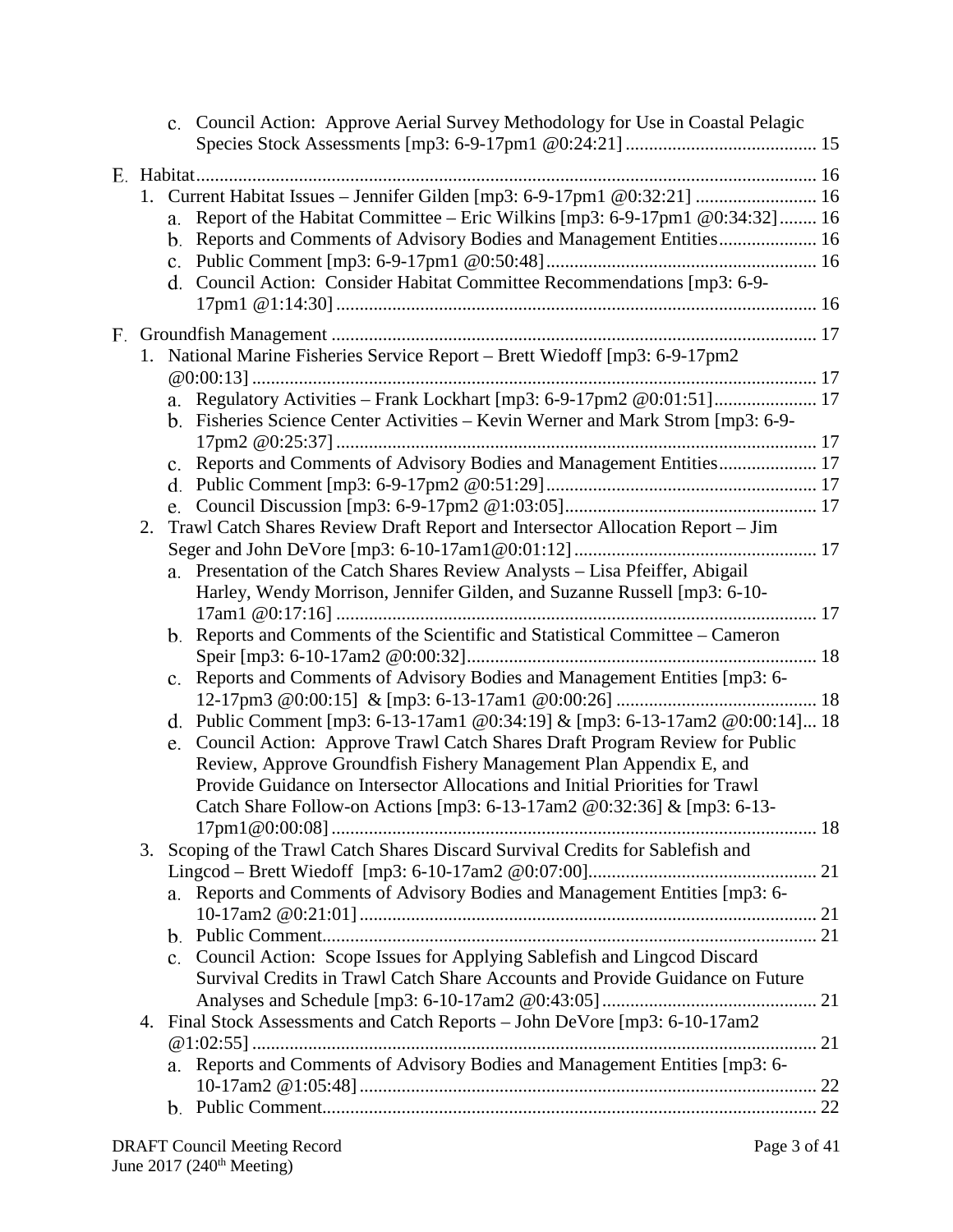c. Council Action: Approve Aerial Survey Methodology for Use in Coastal Pelagic Species Stock Assessments [mp3: 6-9-17pm1 @0:24:21] ........................................ 15

E. Habitat ........................................ 16

1. Current Habitat Issues – Jennifer Gilden [mp3: 6-9-17pm1 @0:32:21] ........................................ 16
   a. Report of the Habitat Committee – Eric Wilkins [mp3: 6-9-17pm1 @0:34:32] ........................................ 16
   b. Reports and Comments of Advisory Bodies and Management Entities ........................................ 16
   c. Public Comment [mp3: 6-9-17pm1 @0:50:48] ........................................ 16
   d. Council Action: Consider Habitat Committee Recommendations [mp3: 6-9-17pm1 @1:14:30] ........................................ 16

F. Groundfish Management ........................................ 17

1. National Marine Fisheries Service Report – Brett Wiedoff [mp3: 6-9-17pm2 @0:00:13] ........................................ 17
   a. Regulatory Activities – Frank Lockhart [mp3: 6-9-17pm2 @0:01:51] ........................................ 17
   b. Fisheries Science Center Activities – Kevin Werner and Mark Strom [mp3: 6-9-17pm2 @0:25:37] ........................................ 17
   c. Reports and Comments of Advisory Bodies and Management Entities ........................................ 17
   d. Public Comment [mp3: 6-9-17pm2 @0:51:29] ........................................ 17
   e. Council Discussion [mp3: 6-9-17pm2 @1:03:05] ........................................ 17
2. Trawl Catch Shares Review Draft Report and Intersector Allocation Report – Jim Seger and John DeVore [mp3: 6-10-17am1@0:01:12] ........................................ 17
   a. Presentation of the Catch Shares Review Analysts – Lisa Pfeiffer, Abigail Harley, Wendy Morrison, Jennifer Gilden, and Suzanne Russell [mp3: 6-10-17am1 @0:17:16] ........................................ 17
   b. Reports and Comments of the Scientific and Statistical Committee – Cameron Speir [mp3: 6-10-17am2 @0:00:32] ........................................ 18
   c. Reports and Comments of Advisory Bodies and Management Entities [mp3: 6-12-17pm3 @0:00:15] & [mp3: 6-13-17am1 @0:00:26] ........................................ 18
   d. Public Comment [mp3: 6-13-17am1 @0:34:19] & [mp3: 6-13-17am2 @0:00:14] ... 18
   e. Council Action: Approve Trawl Catch Shares Draft Program Review for Public Review, Approve Groundfish Fishery Management Plan Appendix E, and Provide Guidance on Intersector Allocations and Initial Priorities for Trawl Catch Share Follow-on Actions [mp3: 6-13-17am2 @0:32:36] & [mp3: 6-13-17pm1@0:00:08] ........................................ 18
3. Scoping of the Trawl Catch Shares Discard Survival Credits for Sablefish and Lingcod – Brett Wiedoff [mp3: 6-10-17am2 @0:07:00] ........................................ 21
   a. Reports and Comments of Advisory Bodies and Management Entities [mp3: 6-10-17am2 @0:21:01] ........................................ 21
   b. Public Comment ........................................ 21
   c. Council Action: Scope Issues for Applying Sablefish and Lingcod Discard Survival Credits in Trawl Catch Share Accounts and Provide Guidance on Future Analyses and Schedule [mp3: 6-10-17am2 @0:43:05] ........................................ 21
4. Final Stock Assessments and Catch Reports – John DeVore [mp3: 6-10-17am2 @1:02:55] ........................................ 21
   a. Reports and Comments of Advisory Bodies and Management Entities [mp3: 6-10-17am2 @1:05:48] ........................................ 22
   b. Public Comment ........................................ 22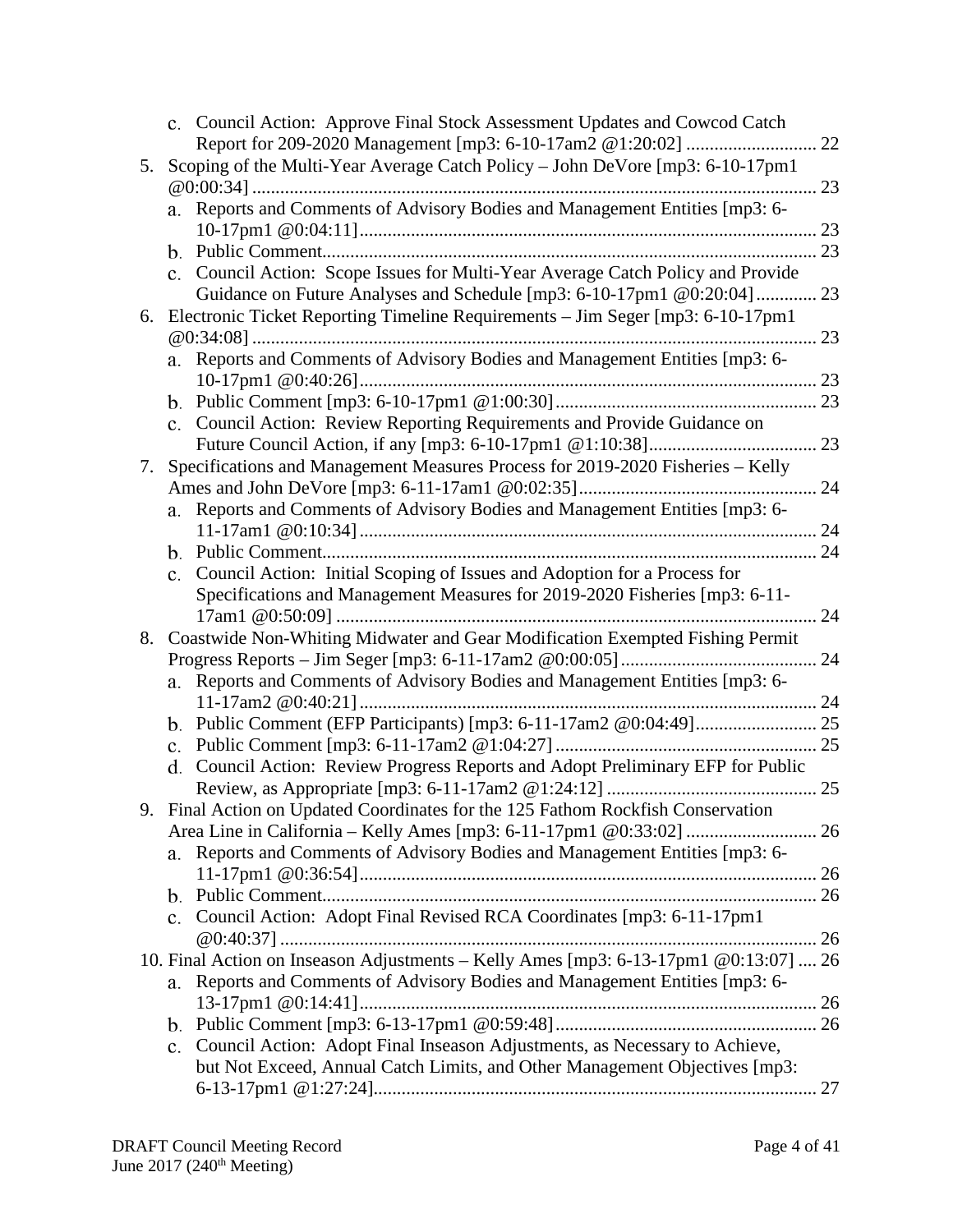c. Council Action: Approve Final Stock Assessment Updates and Cowcod Catch Report for 209-2020 Management [mp3: 6-10-17am2 @1:20:02] ............................ 22

5. Scoping of the Multi-Year Average Catch Policy – John DeVore [mp3: 6-10-17pm1 @0:00:34] ......................................................................................................... 23
   a. Reports and Comments of Advisory Bodies and Management Entities [mp3: 6-10-17pm1 @0:04:11] ................................................................................................. 23
   b. Public Comment ......................................................................................................... 23
   c. Council Action: Scope Issues for Multi-Year Average Catch Policy and Provide Guidance on Future Analyses and Schedule [mp3: 6-10-17pm1 @0:20:04] ............. 23

6. Electronic Ticket Reporting Timeline Requirements – Jim Seger [mp3: 6-10-17pm1 @0:34:08] ......................................................................................................... 23
   a. Reports and Comments of Advisory Bodies and Management Entities [mp3: 6-10-17pm1 @0:40:26] ................................................................................................. 23
   b. Public Comment [mp3: 6-10-17pm1 @1:00:30] ........................................................ 23
   c. Council Action: Review Reporting Requirements and Provide Guidance on Future Council Action, if any [mp3: 6-10-17pm1 @1:10:38] .................................... 23

7. Specifications and Management Measures Process for 2019-2020 Fisheries – Kelly Ames and John DeVore [mp3: 6-11-17am1 @0:02:35] ................................................... 24
   a. Reports and Comments of Advisory Bodies and Management Entities [mp3: 6-11-17am1 @0:10:34] ................................................................................................. 24
   b. Public Comment ......................................................................................................... 24
   c. Council Action: Initial Scoping of Issues and Adoption for a Process for Specifications and Management Measures for 2019-2020 Fisheries [mp3: 6-11-17am1 @0:50:09] ....................................................................................................... 24

8. Coastwide Non-Whiting Midwater and Gear Modification Exempted Fishing Permit Progress Reports – Jim Seger [mp3: 6-11-17am2 @0:00:05] .......................................... 24
   a. Reports and Comments of Advisory Bodies and Management Entities [mp3: 6-11-17am2 @0:40:21] ................................................................................................. 24
   b. Public Comment (EFP Participants) [mp3: 6-11-17am2 @0:04:49] .......................... 25
   c. Public Comment [mp3: 6-11-17am2 @1:04:27] ........................................................ 25
   d. Council Action: Review Progress Reports and Adopt Preliminary EFP for Public Review, as Appropriate [mp3: 6-11-17am2 @1:24:12] ............................................. 25

9. Final Action on Updated Coordinates for the 125 Fathom Rockfish Conservation Area Line in California – Kelly Ames [mp3: 6-11-17pm1 @0:33:02] ............................ 26
   a. Reports and Comments of Advisory Bodies and Management Entities [mp3: 6-11-17pm1 @0:36:54] ................................................................................................. 26
   b. Public Comment ......................................................................................................... 26
   c. Council Action: Adopt Final Revised RCA Coordinates [mp3: 6-11-17pm1 @0:40:37] ................................................................................................................... 26

10. Final Action on Inseason Adjustments – Kelly Ames [mp3: 6-13-17pm1 @0:13:07] .... 26
   a. Reports and Comments of Advisory Bodies and Management Entities [mp3: 6-13-17pm1 @0:14:41] ................................................................................................. 26
   b. Public Comment [mp3: 6-13-17pm1 @0:59:48] ........................................................ 26
   c. Council Action: Adopt Final Inseason Adjustments, as Necessary to Achieve, but Not Exceed, Annual Catch Limits, and Other Management Objectives [mp3: 6-13-17pm1 @1:27:24] .............................................................................................. 27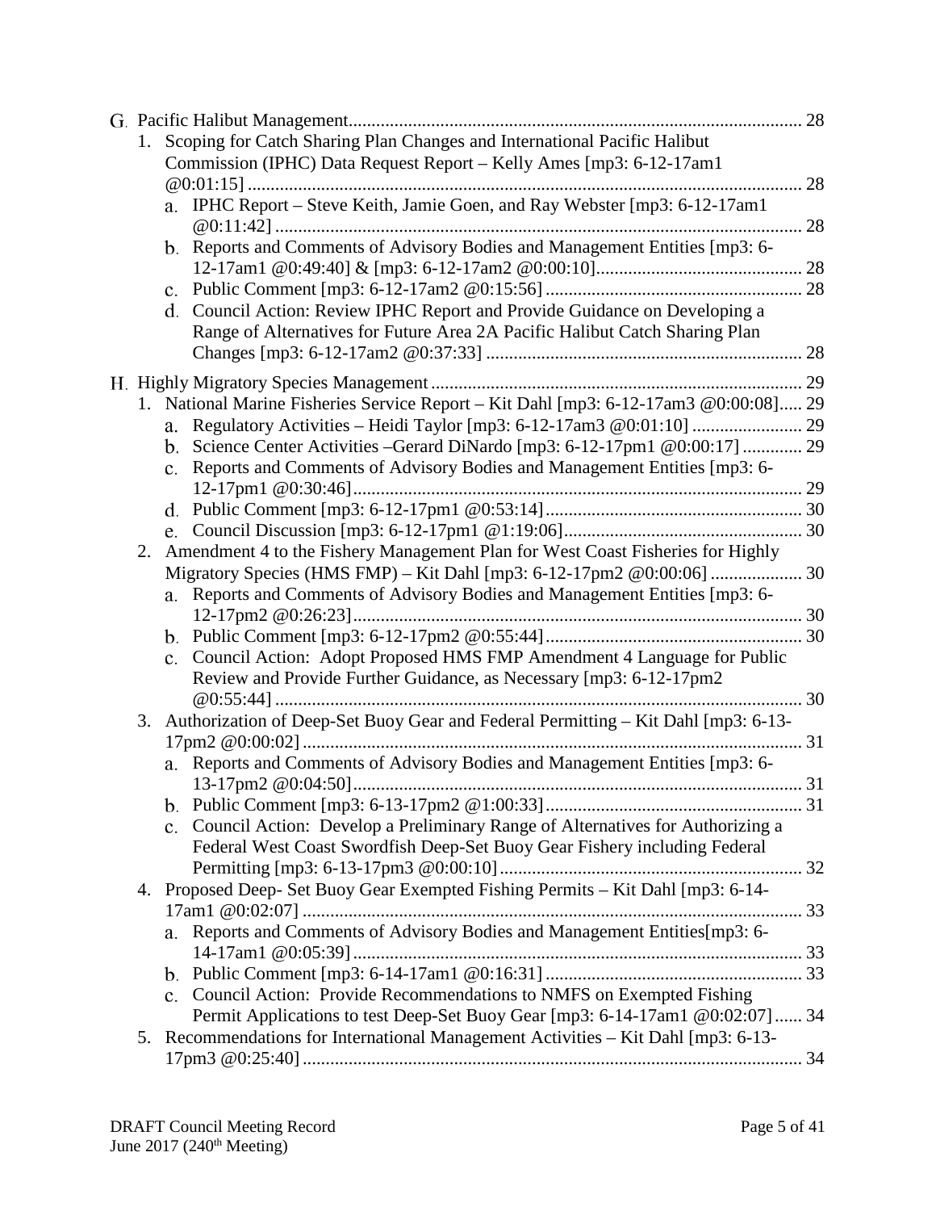G. Pacific Halibut Management .......... 28

1. Scoping for Catch Sharing Plan Changes and International Pacific Halibut Commission (IPHC) Data Request Report – Kelly Ames [mp3: 6-12-17am1 @0:01:15] .......... 28
   a. IPHC Report – Steve Keith, Jamie Goen, and Ray Webster [mp3: 6-12-17am1 @0:11:42] .......... 28
   b. Reports and Comments of Advisory Bodies and Management Entities [mp3: 6-12-17am1 @0:49:40] & [mp3: 6-12-17am2 @0:00:10] .......... 28
   c. Public Comment [mp3: 6-12-17am2 @0:15:56] .......... 28
   d. Council Action: Review IPHC Report and Provide Guidance on Developing a Range of Alternatives for Future Area 2A Pacific Halibut Catch Sharing Plan Changes [mp3: 6-12-17am2 @0:37:33] .......... 28

H. Highly Migratory Species Management .......... 29

1. National Marine Fisheries Service Report – Kit Dahl [mp3: 6-12-17am3 @0:00:08] .......... 29
   a. Regulatory Activities – Heidi Taylor [mp3: 6-12-17am3 @0:01:10] .......... 29
   b. Science Center Activities –Gerard DiNardo [mp3: 6-12-17pm1 @0:00:17] .......... 29
   c. Reports and Comments of Advisory Bodies and Management Entities [mp3: 6-12-17pm1 @0:30:46] .......... 29
   d. Public Comment [mp3: 6-12-17pm1 @0:53:14] .......... 30
   e. Council Discussion [mp3: 6-12-17pm1 @1:19:06] .......... 30
2. Amendment 4 to the Fishery Management Plan for West Coast Fisheries for Highly Migratory Species (HMS FMP) – Kit Dahl [mp3: 6-12-17pm2 @0:00:06] .......... 30
   a. Reports and Comments of Advisory Bodies and Management Entities [mp3: 6-12-17pm2 @0:26:23] .......... 30
   b. Public Comment [mp3: 6-12-17pm2 @0:55:44] .......... 30
   c. Council Action: Adopt Proposed HMS FMP Amendment 4 Language for Public Review and Provide Further Guidance, as Necessary [mp3: 6-12-17pm2 @0:55:44] .......... 30
3. Authorization of Deep-Set Buoy Gear and Federal Permitting – Kit Dahl [mp3: 6-13-17pm2 @0:00:02] .......... 31
   a. Reports and Comments of Advisory Bodies and Management Entities [mp3: 6-13-17pm2 @0:04:50] .......... 31
   b. Public Comment [mp3: 6-13-17pm2 @1:00:33] .......... 31
   c. Council Action: Develop a Preliminary Range of Alternatives for Authorizing a Federal West Coast Swordfish Deep-Set Buoy Gear Fishery including Federal Permitting [mp3: 6-13-17pm3 @0:00:10] .......... 32
4. Proposed Deep- Set Buoy Gear Exempted Fishing Permits – Kit Dahl [mp3: 6-14-17am1 @0:02:07] .......... 33
   a. Reports and Comments of Advisory Bodies and Management Entities[mp3: 6-14-17am1 @0:05:39] .......... 33
   b. Public Comment [mp3: 6-14-17am1 @0:16:31] .......... 33
   c. Council Action: Provide Recommendations to NMFS on Exempted Fishing Permit Applications to test Deep-Set Buoy Gear [mp3: 6-14-17am1 @0:02:07] .......... 34
5. Recommendations for International Management Activities – Kit Dahl [mp3: 6-13-17pm3 @0:25:40] .......... 34

DRAFT Council Meeting Record
June 2017 (240th Meeting)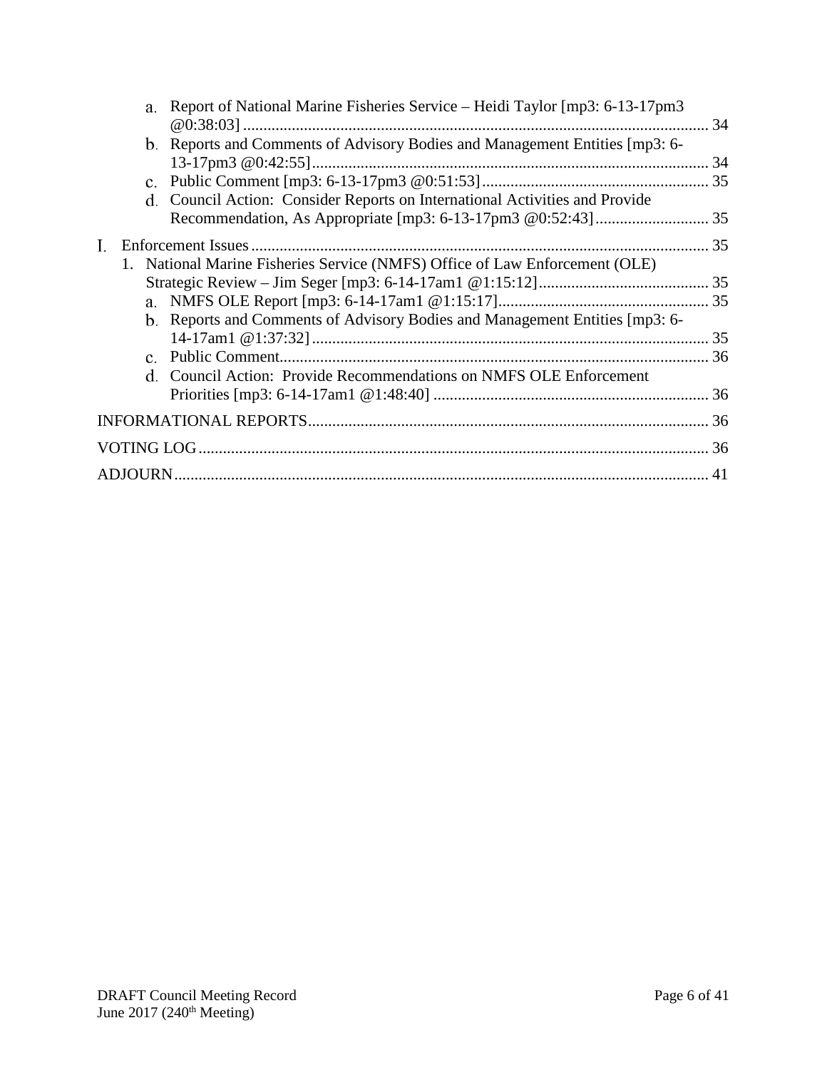a. Report of National Marine Fisheries Service – Heidi Taylor [mp3: 6-13-17pm3 @0:38:03] ................................................................................................................. 34

b. Reports and Comments of Advisory Bodies and Management Entities [mp3: 6-13-17pm3 @0:42:55] ................................................................................................. 34

c. Public Comment [mp3: 6-13-17pm3 @0:51:53] ....................................................... 35

d. Council Action: Consider Reports on International Activities and Provide Recommendation, As Appropriate [mp3: 6-13-17pm3 @0:52:43] ............................ 35

I. Enforcement Issues ................................................................................................................. 35

1. National Marine Fisheries Service (NMFS) Office of Law Enforcement (OLE) Strategic Review – Jim Seger [mp3: 6-14-17am1 @1:15:12] ......................................... 35

a. NMFS OLE Report [mp3: 6-14-17am1 @1:15:17] .................................................. 35

b. Reports and Comments of Advisory Bodies and Management Entities [mp3: 6-14-17am1 @1:37:32] ................................................................................................. 35

c. Public Comment ......................................................................................................... 36

d. Council Action: Provide Recommendations on NMFS OLE Enforcement Priorities [mp3: 6-14-17am1 @1:48:40] ................................................................... 36

INFORMATIONAL REPORTS ................................................................................................. 36

VOTING LOG ............................................................................................................................ 36

ADJOURN .................................................................................................................................. 41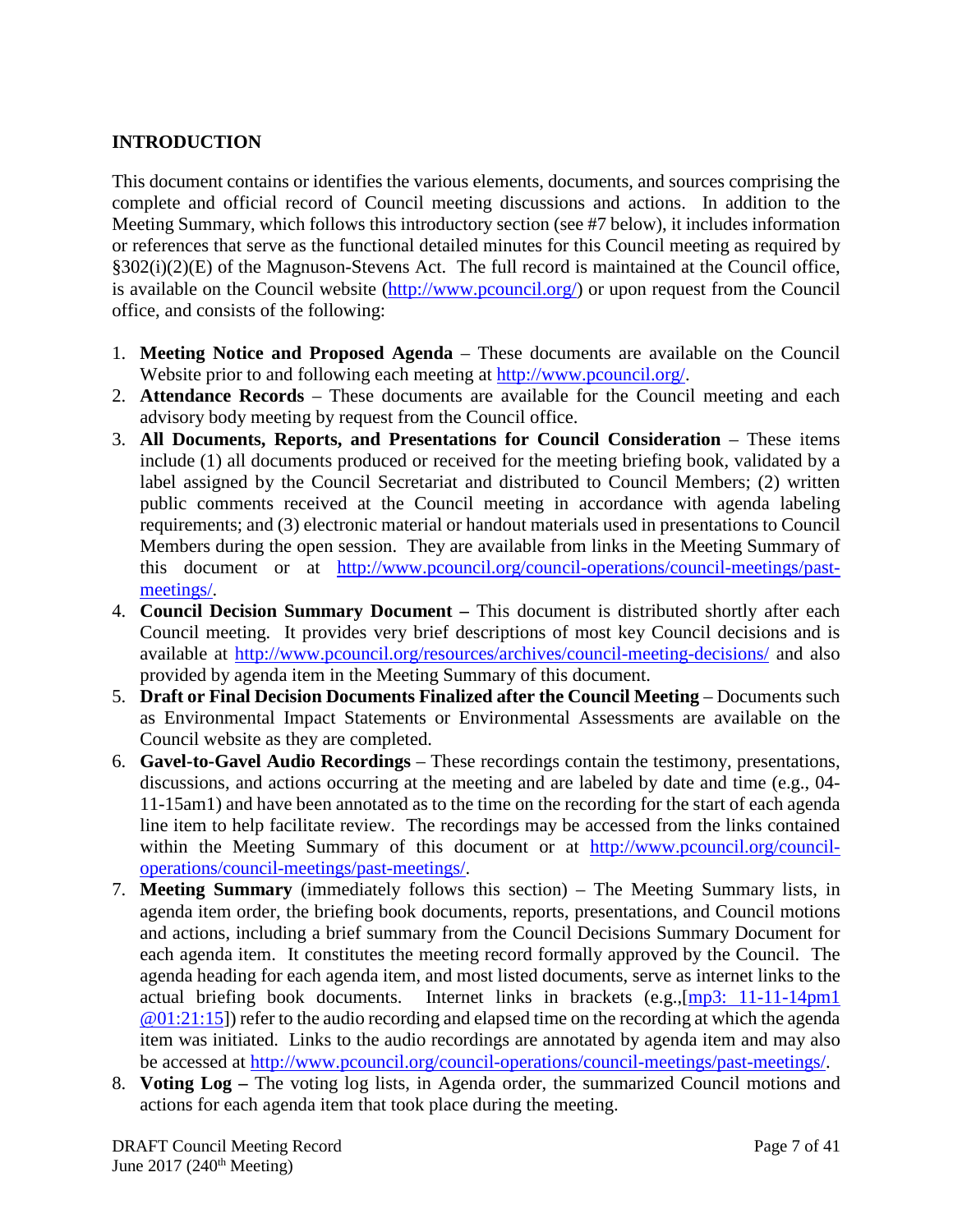## INTRODUCTION

This document contains or identifies the various elements, documents, and sources comprising the complete and official record of Council meeting discussions and actions. In addition to the Meeting Summary, which follows this introductory section (see #7 below), it includes information or references that serve as the functional detailed minutes for this Council meeting as required by §302(i)(2)(E) of the Magnuson-Stevens Act. The full record is maintained at the Council office, is available on the Council website (http://www.pcouncil.org/) or upon request from the Council office, and consists of the following:

1. **Meeting Notice and Proposed Agenda** – These documents are available on the Council Website prior to and following each meeting at http://www.pcouncil.org/.
2. **Attendance Records** – These documents are available for the Council meeting and each advisory body meeting by request from the Council office.
3. **All Documents, Reports, and Presentations for Council Consideration** – These items include (1) all documents produced or received for the meeting briefing book, validated by a label assigned by the Council Secretariat and distributed to Council Members; (2) written public comments received at the Council meeting in accordance with agenda labeling requirements; and (3) electronic material or handout materials used in presentations to Council Members during the open session. They are available from links in the Meeting Summary of this document or at http://www.pcouncil.org/council-operations/council-meetings/past-meetings/.
4. **Council Decision Summary Document –** This document is distributed shortly after each Council meeting. It provides very brief descriptions of most key Council decisions and is available at http://www.pcouncil.org/resources/archives/council-meeting-decisions/ and also provided by agenda item in the Meeting Summary of this document.
5. **Draft or Final Decision Documents Finalized after the Council Meeting** – Documents such as Environmental Impact Statements or Environmental Assessments are available on the Council website as they are completed.
6. **Gavel-to-Gavel Audio Recordings** – These recordings contain the testimony, presentations, discussions, and actions occurring at the meeting and are labeled by date and time (e.g., 04-11-15am1) and have been annotated as to the time on the recording for the start of each agenda line item to help facilitate review. The recordings may be accessed from the links contained within the Meeting Summary of this document or at http://www.pcouncil.org/council-operations/council-meetings/past-meetings/.
7. **Meeting Summary** (immediately follows this section) – The Meeting Summary lists, in agenda item order, the briefing book documents, reports, presentations, and Council motions and actions, including a brief summary from the Council Decisions Summary Document for each agenda item. It constitutes the meeting record formally approved by the Council. The agenda heading for each agenda item, and most listed documents, serve as internet links to the actual briefing book documents. Internet links in brackets (e.g.,[mp3: 11-11-14pm1 @01:21:15]) refer to the audio recording and elapsed time on the recording at which the agenda item was initiated. Links to the audio recordings are annotated by agenda item and may also be accessed at http://www.pcouncil.org/council-operations/council-meetings/past-meetings/.
8. **Voting Log –** The voting log lists, in Agenda order, the summarized Council motions and actions for each agenda item that took place during the meeting.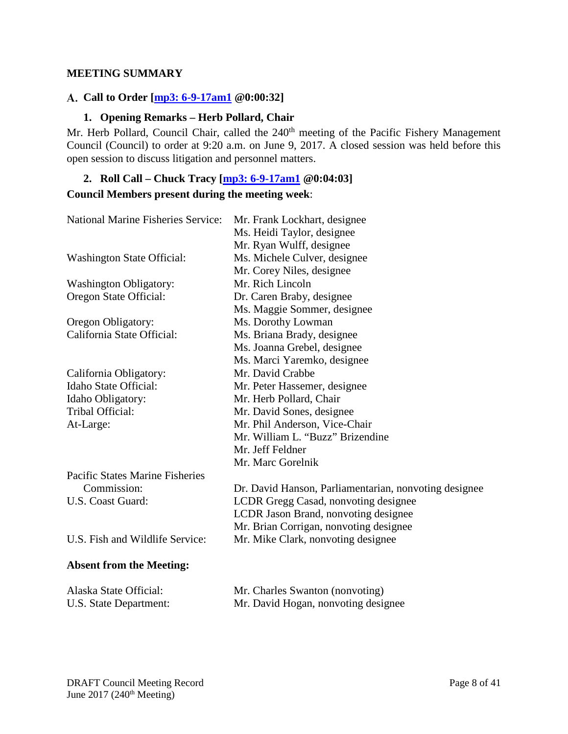**MEETING SUMMARY**

## A. Call to Order [mp3: 6-9-17am1 @0:00:32]

### 1. Opening Remarks – Herb Pollard, Chair

Mr. Herb Pollard, Council Chair, called the 240th meeting of the Pacific Fishery Management Council (Council) to order at 9:20 a.m. on June 9, 2017. A closed session was held before this open session to discuss litigation and personnel matters.

### 2. Roll Call – Chuck Tracy [mp3: 6-9-17am1 @0:04:03]

**Council Members present during the meeting week**:

| | |
|---|---|
| National Marine Fisheries Service: | Mr. Frank Lockhart, designee |
| | Ms. Heidi Taylor, designee |
| | Mr. Ryan Wulff, designee |
| Washington State Official: | Ms. Michele Culver, designee |
| | Mr. Corey Niles, designee |
| Washington Obligatory: | Mr. Rich Lincoln |
| Oregon State Official: | Dr. Caren Braby, designee |
| | Ms. Maggie Sommer, designee |
| Oregon Obligatory: | Ms. Dorothy Lowman |
| California State Official: | Ms. Briana Brady, designee |
| | Ms. Joanna Grebel, designee |
| | Ms. Marci Yaremko, designee |
| California Obligatory: | Mr. David Crabbe |
| Idaho State Official: | Mr. Peter Hassemer, designee |
| Idaho Obligatory: | Mr. Herb Pollard, Chair |
| Tribal Official: | Mr. David Sones, designee |
| At-Large: | Mr. Phil Anderson, Vice-Chair |
| | Mr. William L. "Buzz" Brizendine |
| | Mr. Jeff Feldner |
| | Mr. Marc Gorelnik |
| Pacific States Marine Fisheries Commission: | Dr. David Hanson, Parliamentarian, nonvoting designee |
| U.S. Coast Guard: | LCDR Gregg Casad, nonvoting designee |
| | LCDR Jason Brand, nonvoting designee |
| | Mr. Brian Corrigan, nonvoting designee |
| U.S. Fish and Wildlife Service: | Mr. Mike Clark, nonvoting designee |

**Absent from the Meeting:**

| | |
|---|---|
| Alaska State Official: | Mr. Charles Swanton (nonvoting) |
| U.S. State Department: | Mr. David Hogan, nonvoting designee |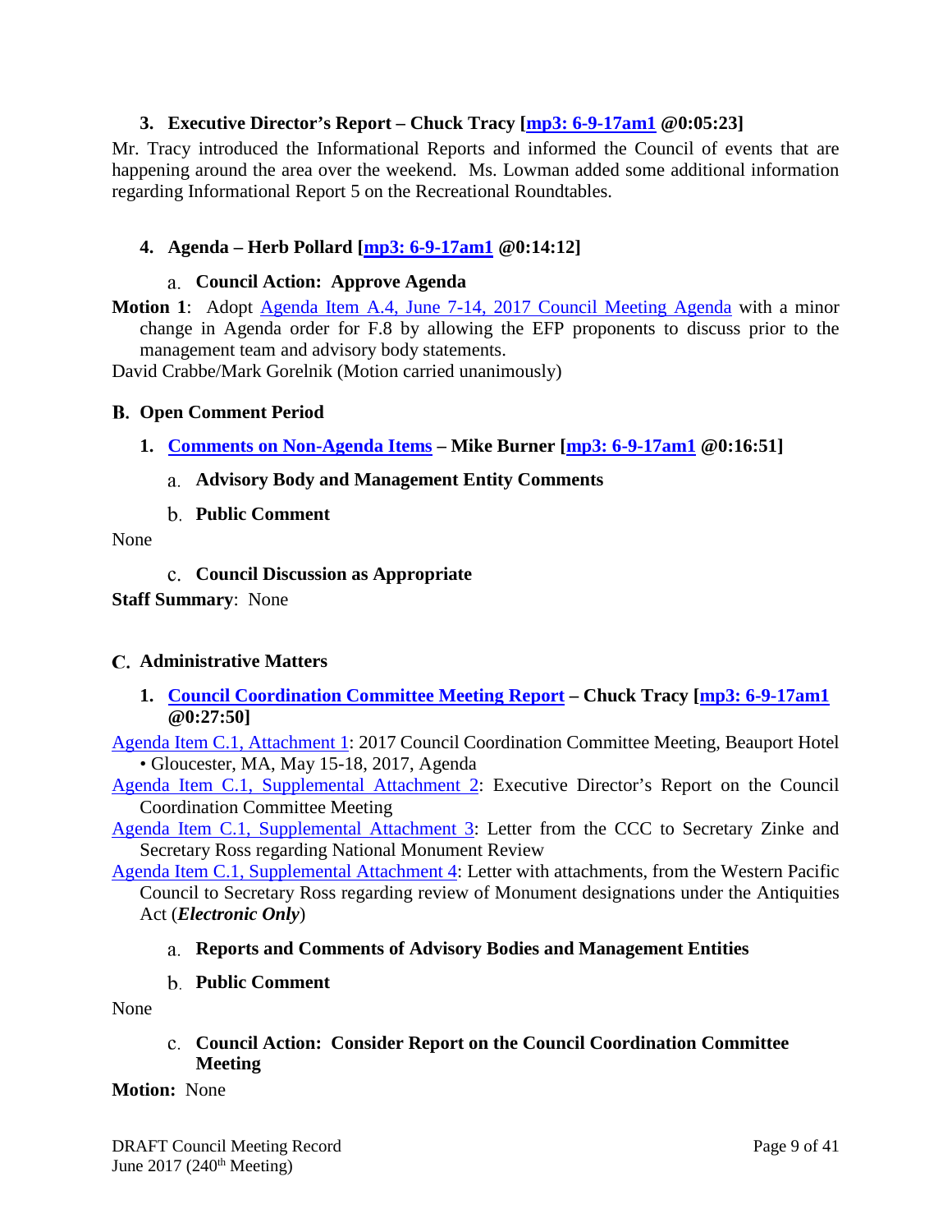### 3. Executive Director's Report – Chuck Tracy [mp3: 6-9-17am1 @0:05:23]

Mr. Tracy introduced the Informational Reports and informed the Council of events that are happening around the area over the weekend. Ms. Lowman added some additional information regarding Informational Report 5 on the Recreational Roundtables.

### 4. Agenda – Herb Pollard [mp3: 6-9-17am1 @0:14:12]

#### a. Council Action: Approve Agenda

**Motion 1**: Adopt Agenda Item A.4, June 7-14, 2017 Council Meeting Agenda with a minor change in Agenda order for F.8 by allowing the EFP proponents to discuss prior to the management team and advisory body statements.

David Crabbe/Mark Gorelnik (Motion carried unanimously)

## B. Open Comment Period

### 1. Comments on Non-Agenda Items – Mike Burner [mp3: 6-9-17am1 @0:16:51]

#### a. Advisory Body and Management Entity Comments

#### b. Public Comment

None

#### c. Council Discussion as Appropriate

**Staff Summary**: None

## C. Administrative Matters

### 1. Council Coordination Committee Meeting Report – Chuck Tracy [mp3: 6-9-17am1 @0:27:50]

Agenda Item C.1, Attachment 1: 2017 Council Coordination Committee Meeting, Beauport Hotel • Gloucester, MA, May 15-18, 2017, Agenda

Agenda Item C.1, Supplemental Attachment 2: Executive Director's Report on the Council Coordination Committee Meeting

Agenda Item C.1, Supplemental Attachment 3: Letter from the CCC to Secretary Zinke and Secretary Ross regarding National Monument Review

Agenda Item C.1, Supplemental Attachment 4: Letter with attachments, from the Western Pacific Council to Secretary Ross regarding review of Monument designations under the Antiquities Act (***Electronic Only***)

#### a. Reports and Comments of Advisory Bodies and Management Entities

#### b. Public Comment

None

#### c. Council Action: Consider Report on the Council Coordination Committee Meeting

**Motion:** None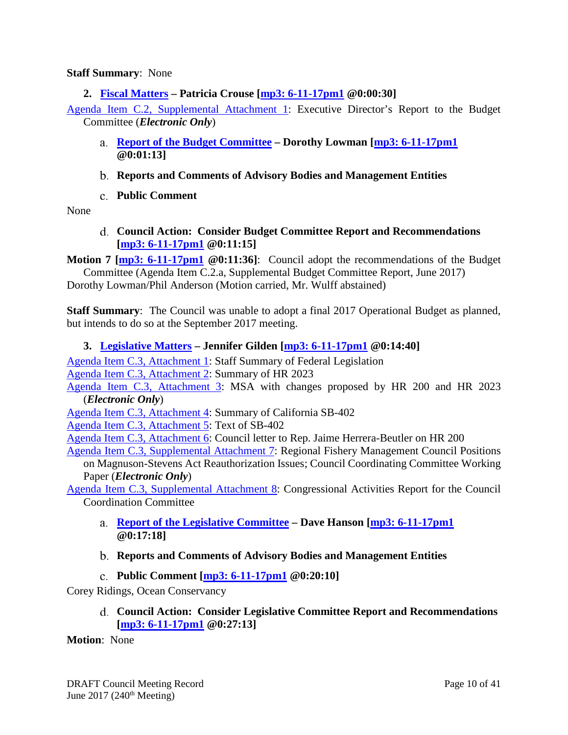**Staff Summary**: None

**2. Fiscal Matters – Patricia Crouse [mp3: 6-11-17pm1 @0:00:30]**

Agenda Item C.2, Supplemental Attachment 1: Executive Director's Report to the Budget Committee (***Electronic Only***)

a. **Report of the Budget Committee – Dorothy Lowman [mp3: 6-11-17pm1 @0:01:13]**

b. **Reports and Comments of Advisory Bodies and Management Entities**

c. **Public Comment**

None

d. **Council Action: Consider Budget Committee Report and Recommendations [mp3: 6-11-17pm1 @0:11:15]**

**Motion 7 [mp3: 6-11-17pm1 @0:11:36]**: Council adopt the recommendations of the Budget Committee (Agenda Item C.2.a, Supplemental Budget Committee Report, June 2017)
Dorothy Lowman/Phil Anderson (Motion carried, Mr. Wulff abstained)

**Staff Summary**: The Council was unable to adopt a final 2017 Operational Budget as planned, but intends to do so at the September 2017 meeting.

**3. Legislative Matters – Jennifer Gilden [mp3: 6-11-17pm1 @0:14:40]**

Agenda Item C.3, Attachment 1: Staff Summary of Federal Legislation
Agenda Item C.3, Attachment 2: Summary of HR 2023
Agenda Item C.3, Attachment 3: MSA with changes proposed by HR 200 and HR 2023 (***Electronic Only***)
Agenda Item C.3, Attachment 4: Summary of California SB-402
Agenda Item C.3, Attachment 5: Text of SB-402
Agenda Item C.3, Attachment 6: Council letter to Rep. Jaime Herrera-Beutler on HR 200
Agenda Item C.3, Supplemental Attachment 7: Regional Fishery Management Council Positions on Magnuson-Stevens Act Reauthorization Issues; Council Coordinating Committee Working Paper (***Electronic Only***)
Agenda Item C.3, Supplemental Attachment 8: Congressional Activities Report for the Council Coordination Committee

a. **Report of the Legislative Committee – Dave Hanson [mp3: 6-11-17pm1 @0:17:18]**

b. **Reports and Comments of Advisory Bodies and Management Entities**

c. **Public Comment [mp3: 6-11-17pm1 @0:20:10]**

Corey Ridings, Ocean Conservancy

d. **Council Action: Consider Legislative Committee Report and Recommendations [mp3: 6-11-17pm1 @0:27:13]**

**Motion**: None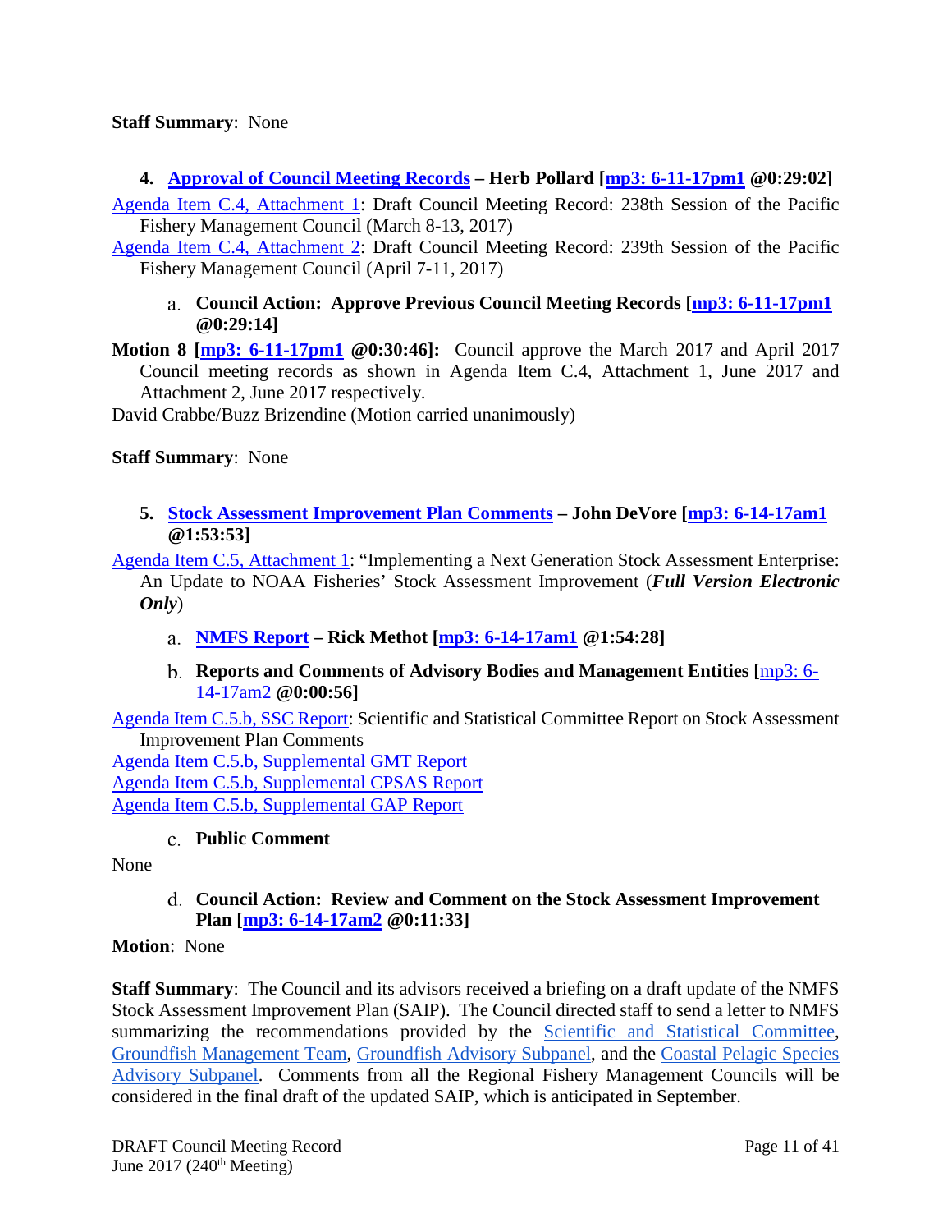**Staff Summary**: None

### 4. Approval of Council Meeting Records – Herb Pollard [mp3: 6-11-17pm1 @0:29:02]

Agenda Item C.4, Attachment 1: Draft Council Meeting Record: 238th Session of the Pacific Fishery Management Council (March 8-13, 2017)

Agenda Item C.4, Attachment 2: Draft Council Meeting Record: 239th Session of the Pacific Fishery Management Council (April 7-11, 2017)

a. **Council Action: Approve Previous Council Meeting Records [mp3: 6-11-17pm1 @0:29:14]**

**Motion 8 [mp3: 6-11-17pm1 @0:30:46]:** Council approve the March 2017 and April 2017 Council meeting records as shown in Agenda Item C.4, Attachment 1, June 2017 and Attachment 2, June 2017 respectively.

David Crabbe/Buzz Brizendine (Motion carried unanimously)

**Staff Summary**: None

### 5. Stock Assessment Improvement Plan Comments – John DeVore [mp3: 6-14-17am1 @1:53:53]

Agenda Item C.5, Attachment 1: "Implementing a Next Generation Stock Assessment Enterprise: An Update to NOAA Fisheries' Stock Assessment Improvement (***Full Version Electronic Only***)

a. **NMFS Report – Rick Methot [mp3: 6-14-17am1 @1:54:28]**

b. **Reports and Comments of Advisory Bodies and Management Entities [mp3: 6-14-17am2 @0:00:56]**

Agenda Item C.5.b, SSC Report: Scientific and Statistical Committee Report on Stock Assessment Improvement Plan Comments

Agenda Item C.5.b, Supplemental GMT Report

Agenda Item C.5.b, Supplemental CPSAS Report

Agenda Item C.5.b, Supplemental GAP Report

c. **Public Comment**

None

d. **Council Action: Review and Comment on the Stock Assessment Improvement Plan [mp3: 6-14-17am2 @0:11:33]**

**Motion**: None

**Staff Summary**: The Council and its advisors received a briefing on a draft update of the NMFS Stock Assessment Improvement Plan (SAIP). The Council directed staff to send a letter to NMFS summarizing the recommendations provided by the Scientific and Statistical Committee, Groundfish Management Team, Groundfish Advisory Subpanel, and the Coastal Pelagic Species Advisory Subpanel. Comments from all the Regional Fishery Management Councils will be considered in the final draft of the updated SAIP, which is anticipated in September.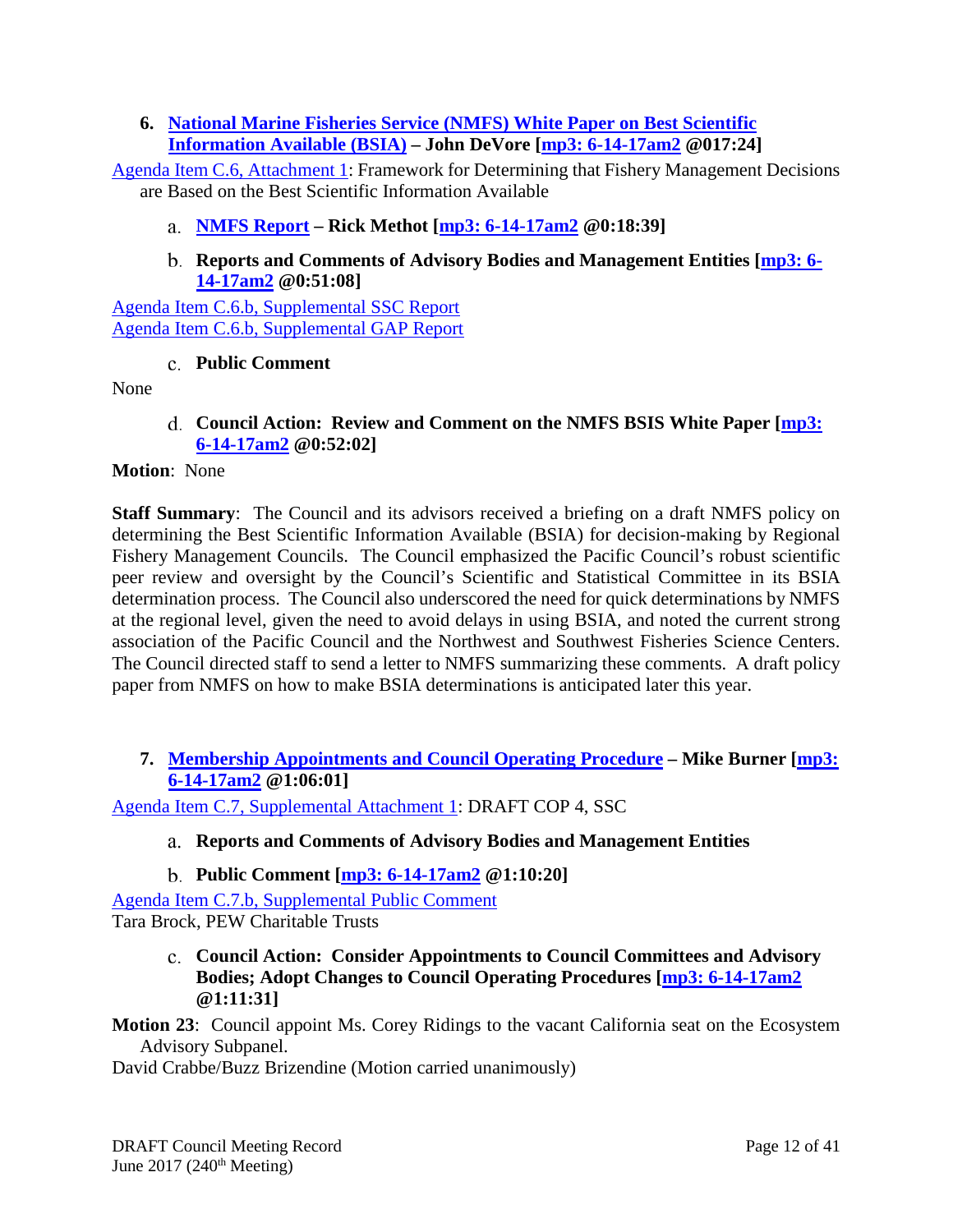### 6. National Marine Fisheries Service (NMFS) White Paper on Best Scientific Information Available (BSIA) – John DeVore [mp3: 6-14-17am2 @017:24]

Agenda Item C.6, Attachment 1: Framework for Determining that Fishery Management Decisions are Based on the Best Scientific Information Available

#### a. NMFS Report – Rick Methot [mp3: 6-14-17am2 @0:18:39]

#### b. Reports and Comments of Advisory Bodies and Management Entities [mp3: 6-14-17am2 @0:51:08]

Agenda Item C.6.b, Supplemental SSC Report
Agenda Item C.6.b, Supplemental GAP Report

#### c. Public Comment

None

#### d. Council Action: Review and Comment on the NMFS BSIS White Paper [mp3: 6-14-17am2 @0:52:02]

**Motion**: None

**Staff Summary**: The Council and its advisors received a briefing on a draft NMFS policy on determining the Best Scientific Information Available (BSIA) for decision-making by Regional Fishery Management Councils. The Council emphasized the Pacific Council's robust scientific peer review and oversight by the Council's Scientific and Statistical Committee in its BSIA determination process. The Council also underscored the need for quick determinations by NMFS at the regional level, given the need to avoid delays in using BSIA, and noted the current strong association of the Pacific Council and the Northwest and Southwest Fisheries Science Centers. The Council directed staff to send a letter to NMFS summarizing these comments. A draft policy paper from NMFS on how to make BSIA determinations is anticipated later this year.

### 7. Membership Appointments and Council Operating Procedure – Mike Burner [mp3: 6-14-17am2 @1:06:01]

Agenda Item C.7, Supplemental Attachment 1: DRAFT COP 4, SSC

#### a. Reports and Comments of Advisory Bodies and Management Entities

#### b. Public Comment [mp3: 6-14-17am2 @1:10:20]

Agenda Item C.7.b, Supplemental Public Comment
Tara Brock, PEW Charitable Trusts

#### c. Council Action: Consider Appointments to Council Committees and Advisory Bodies; Adopt Changes to Council Operating Procedures [mp3: 6-14-17am2 @1:11:31]

**Motion 23**: Council appoint Ms. Corey Ridings to the vacant California seat on the Ecosystem Advisory Subpanel.
David Crabbe/Buzz Brizendine (Motion carried unanimously)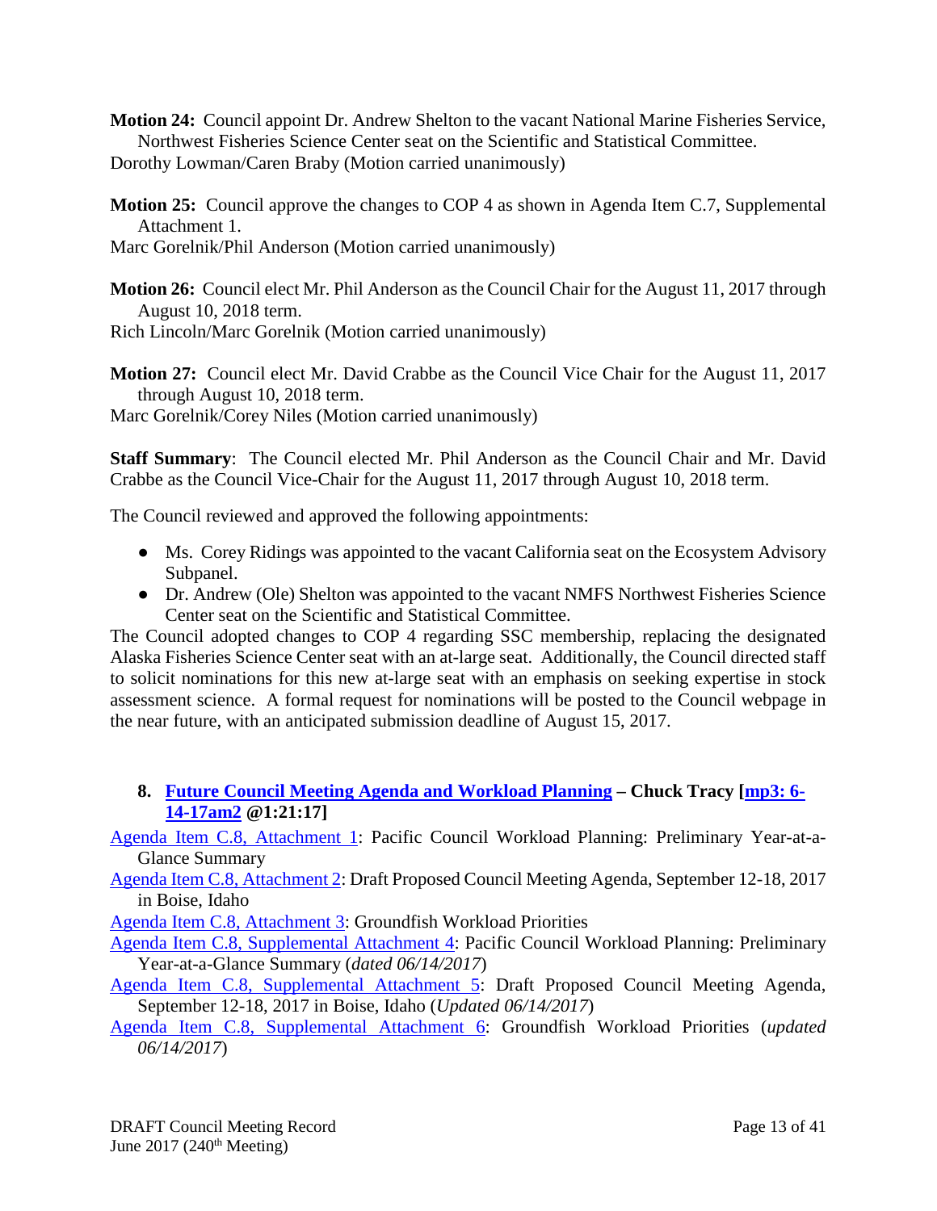**Motion 24:** Council appoint Dr. Andrew Shelton to the vacant National Marine Fisheries Service, Northwest Fisheries Science Center seat on the Scientific and Statistical Committee.
Dorothy Lowman/Caren Braby (Motion carried unanimously)

**Motion 25:** Council approve the changes to COP 4 as shown in Agenda Item C.7, Supplemental Attachment 1.
Marc Gorelnik/Phil Anderson (Motion carried unanimously)

**Motion 26:** Council elect Mr. Phil Anderson as the Council Chair for the August 11, 2017 through August 10, 2018 term.
Rich Lincoln/Marc Gorelnik (Motion carried unanimously)

**Motion 27:** Council elect Mr. David Crabbe as the Council Vice Chair for the August 11, 2017 through August 10, 2018 term.
Marc Gorelnik/Corey Niles (Motion carried unanimously)

**Staff Summary**: The Council elected Mr. Phil Anderson as the Council Chair and Mr. David Crabbe as the Council Vice-Chair for the August 11, 2017 through August 10, 2018 term.

The Council reviewed and approved the following appointments:

- Ms. Corey Ridings was appointed to the vacant California seat on the Ecosystem Advisory Subpanel.
- Dr. Andrew (Ole) Shelton was appointed to the vacant NMFS Northwest Fisheries Science Center seat on the Scientific and Statistical Committee.

The Council adopted changes to COP 4 regarding SSC membership, replacing the designated Alaska Fisheries Science Center seat with an at-large seat. Additionally, the Council directed staff to solicit nominations for this new at-large seat with an emphasis on seeking expertise in stock assessment science. A formal request for nominations will be posted to the Council webpage in the near future, with an anticipated submission deadline of August 15, 2017.

### 8. Future Council Meeting Agenda and Workload Planning – Chuck Tracy [mp3: 6-14-17am2 @1:21:17]

Agenda Item C.8, Attachment 1: Pacific Council Workload Planning: Preliminary Year-at-a-Glance Summary
Agenda Item C.8, Attachment 2: Draft Proposed Council Meeting Agenda, September 12-18, 2017 in Boise, Idaho
Agenda Item C.8, Attachment 3: Groundfish Workload Priorities
Agenda Item C.8, Supplemental Attachment 4: Pacific Council Workload Planning: Preliminary Year-at-a-Glance Summary (*dated 06/14/2017*)
Agenda Item C.8, Supplemental Attachment 5: Draft Proposed Council Meeting Agenda, September 12-18, 2017 in Boise, Idaho (*Updated 06/14/2017*)
Agenda Item C.8, Supplemental Attachment 6: Groundfish Workload Priorities (*updated 06/14/2017*)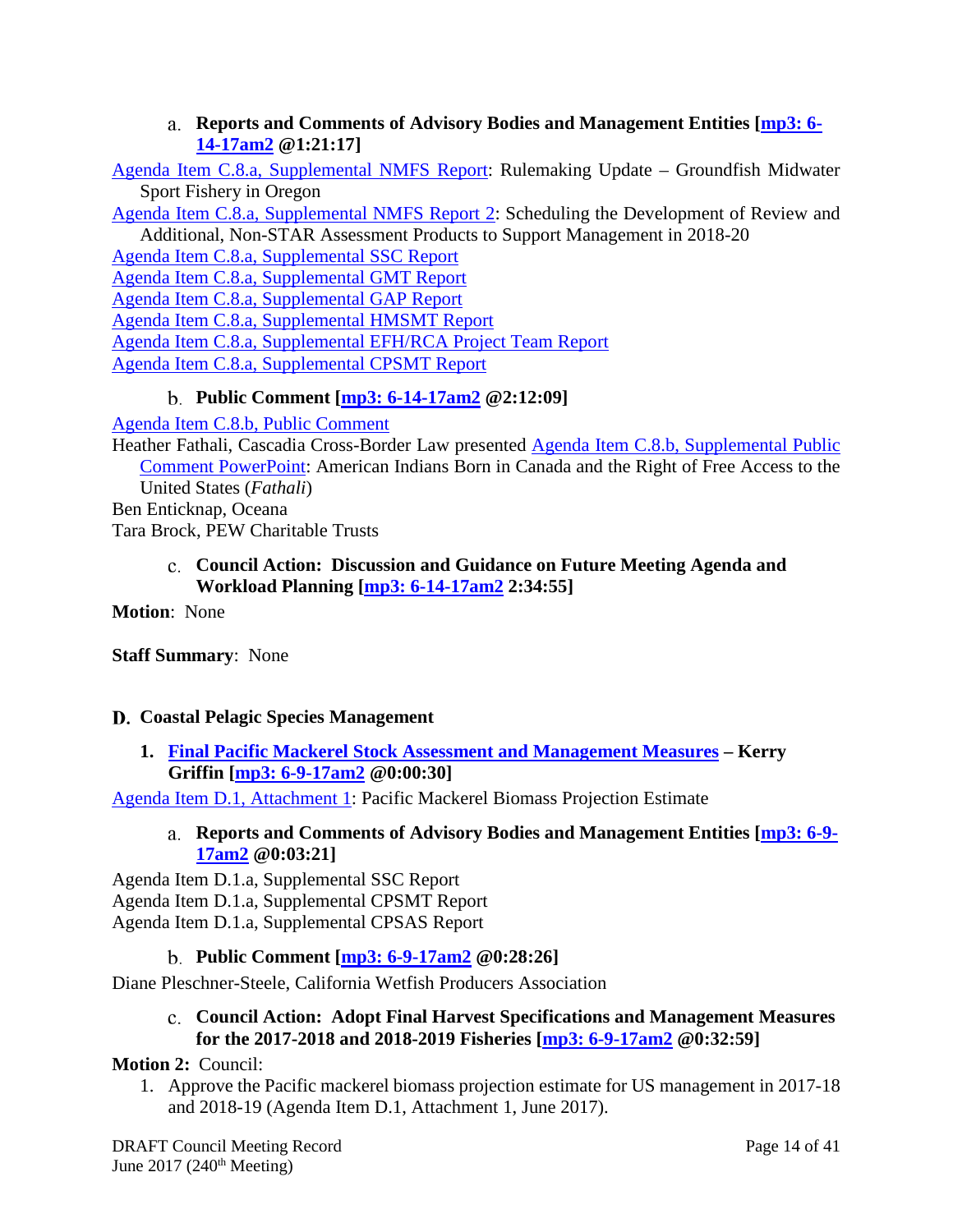#### a. **Reports and Comments of Advisory Bodies and Management Entities [mp3: 6-14-17am2 @1:21:17]**

Agenda Item C.8.a, Supplemental NMFS Report: Rulemaking Update – Groundfish Midwater Sport Fishery in Oregon

Agenda Item C.8.a, Supplemental NMFS Report 2: Scheduling the Development of Review and Additional, Non-STAR Assessment Products to Support Management in 2018-20

Agenda Item C.8.a, Supplemental SSC Report

Agenda Item C.8.a, Supplemental GMT Report

Agenda Item C.8.a, Supplemental GAP Report

Agenda Item C.8.a, Supplemental HMSMT Report

Agenda Item C.8.a, Supplemental EFH/RCA Project Team Report

Agenda Item C.8.a, Supplemental CPSMT Report

#### b. **Public Comment [mp3: 6-14-17am2 @2:12:09]**

Agenda Item C.8.b, Public Comment

Heather Fathali, Cascadia Cross-Border Law presented Agenda Item C.8.b, Supplemental Public Comment PowerPoint: American Indians Born in Canada and the Right of Free Access to the United States (*Fathali*)

Ben Enticknap, Oceana

Tara Brock, PEW Charitable Trusts

#### c. **Council Action: Discussion and Guidance on Future Meeting Agenda and Workload Planning [mp3: 6-14-17am2 2:34:55]**

**Motion**: None

**Staff Summary**: None

## D. Coastal Pelagic Species Management

### 1. **Final Pacific Mackerel Stock Assessment and Management Measures – Kerry Griffin [mp3: 6-9-17am2 @0:00:30]**

Agenda Item D.1, Attachment 1: Pacific Mackerel Biomass Projection Estimate

#### a. **Reports and Comments of Advisory Bodies and Management Entities [mp3: 6-9-17am2 @0:03:21]**

Agenda Item D.1.a, Supplemental SSC Report

Agenda Item D.1.a, Supplemental CPSMT Report

Agenda Item D.1.a, Supplemental CPSAS Report

#### b. **Public Comment [mp3: 6-9-17am2 @0:28:26]**

Diane Pleschner-Steele, California Wetfish Producers Association

#### c. **Council Action: Adopt Final Harvest Specifications and Management Measures for the 2017-2018 and 2018-2019 Fisheries [mp3: 6-9-17am2 @0:32:59]**

**Motion 2:** Council:

1. Approve the Pacific mackerel biomass projection estimate for US management in 2017-18 and 2018-19 (Agenda Item D.1, Attachment 1, June 2017).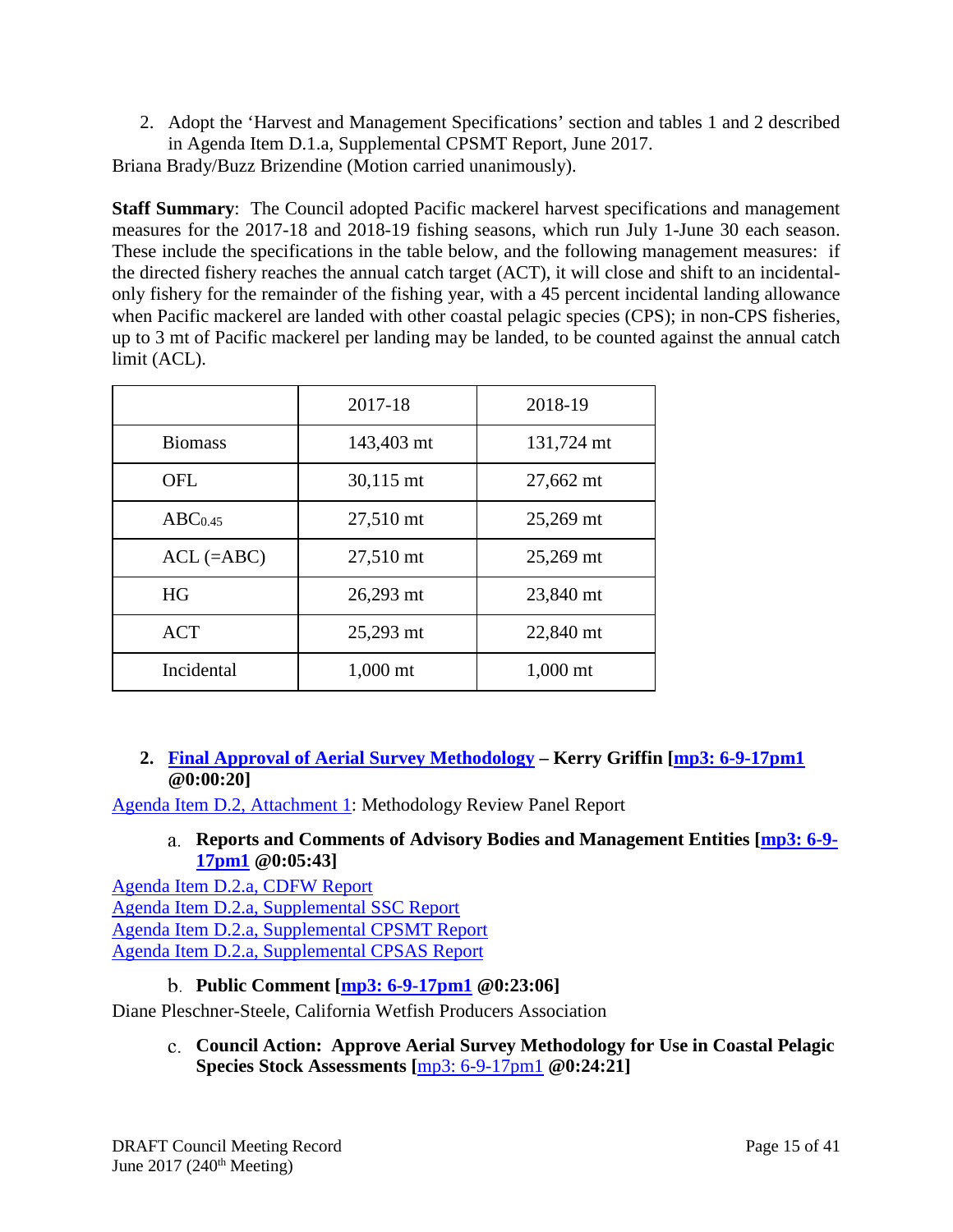2. Adopt the 'Harvest and Management Specifications' section and tables 1 and 2 described in Agenda Item D.1.a, Supplemental CPSMT Report, June 2017.

Briana Brady/Buzz Brizendine (Motion carried unanimously).

**Staff Summary**: The Council adopted Pacific mackerel harvest specifications and management measures for the 2017-18 and 2018-19 fishing seasons, which run July 1-June 30 each season. These include the specifications in the table below, and the following management measures: if the directed fishery reaches the annual catch target (ACT), it will close and shift to an incidental-only fishery for the remainder of the fishing year, with a 45 percent incidental landing allowance when Pacific mackerel are landed with other coastal pelagic species (CPS); in non-CPS fisheries, up to 3 mt of Pacific mackerel per landing may be landed, to be counted against the annual catch limit (ACL).

| | 2017-18 | 2018-19 |
|---|---|---|
| Biomass | 143,403 mt | 131,724 mt |
| OFL | 30,115 mt | 27,662 mt |
| $ABC_{0.45}$ | 27,510 mt | 25,269 mt |
| ACL (=ABC) | 27,510 mt | 25,269 mt |
| HG | 26,293 mt | 23,840 mt |
| ACT | 25,293 mt | 22,840 mt |
| Incidental | 1,000 mt | 1,000 mt |

### 2. Final Approval of Aerial Survey Methodology – Kerry Griffin [mp3: 6-9-17pm1 @0:00:20]

Agenda Item D.2, Attachment 1: Methodology Review Panel Report

#### a. Reports and Comments of Advisory Bodies and Management Entities [mp3: 6-9-17pm1 @0:05:43]

Agenda Item D.2.a, CDFW Report
Agenda Item D.2.a, Supplemental SSC Report
Agenda Item D.2.a, Supplemental CPSMT Report
Agenda Item D.2.a, Supplemental CPSAS Report

#### b. Public Comment [mp3: 6-9-17pm1 @0:23:06]

Diane Pleschner-Steele, California Wetfish Producers Association

#### c. Council Action: Approve Aerial Survey Methodology for Use in Coastal Pelagic Species Stock Assessments [mp3: 6-9-17pm1 @0:24:21]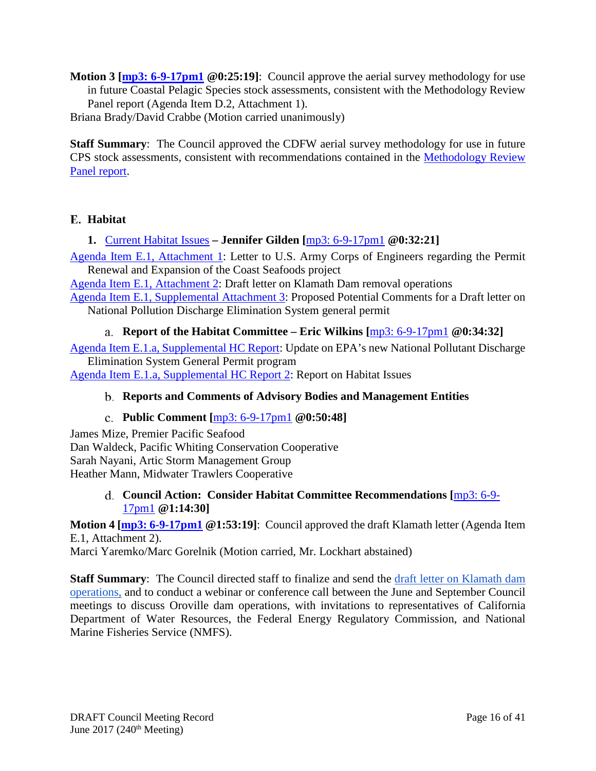**Motion 3 [mp3: 6-9-17pm1 @0:25:19]**: Council approve the aerial survey methodology for use in future Coastal Pelagic Species stock assessments, consistent with the Methodology Review Panel report (Agenda Item D.2, Attachment 1).
Briana Brady/David Crabbe (Motion carried unanimously)

**Staff Summary**: The Council approved the CDFW aerial survey methodology for use in future CPS stock assessments, consistent with recommendations contained in the Methodology Review Panel report.

## E. Habitat

### 1. Current Habitat Issues – Jennifer Gilden [mp3: 6-9-17pm1 @0:32:21]

Agenda Item E.1, Attachment 1: Letter to U.S. Army Corps of Engineers regarding the Permit Renewal and Expansion of the Coast Seafoods project
Agenda Item E.1, Attachment 2: Draft letter on Klamath Dam removal operations
Agenda Item E.1, Supplemental Attachment 3: Proposed Potential Comments for a Draft letter on National Pollution Discharge Elimination System general permit

#### a. Report of the Habitat Committee – Eric Wilkins [mp3: 6-9-17pm1 @0:34:32]

Agenda Item E.1.a, Supplemental HC Report: Update on EPA's new National Pollutant Discharge Elimination System General Permit program
Agenda Item E.1.a, Supplemental HC Report 2: Report on Habitat Issues

#### b. Reports and Comments of Advisory Bodies and Management Entities

#### c. Public Comment [mp3: 6-9-17pm1 @0:50:48]

James Mize, Premier Pacific Seafood
Dan Waldeck, Pacific Whiting Conservation Cooperative
Sarah Nayani, Artic Storm Management Group
Heather Mann, Midwater Trawlers Cooperative

#### d. Council Action: Consider Habitat Committee Recommendations [mp3: 6-9-17pm1 @1:14:30]

**Motion 4 [mp3: 6-9-17pm1 @1:53:19]**: Council approved the draft Klamath letter (Agenda Item E.1, Attachment 2).
Marci Yaremko/Marc Gorelnik (Motion carried, Mr. Lockhart abstained)

**Staff Summary**: The Council directed staff to finalize and send the draft letter on Klamath dam operations, and to conduct a webinar or conference call between the June and September Council meetings to discuss Oroville dam operations, with invitations to representatives of California Department of Water Resources, the Federal Energy Regulatory Commission, and National Marine Fisheries Service (NMFS).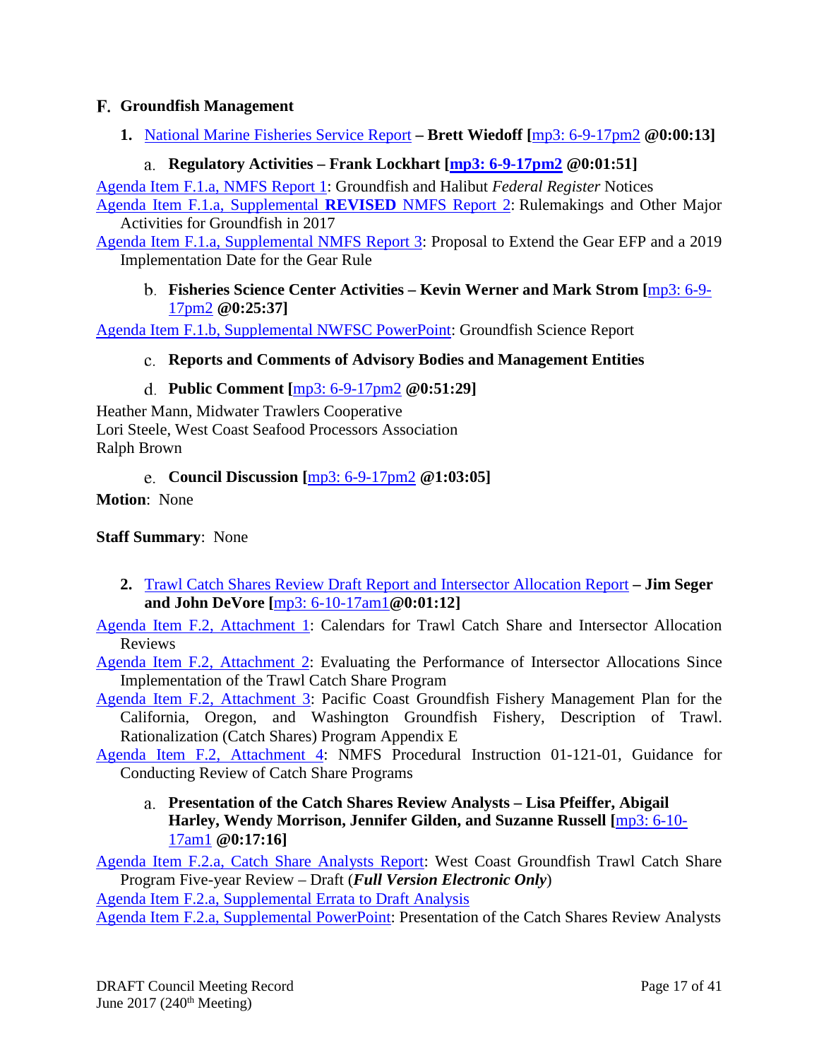## F. Groundfish Management

**1.** National Marine Fisheries Service Report **– Brett Wiedoff [**mp3: 6-9-17pm2 **@0:00:13]**

**a. Regulatory Activities – Frank Lockhart [mp3: 6-9-17pm2 @0:01:51]**

Agenda Item F.1.a, NMFS Report 1: Groundfish and Halibut *Federal Register* Notices

Agenda Item F.1.a, Supplemental **REVISED** NMFS Report 2: Rulemakings and Other Major Activities for Groundfish in 2017

Agenda Item F.1.a, Supplemental NMFS Report 3: Proposal to Extend the Gear EFP and a 2019 Implementation Date for the Gear Rule

**b. Fisheries Science Center Activities – Kevin Werner and Mark Strom [**mp3: 6-9-17pm2 **@0:25:37]**

Agenda Item F.1.b, Supplemental NWFSC PowerPoint: Groundfish Science Report

**c. Reports and Comments of Advisory Bodies and Management Entities**

**d. Public Comment [**mp3: 6-9-17pm2 **@0:51:29]**

Heather Mann, Midwater Trawlers Cooperative
Lori Steele, West Coast Seafood Processors Association
Ralph Brown

**e. Council Discussion [**mp3: 6-9-17pm2 **@1:03:05]**

**Motion**: None

**Staff Summary**: None

**2.** Trawl Catch Shares Review Draft Report and Intersector Allocation Report **– Jim Seger and John DeVore [**mp3: 6-10-17am1**@0:01:12]**

Agenda Item F.2, Attachment 1: Calendars for Trawl Catch Share and Intersector Allocation Reviews

Agenda Item F.2, Attachment 2: Evaluating the Performance of Intersector Allocations Since Implementation of the Trawl Catch Share Program

Agenda Item F.2, Attachment 3: Pacific Coast Groundfish Fishery Management Plan for the California, Oregon, and Washington Groundfish Fishery, Description of Trawl. Rationalization (Catch Shares) Program Appendix E

Agenda Item F.2, Attachment 4: NMFS Procedural Instruction 01-121-01, Guidance for Conducting Review of Catch Share Programs

**a. Presentation of the Catch Shares Review Analysts – Lisa Pfeiffer, Abigail Harley, Wendy Morrison, Jennifer Gilden, and Suzanne Russell [**mp3: 6-10-17am1 **@0:17:16]**

Agenda Item F.2.a, Catch Share Analysts Report: West Coast Groundfish Trawl Catch Share Program Five-year Review – Draft (***Full Version Electronic Only***)

Agenda Item F.2.a, Supplemental Errata to Draft Analysis

Agenda Item F.2.a, Supplemental PowerPoint: Presentation of the Catch Shares Review Analysts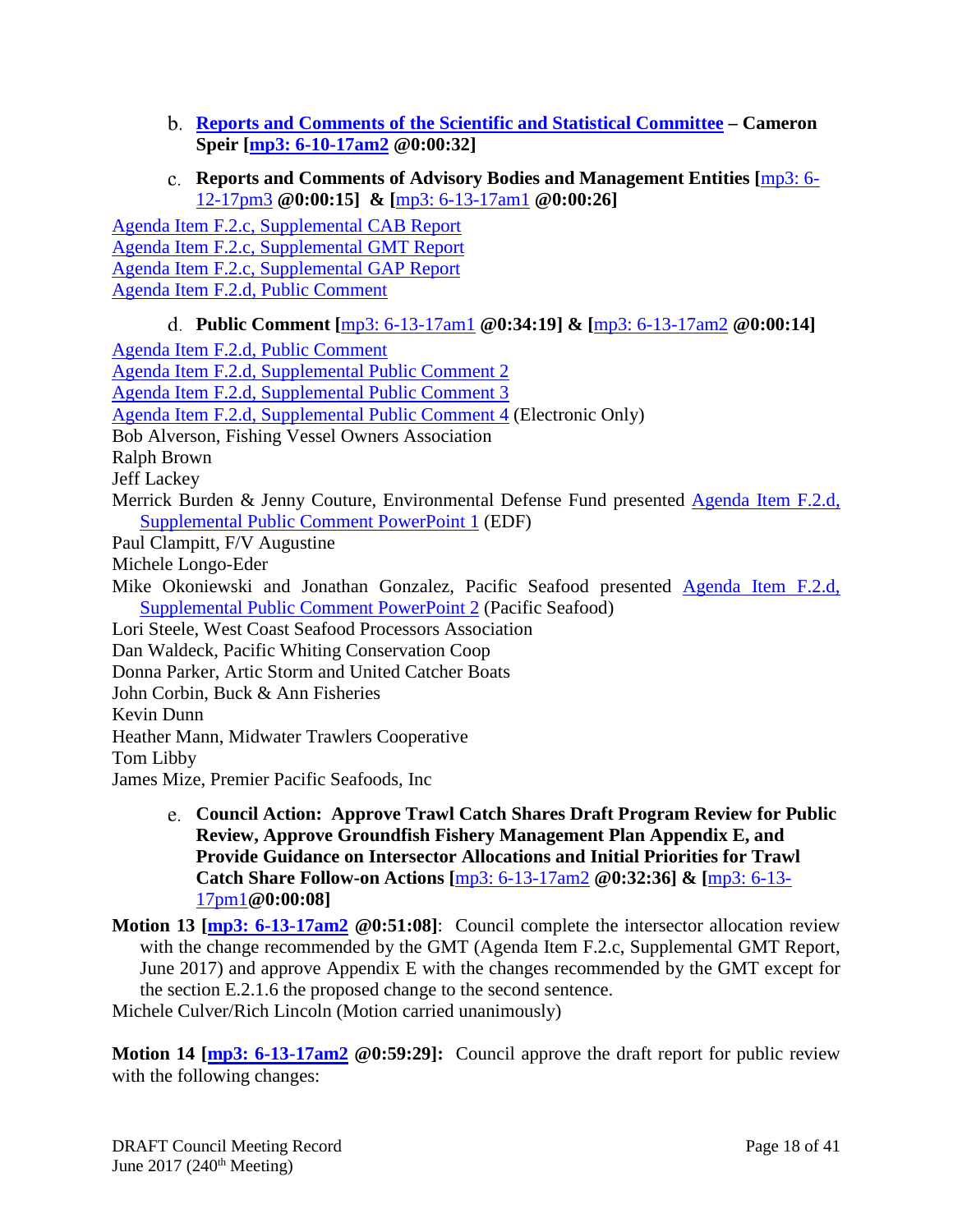b. **Reports and Comments of the Scientific and Statistical Committee – Cameron Speir [mp3: 6-10-17am2 @0:00:32]**

c. **Reports and Comments of Advisory Bodies and Management Entities [**mp3: 6-12-17pm3 **@0:00:15] & [**mp3: 6-13-17am1 **@0:00:26]**

Agenda Item F.2.c, Supplemental CAB Report
Agenda Item F.2.c, Supplemental GMT Report
Agenda Item F.2.c, Supplemental GAP Report
Agenda Item F.2.d, Public Comment

d. **Public Comment [**mp3: 6-13-17am1 **@0:34:19] & [**mp3: 6-13-17am2 **@0:00:14]**

Agenda Item F.2.d, Public Comment
Agenda Item F.2.d, Supplemental Public Comment 2
Agenda Item F.2.d, Supplemental Public Comment 3
Agenda Item F.2.d, Supplemental Public Comment 4 (Electronic Only)
Bob Alverson, Fishing Vessel Owners Association
Ralph Brown
Jeff Lackey
Merrick Burden & Jenny Couture, Environmental Defense Fund presented Agenda Item F.2.d, Supplemental Public Comment PowerPoint 1 (EDF)
Paul Clampitt, F/V Augustine
Michele Longo-Eder
Mike Okoniewski and Jonathan Gonzalez, Pacific Seafood presented Agenda Item F.2.d, Supplemental Public Comment PowerPoint 2 (Pacific Seafood)
Lori Steele, West Coast Seafood Processors Association
Dan Waldeck, Pacific Whiting Conservation Coop
Donna Parker, Artic Storm and United Catcher Boats
John Corbin, Buck & Ann Fisheries
Kevin Dunn
Heather Mann, Midwater Trawlers Cooperative
Tom Libby
James Mize, Premier Pacific Seafoods, Inc

e. **Council Action: Approve Trawl Catch Shares Draft Program Review for Public Review, Approve Groundfish Fishery Management Plan Appendix E, and Provide Guidance on Intersector Allocations and Initial Priorities for Trawl Catch Share Follow-on Actions [**mp3: 6-13-17am2 **@0:32:36] & [**mp3: 6-13-17pm1**@0:00:08]**

**Motion 13 [mp3: 6-13-17am2 @0:51:08]**: Council complete the intersector allocation review with the change recommended by the GMT (Agenda Item F.2.c, Supplemental GMT Report, June 2017) and approve Appendix E with the changes recommended by the GMT except for the section E.2.1.6 the proposed change to the second sentence.

Michele Culver/Rich Lincoln (Motion carried unanimously)

**Motion 14 [mp3: 6-13-17am2 @0:59:29]:** Council approve the draft report for public review with the following changes: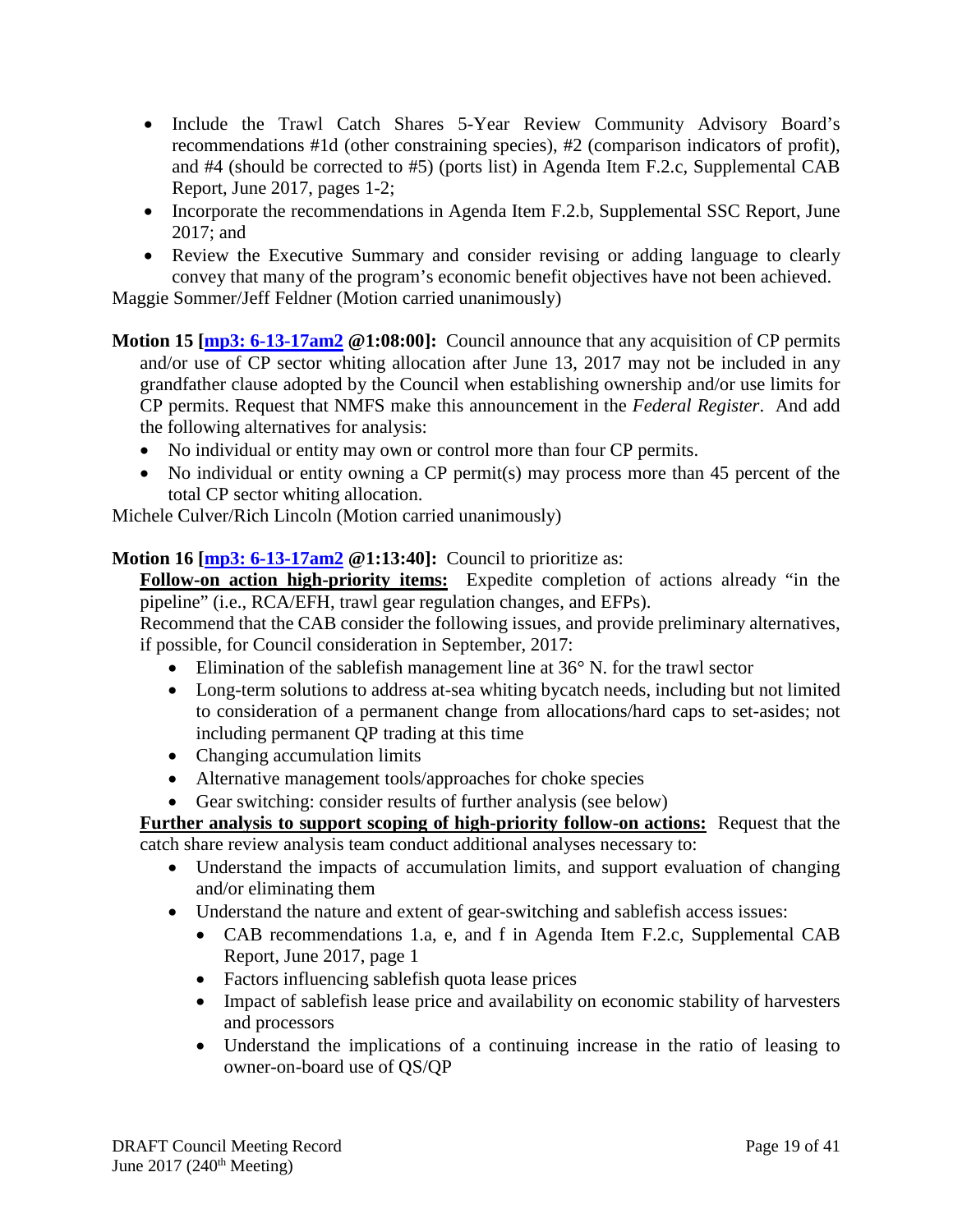- Include the Trawl Catch Shares 5-Year Review Community Advisory Board's recommendations #1d (other constraining species), #2 (comparison indicators of profit), and #4 (should be corrected to #5) (ports list) in Agenda Item F.2.c, Supplemental CAB Report, June 2017, pages 1-2;
- Incorporate the recommendations in Agenda Item F.2.b, Supplemental SSC Report, June 2017; and
- Review the Executive Summary and consider revising or adding language to clearly convey that many of the program's economic benefit objectives have not been achieved.

Maggie Sommer/Jeff Feldner (Motion carried unanimously)

**Motion 15 [mp3: 6-13-17am2 @1:08:00]:** Council announce that any acquisition of CP permits and/or use of CP sector whiting allocation after June 13, 2017 may not be included in any grandfather clause adopted by the Council when establishing ownership and/or use limits for CP permits. Request that NMFS make this announcement in the *Federal Register*. And add the following alternatives for analysis:

- No individual or entity may own or control more than four CP permits.
- No individual or entity owning a CP permit(s) may process more than 45 percent of the total CP sector whiting allocation.

Michele Culver/Rich Lincoln (Motion carried unanimously)

**Motion 16 [mp3: 6-13-17am2 @1:13:40]:** Council to prioritize as:

**Follow-on action high-priority items:** Expedite completion of actions already "in the pipeline" (i.e., RCA/EFH, trawl gear regulation changes, and EFPs).

Recommend that the CAB consider the following issues, and provide preliminary alternatives, if possible, for Council consideration in September, 2017:

- Elimination of the sablefish management line at 36° N. for the trawl sector
- Long-term solutions to address at-sea whiting bycatch needs, including but not limited to consideration of a permanent change from allocations/hard caps to set-asides; not including permanent QP trading at this time
- Changing accumulation limits
- Alternative management tools/approaches for choke species
- Gear switching: consider results of further analysis (see below)

**Further analysis to support scoping of high-priority follow-on actions:** Request that the catch share review analysis team conduct additional analyses necessary to:

- Understand the impacts of accumulation limits, and support evaluation of changing and/or eliminating them
- Understand the nature and extent of gear-switching and sablefish access issues:
  - CAB recommendations 1.a, e, and f in Agenda Item F.2.c, Supplemental CAB Report, June 2017, page 1
  - Factors influencing sablefish quota lease prices
  - Impact of sablefish lease price and availability on economic stability of harvesters and processors
  - Understand the implications of a continuing increase in the ratio of leasing to owner-on-board use of QS/QP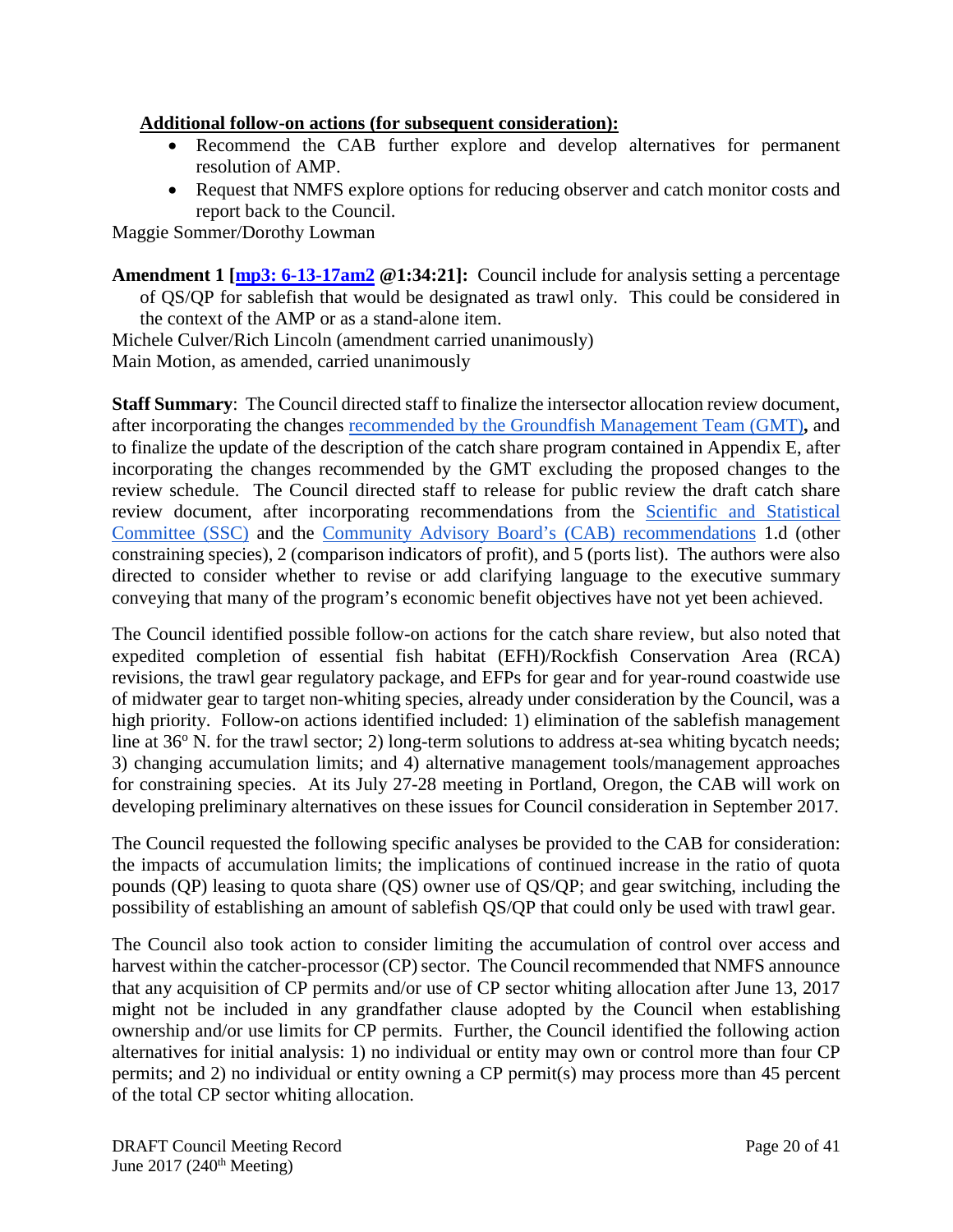**Additional follow-on actions (for subsequent consideration):**

- Recommend the CAB further explore and develop alternatives for permanent resolution of AMP.
- Request that NMFS explore options for reducing observer and catch monitor costs and report back to the Council.

Maggie Sommer/Dorothy Lowman

**Amendment 1 [mp3: 6-13-17am2 @1:34:21]:** Council include for analysis setting a percentage of QS/QP for sablefish that would be designated as trawl only. This could be considered in the context of the AMP or as a stand-alone item.

Michele Culver/Rich Lincoln (amendment carried unanimously)
Main Motion, as amended, carried unanimously

**Staff Summary**: The Council directed staff to finalize the intersector allocation review document, after incorporating the changes recommended by the Groundfish Management Team (GMT), and to finalize the update of the description of the catch share program contained in Appendix E, after incorporating the changes recommended by the GMT excluding the proposed changes to the review schedule. The Council directed staff to release for public review the draft catch share review document, after incorporating recommendations from the Scientific and Statistical Committee (SSC) and the Community Advisory Board's (CAB) recommendations 1.d (other constraining species), 2 (comparison indicators of profit), and 5 (ports list). The authors were also directed to consider whether to revise or add clarifying language to the executive summary conveying that many of the program's economic benefit objectives have not yet been achieved.

The Council identified possible follow-on actions for the catch share review, but also noted that expedited completion of essential fish habitat (EFH)/Rockfish Conservation Area (RCA) revisions, the trawl gear regulatory package, and EFPs for gear and for year-round coastwide use of midwater gear to target non-whiting species, already under consideration by the Council, was a high priority. Follow-on actions identified included: 1) elimination of the sablefish management line at 36º N. for the trawl sector; 2) long-term solutions to address at-sea whiting bycatch needs; 3) changing accumulation limits; and 4) alternative management tools/management approaches for constraining species. At its July 27-28 meeting in Portland, Oregon, the CAB will work on developing preliminary alternatives on these issues for Council consideration in September 2017.

The Council requested the following specific analyses be provided to the CAB for consideration: the impacts of accumulation limits; the implications of continued increase in the ratio of quota pounds (QP) leasing to quota share (QS) owner use of QS/QP; and gear switching, including the possibility of establishing an amount of sablefish QS/QP that could only be used with trawl gear.

The Council also took action to consider limiting the accumulation of control over access and harvest within the catcher-processor (CP) sector. The Council recommended that NMFS announce that any acquisition of CP permits and/or use of CP sector whiting allocation after June 13, 2017 might not be included in any grandfather clause adopted by the Council when establishing ownership and/or use limits for CP permits. Further, the Council identified the following action alternatives for initial analysis: 1) no individual or entity may own or control more than four CP permits; and 2) no individual or entity owning a CP permit(s) may process more than 45 percent of the total CP sector whiting allocation.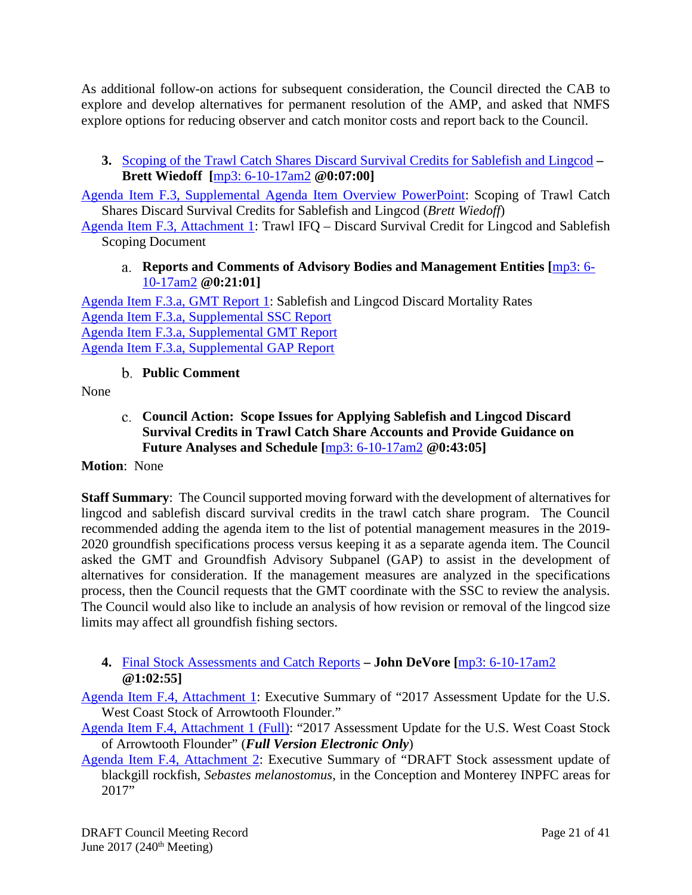As additional follow-on actions for subsequent consideration, the Council directed the CAB to explore and develop alternatives for permanent resolution of the AMP, and asked that NMFS explore options for reducing observer and catch monitor costs and report back to the Council.

**3.** Scoping of the Trawl Catch Shares Discard Survival Credits for Sablefish and Lingcod **– Brett Wiedoff [**mp3: 6-10-17am2 **@0:07:00]**

Agenda Item F.3, Supplemental Agenda Item Overview PowerPoint: Scoping of Trawl Catch Shares Discard Survival Credits for Sablefish and Lingcod (*Brett Wiedoff*)

Agenda Item F.3, Attachment 1: Trawl IFQ – Discard Survival Credit for Lingcod and Sablefish Scoping Document

a. **Reports and Comments of Advisory Bodies and Management Entities [**mp3: 6-10-17am2 **@0:21:01]**

Agenda Item F.3.a, GMT Report 1: Sablefish and Lingcod Discard Mortality Rates
Agenda Item F.3.a, Supplemental SSC Report
Agenda Item F.3.a, Supplemental GMT Report
Agenda Item F.3.a, Supplemental GAP Report

b. **Public Comment**

None

c. **Council Action: Scope Issues for Applying Sablefish and Lingcod Discard Survival Credits in Trawl Catch Share Accounts and Provide Guidance on Future Analyses and Schedule [**mp3: 6-10-17am2 **@0:43:05]**

**Motion**: None

**Staff Summary**: The Council supported moving forward with the development of alternatives for lingcod and sablefish discard survival credits in the trawl catch share program. The Council recommended adding the agenda item to the list of potential management measures in the 2019-2020 groundfish specifications process versus keeping it as a separate agenda item. The Council asked the GMT and Groundfish Advisory Subpanel (GAP) to assist in the development of alternatives for consideration. If the management measures are analyzed in the specifications process, then the Council requests that the GMT coordinate with the SSC to review the analysis. The Council would also like to include an analysis of how revision or removal of the lingcod size limits may affect all groundfish fishing sectors.

**4.** Final Stock Assessments and Catch Reports **– John DeVore [**mp3: 6-10-17am2 **@1:02:55]**

Agenda Item F.4, Attachment 1: Executive Summary of "2017 Assessment Update for the U.S. West Coast Stock of Arrowtooth Flounder."

Agenda Item F.4, Attachment 1 (Full): "2017 Assessment Update for the U.S. West Coast Stock of Arrowtooth Flounder" (***Full Version Electronic Only***)

Agenda Item F.4, Attachment 2: Executive Summary of "DRAFT Stock assessment update of blackgill rockfish, *Sebastes melanostomus*, in the Conception and Monterey INPFC areas for 2017"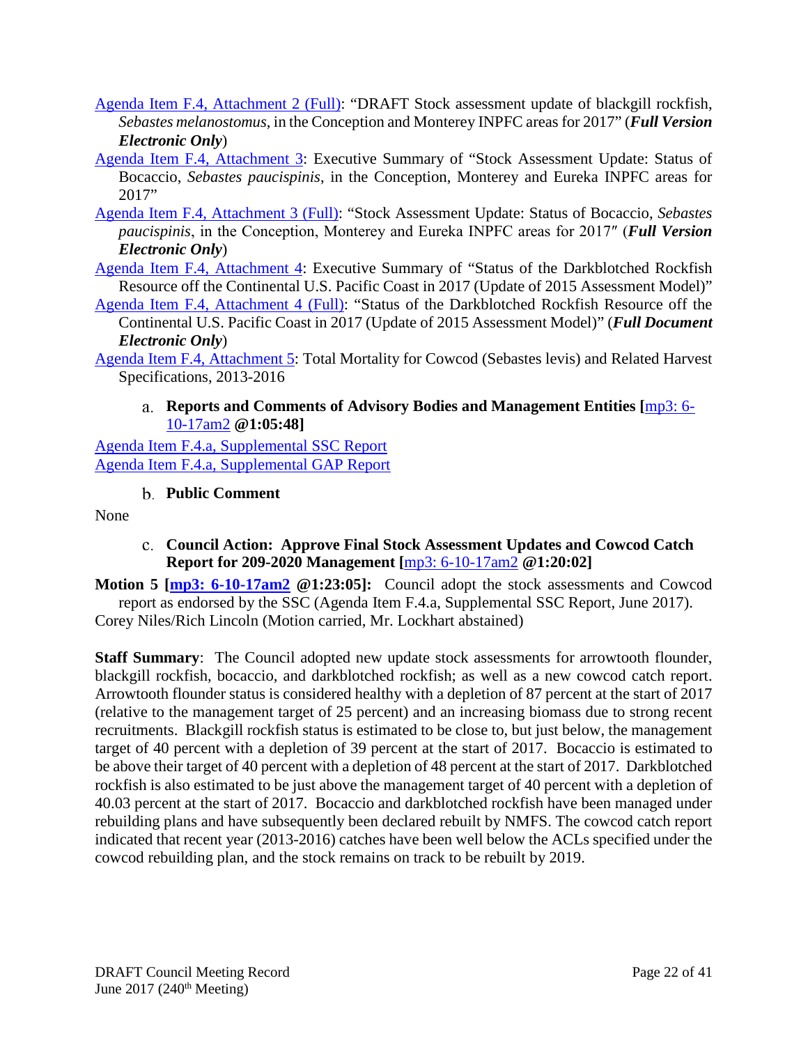Agenda Item F.4, Attachment 2 (Full): "DRAFT Stock assessment update of blackgill rockfish, *Sebastes melanostomus*, in the Conception and Monterey INPFC areas for 2017" (***Full Version Electronic Only***)

Agenda Item F.4, Attachment 3: Executive Summary of "Stock Assessment Update: Status of Bocaccio, *Sebastes paucispinis*, in the Conception, Monterey and Eureka INPFC areas for 2017"

Agenda Item F.4, Attachment 3 (Full): "Stock Assessment Update: Status of Bocaccio, *Sebastes paucispinis*, in the Conception, Monterey and Eureka INPFC areas for 2017″ (***Full Version Electronic Only***)

Agenda Item F.4, Attachment 4: Executive Summary of "Status of the Darkblotched Rockfish Resource off the Continental U.S. Pacific Coast in 2017 (Update of 2015 Assessment Model)"

Agenda Item F.4, Attachment 4 (Full): "Status of the Darkblotched Rockfish Resource off the Continental U.S. Pacific Coast in 2017 (Update of 2015 Assessment Model)" (***Full Document Electronic Only***)

Agenda Item F.4, Attachment 5: Total Mortality for Cowcod (Sebastes levis) and Related Harvest Specifications, 2013-2016

a. **Reports and Comments of Advisory Bodies and Management Entities [**mp3: 6-10-17am2 **@1:05:48]**

Agenda Item F.4.a, Supplemental SSC Report

Agenda Item F.4.a, Supplemental GAP Report

b. **Public Comment**

None

c. **Council Action: Approve Final Stock Assessment Updates and Cowcod Catch Report for 209-2020 Management [**mp3: 6-10-17am2 **@1:20:02]**

**Motion 5 [mp3: 6-10-17am2 @1:23:05]:** Council adopt the stock assessments and Cowcod report as endorsed by the SSC (Agenda Item F.4.a, Supplemental SSC Report, June 2017).
Corey Niles/Rich Lincoln (Motion carried, Mr. Lockhart abstained)

**Staff Summary**: The Council adopted new update stock assessments for arrowtooth flounder, blackgill rockfish, bocaccio, and darkblotched rockfish; as well as a new cowcod catch report. Arrowtooth flounder status is considered healthy with a depletion of 87 percent at the start of 2017 (relative to the management target of 25 percent) and an increasing biomass due to strong recent recruitments. Blackgill rockfish status is estimated to be close to, but just below, the management target of 40 percent with a depletion of 39 percent at the start of 2017. Bocaccio is estimated to be above their target of 40 percent with a depletion of 48 percent at the start of 2017. Darkblotched rockfish is also estimated to be just above the management target of 40 percent with a depletion of 40.03 percent at the start of 2017. Bocaccio and darkblotched rockfish have been managed under rebuilding plans and have subsequently been declared rebuilt by NMFS. The cowcod catch report indicated that recent year (2013-2016) catches have been well below the ACLs specified under the cowcod rebuilding plan, and the stock remains on track to be rebuilt by 2019.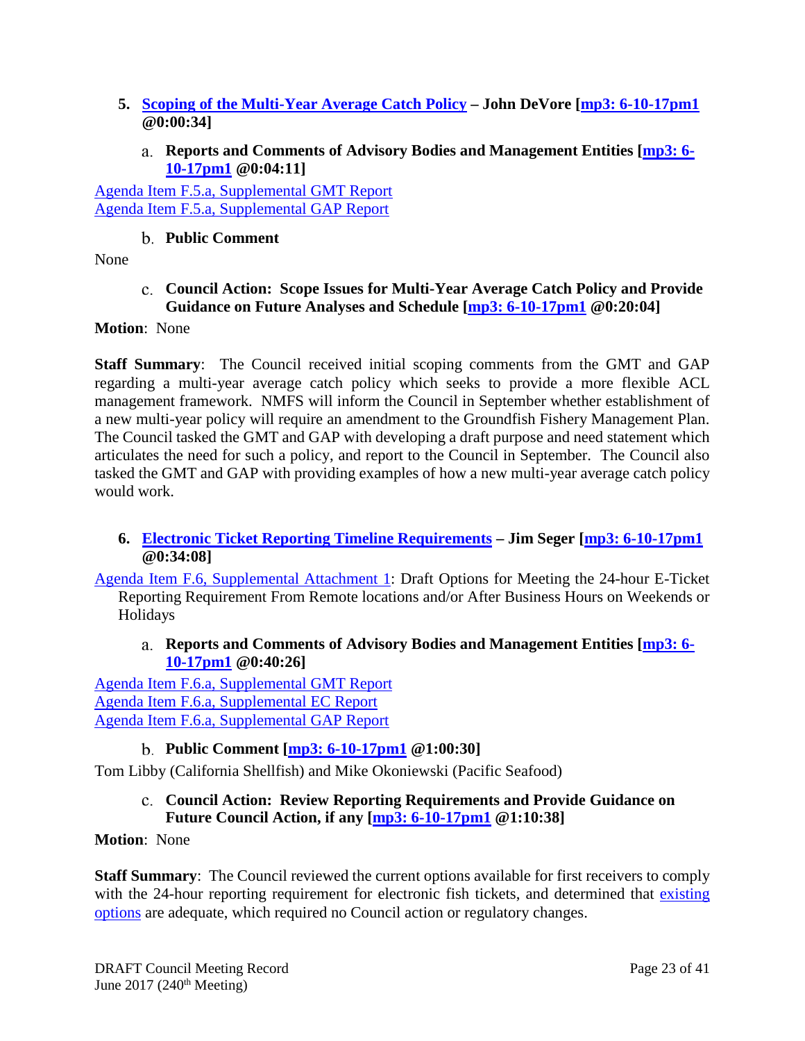### 5. Scoping of the Multi-Year Average Catch Policy – John DeVore [mp3: 6-10-17pm1 @0:00:34]

#### a. Reports and Comments of Advisory Bodies and Management Entities [mp3: 6-10-17pm1 @0:04:11]

Agenda Item F.5.a, Supplemental GMT Report
Agenda Item F.5.a, Supplemental GAP Report

#### b. Public Comment

None

#### c. Council Action: Scope Issues for Multi-Year Average Catch Policy and Provide Guidance on Future Analyses and Schedule [mp3: 6-10-17pm1 @0:20:04]

**Motion**: None

**Staff Summary**: The Council received initial scoping comments from the GMT and GAP regarding a multi-year average catch policy which seeks to provide a more flexible ACL management framework. NMFS will inform the Council in September whether establishment of a new multi-year policy will require an amendment to the Groundfish Fishery Management Plan. The Council tasked the GMT and GAP with developing a draft purpose and need statement which articulates the need for such a policy, and report to the Council in September. The Council also tasked the GMT and GAP with providing examples of how a new multi-year average catch policy would work.

### 6. Electronic Ticket Reporting Timeline Requirements – Jim Seger [mp3: 6-10-17pm1 @0:34:08]

Agenda Item F.6, Supplemental Attachment 1: Draft Options for Meeting the 24-hour E-Ticket Reporting Requirement From Remote locations and/or After Business Hours on Weekends or Holidays

#### a. Reports and Comments of Advisory Bodies and Management Entities [mp3: 6-10-17pm1 @0:40:26]

Agenda Item F.6.a, Supplemental GMT Report
Agenda Item F.6.a, Supplemental EC Report
Agenda Item F.6.a, Supplemental GAP Report

#### b. Public Comment [mp3: 6-10-17pm1 @1:00:30]

Tom Libby (California Shellfish) and Mike Okoniewski (Pacific Seafood)

#### c. Council Action: Review Reporting Requirements and Provide Guidance on Future Council Action, if any [mp3: 6-10-17pm1 @1:10:38]

**Motion**: None

**Staff Summary**: The Council reviewed the current options available for first receivers to comply with the 24-hour reporting requirement for electronic fish tickets, and determined that existing options are adequate, which required no Council action or regulatory changes.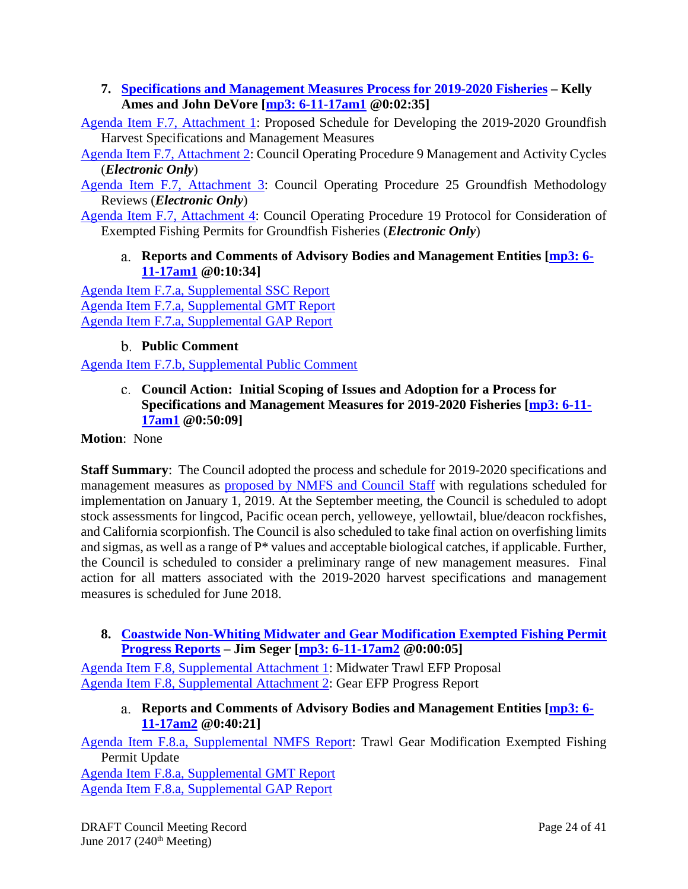### 7. Specifications and Management Measures Process for 2019-2020 Fisheries – Kelly Ames and John DeVore [mp3: 6-11-17am1 @0:02:35]

Agenda Item F.7, Attachment 1: Proposed Schedule for Developing the 2019-2020 Groundfish Harvest Specifications and Management Measures

Agenda Item F.7, Attachment 2: Council Operating Procedure 9 Management and Activity Cycles (***Electronic Only***)

Agenda Item F.7, Attachment 3: Council Operating Procedure 25 Groundfish Methodology Reviews (***Electronic Only***)

Agenda Item F.7, Attachment 4: Council Operating Procedure 19 Protocol for Consideration of Exempted Fishing Permits for Groundfish Fisheries (***Electronic Only***)

#### a. Reports and Comments of Advisory Bodies and Management Entities [mp3: 6-11-17am1 @0:10:34]

Agenda Item F.7.a, Supplemental SSC Report
Agenda Item F.7.a, Supplemental GMT Report
Agenda Item F.7.a, Supplemental GAP Report

#### b. Public Comment

Agenda Item F.7.b, Supplemental Public Comment

#### c. Council Action: Initial Scoping of Issues and Adoption for a Process for Specifications and Management Measures for 2019-2020 Fisheries [mp3: 6-11-17am1 @0:50:09]

**Motion**: None

**Staff Summary**: The Council adopted the process and schedule for 2019-2020 specifications and management measures as proposed by NMFS and Council Staff with regulations scheduled for implementation on January 1, 2019. At the September meeting, the Council is scheduled to adopt stock assessments for lingcod, Pacific ocean perch, yelloweye, yellowtail, blue/deacon rockfishes, and California scorpionfish. The Council is also scheduled to take final action on overfishing limits and sigmas, as well as a range of P* values and acceptable biological catches, if applicable. Further, the Council is scheduled to consider a preliminary range of new management measures. Final action for all matters associated with the 2019-2020 harvest specifications and management measures is scheduled for June 2018.

### 8. Coastwide Non-Whiting Midwater and Gear Modification Exempted Fishing Permit Progress Reports – Jim Seger [mp3: 6-11-17am2 @0:00:05]

Agenda Item F.8, Supplemental Attachment 1: Midwater Trawl EFP Proposal
Agenda Item F.8, Supplemental Attachment 2: Gear EFP Progress Report

#### a. Reports and Comments of Advisory Bodies and Management Entities [mp3: 6-11-17am2 @0:40:21]

Agenda Item F.8.a, Supplemental NMFS Report: Trawl Gear Modification Exempted Fishing Permit Update

Agenda Item F.8.a, Supplemental GMT Report
Agenda Item F.8.a, Supplemental GAP Report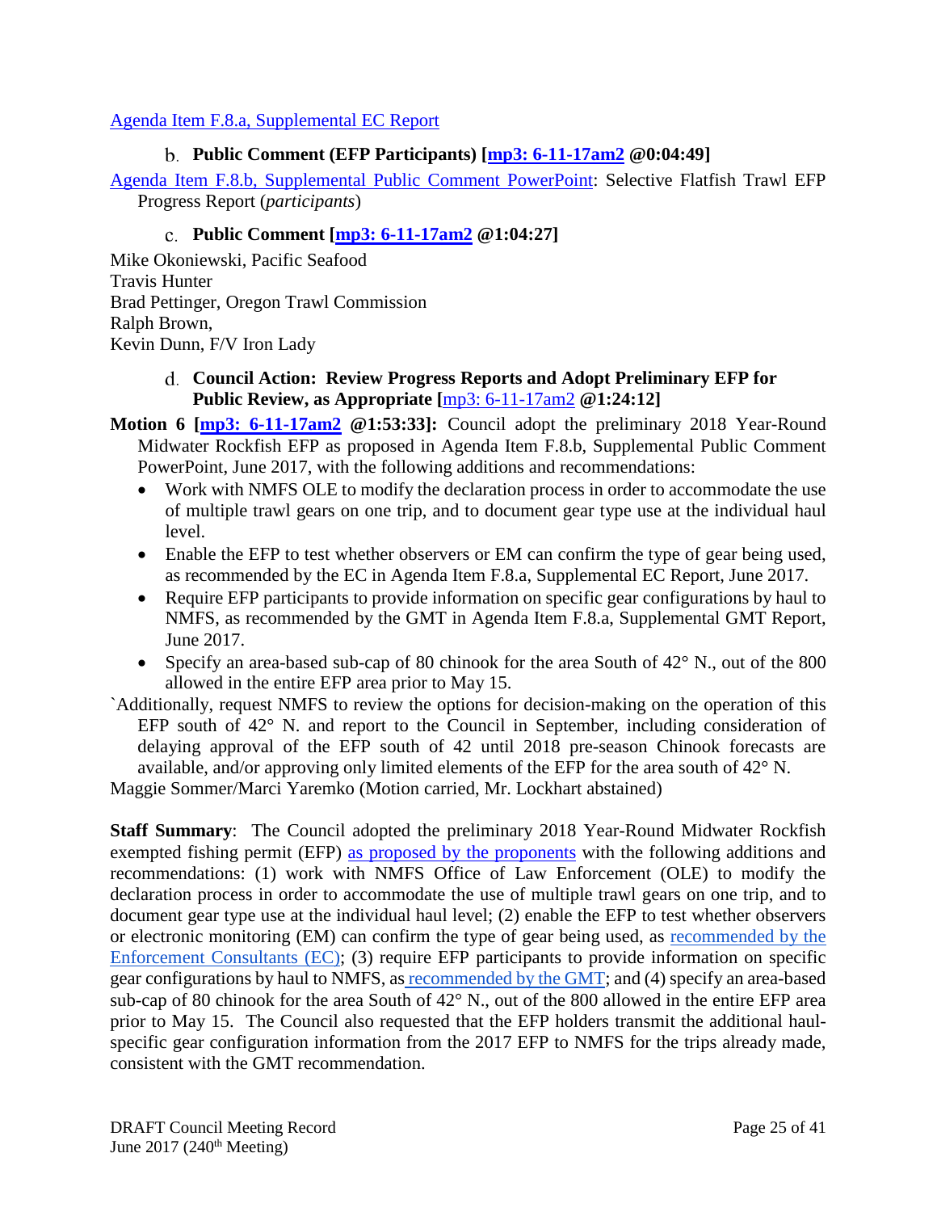Agenda Item F.8.a, Supplemental EC Report

### b. Public Comment (EFP Participants) [mp3: 6-11-17am2 @0:04:49]

Agenda Item F.8.b, Supplemental Public Comment PowerPoint: Selective Flatfish Trawl EFP Progress Report (*participants*)

### c. Public Comment [mp3: 6-11-17am2 @1:04:27]

Mike Okoniewski, Pacific Seafood
Travis Hunter
Brad Pettinger, Oregon Trawl Commission
Ralph Brown,
Kevin Dunn, F/V Iron Lady

### d. Council Action: Review Progress Reports and Adopt Preliminary EFP for Public Review, as Appropriate [mp3: 6-11-17am2 @1:24:12]

**Motion 6 [mp3: 6-11-17am2 @1:53:33]:** Council adopt the preliminary 2018 Year-Round Midwater Rockfish EFP as proposed in Agenda Item F.8.b, Supplemental Public Comment PowerPoint, June 2017, with the following additions and recommendations:

- Work with NMFS OLE to modify the declaration process in order to accommodate the use of multiple trawl gears on one trip, and to document gear type use at the individual haul level.
- Enable the EFP to test whether observers or EM can confirm the type of gear being used, as recommended by the EC in Agenda Item F.8.a, Supplemental EC Report, June 2017.
- Require EFP participants to provide information on specific gear configurations by haul to NMFS, as recommended by the GMT in Agenda Item F.8.a, Supplemental GMT Report, June 2017.
- Specify an area-based sub-cap of 80 chinook for the area South of 42° N., out of the 800 allowed in the entire EFP area prior to May 15.

`Additionally, request NMFS to review the options for decision-making on the operation of this EFP south of 42° N. and report to the Council in September, including consideration of delaying approval of the EFP south of 42 until 2018 pre-season Chinook forecasts are available, and/or approving only limited elements of the EFP for the area south of 42° N.

Maggie Sommer/Marci Yaremko (Motion carried, Mr. Lockhart abstained)

**Staff Summary**: The Council adopted the preliminary 2018 Year-Round Midwater Rockfish exempted fishing permit (EFP) as proposed by the proponents with the following additions and recommendations: (1) work with NMFS Office of Law Enforcement (OLE) to modify the declaration process in order to accommodate the use of multiple trawl gears on one trip, and to document gear type use at the individual haul level; (2) enable the EFP to test whether observers or electronic monitoring (EM) can confirm the type of gear being used, as recommended by the Enforcement Consultants (EC); (3) require EFP participants to provide information on specific gear configurations by haul to NMFS, as recommended by the GMT; and (4) specify an area-based sub-cap of 80 chinook for the area South of 42° N., out of the 800 allowed in the entire EFP area prior to May 15. The Council also requested that the EFP holders transmit the additional haul-specific gear configuration information from the 2017 EFP to NMFS for the trips already made, consistent with the GMT recommendation.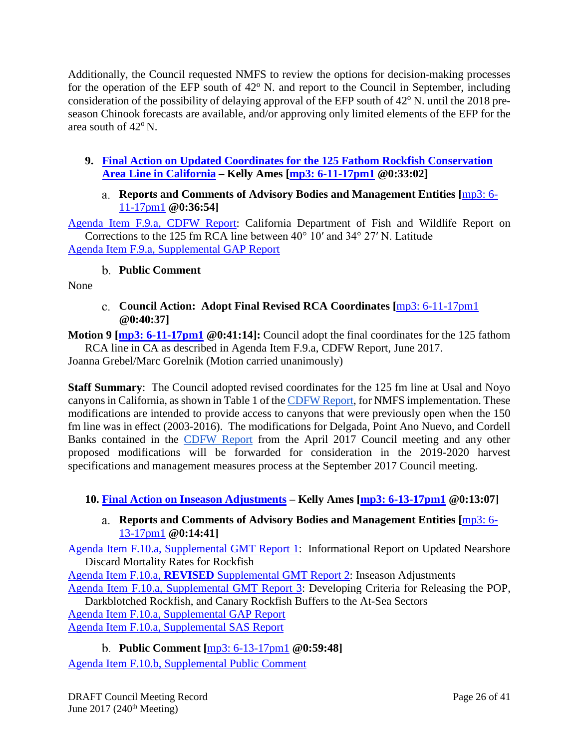Additionally, the Council requested NMFS to review the options for decision-making processes for the operation of the EFP south of 42° N. and report to the Council in September, including consideration of the possibility of delaying approval of the EFP south of 42° N. until the 2018 pre-season Chinook forecasts are available, and/or approving only limited elements of the EFP for the area south of 42° N.

### 9. Final Action on Updated Coordinates for the 125 Fathom Rockfish Conservation Area Line in California – Kelly Ames [mp3: 6-11-17pm1 @0:33:02]

#### a. Reports and Comments of Advisory Bodies and Management Entities [mp3: 6-11-17pm1 @0:36:54]

Agenda Item F.9.a, CDFW Report: California Department of Fish and Wildlife Report on Corrections to the 125 fm RCA line between 40° 10′ and 34° 27′ N. Latitude

Agenda Item F.9.a, Supplemental GAP Report

#### b. Public Comment

None

#### c. Council Action: Adopt Final Revised RCA Coordinates [mp3: 6-11-17pm1 @0:40:37]

**Motion 9 [mp3: 6-11-17pm1 @0:41:14]:** Council adopt the final coordinates for the 125 fathom RCA line in CA as described in Agenda Item F.9.a, CDFW Report, June 2017.

Joanna Grebel/Marc Gorelnik (Motion carried unanimously)

**Staff Summary**: The Council adopted revised coordinates for the 125 fm line at Usal and Noyo canyons in California, as shown in Table 1 of the CDFW Report, for NMFS implementation. These modifications are intended to provide access to canyons that were previously open when the 150 fm line was in effect (2003-2016). The modifications for Delgada, Point Ano Nuevo, and Cordell Banks contained in the CDFW Report from the April 2017 Council meeting and any other proposed modifications will be forwarded for consideration in the 2019-2020 harvest specifications and management measures process at the September 2017 Council meeting.

### 10. Final Action on Inseason Adjustments – Kelly Ames [mp3: 6-13-17pm1 @0:13:07]

#### a. Reports and Comments of Advisory Bodies and Management Entities [mp3: 6-13-17pm1 @0:14:41]

Agenda Item F.10.a, Supplemental GMT Report 1: Informational Report on Updated Nearshore Discard Mortality Rates for Rockfish

Agenda Item F.10.a, **REVISED** Supplemental GMT Report 2: Inseason Adjustments

Agenda Item F.10.a, Supplemental GMT Report 3: Developing Criteria for Releasing the POP, Darkblotched Rockfish, and Canary Rockfish Buffers to the At-Sea Sectors

Agenda Item F.10.a, Supplemental GAP Report

Agenda Item F.10.a, Supplemental SAS Report

#### b. Public Comment [mp3: 6-13-17pm1 @0:59:48]

Agenda Item F.10.b, Supplemental Public Comment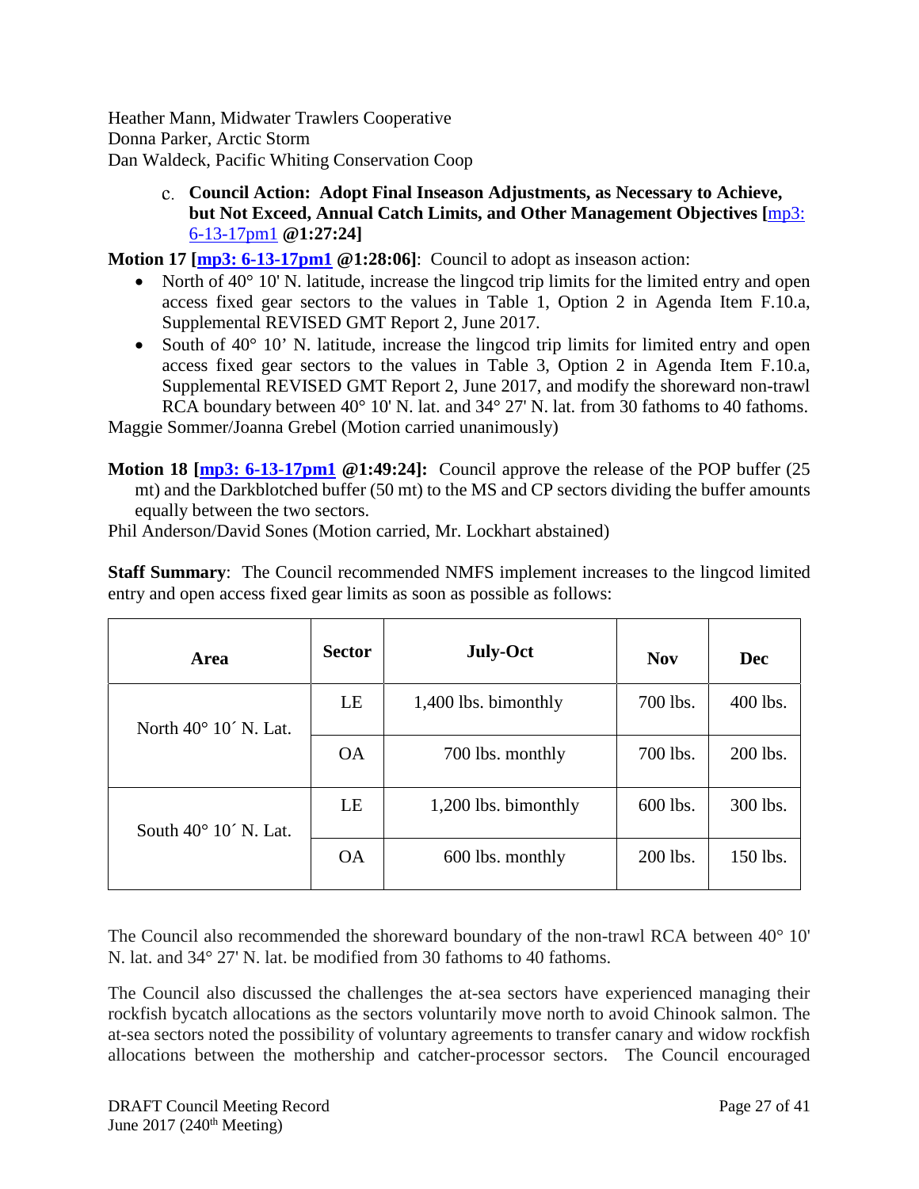Heather Mann, Midwater Trawlers Cooperative
Donna Parker, Arctic Storm
Dan Waldeck, Pacific Whiting Conservation Coop

c. **Council Action: Adopt Final Inseason Adjustments, as Necessary to Achieve, but Not Exceed, Annual Catch Limits, and Other Management Objectives [**mp3: 6-13-17pm1 **@1:27:24]**

**Motion 17 [mp3: 6-13-17pm1 @1:28:06]**: Council to adopt as inseason action:

- North of 40° 10' N. latitude, increase the lingcod trip limits for the limited entry and open access fixed gear sectors to the values in Table 1, Option 2 in Agenda Item F.10.a, Supplemental REVISED GMT Report 2, June 2017.
- South of 40° 10' N. latitude, increase the lingcod trip limits for limited entry and open access fixed gear sectors to the values in Table 3, Option 2 in Agenda Item F.10.a, Supplemental REVISED GMT Report 2, June 2017, and modify the shoreward non-trawl RCA boundary between 40° 10' N. lat. and 34° 27' N. lat. from 30 fathoms to 40 fathoms.

Maggie Sommer/Joanna Grebel (Motion carried unanimously)

**Motion 18 [mp3: 6-13-17pm1 @1:49:24]:** Council approve the release of the POP buffer (25 mt) and the Darkblotched buffer (50 mt) to the MS and CP sectors dividing the buffer amounts equally between the two sectors.

Phil Anderson/David Sones (Motion carried, Mr. Lockhart abstained)

**Staff Summary**: The Council recommended NMFS implement increases to the lingcod limited entry and open access fixed gear limits as soon as possible as follows:

| Area | Sector | July-Oct | Nov | Dec |
|---|---|---|---|---|
| North 40° 10´ N. Lat. | LE | 1,400 lbs. bimonthly | 700 lbs. | 400 lbs. |
| | OA | 700 lbs. monthly | 700 lbs. | 200 lbs. |
| South 40° 10´ N. Lat. | LE | 1,200 lbs. bimonthly | 600 lbs. | 300 lbs. |
| | OA | 600 lbs. monthly | 200 lbs. | 150 lbs. |

The Council also recommended the shoreward boundary of the non-trawl RCA between 40° 10' N. lat. and 34° 27' N. lat. be modified from 30 fathoms to 40 fathoms.

The Council also discussed the challenges the at-sea sectors have experienced managing their rockfish bycatch allocations as the sectors voluntarily move north to avoid Chinook salmon. The at-sea sectors noted the possibility of voluntary agreements to transfer canary and widow rockfish allocations between the mothership and catcher-processor sectors. The Council encouraged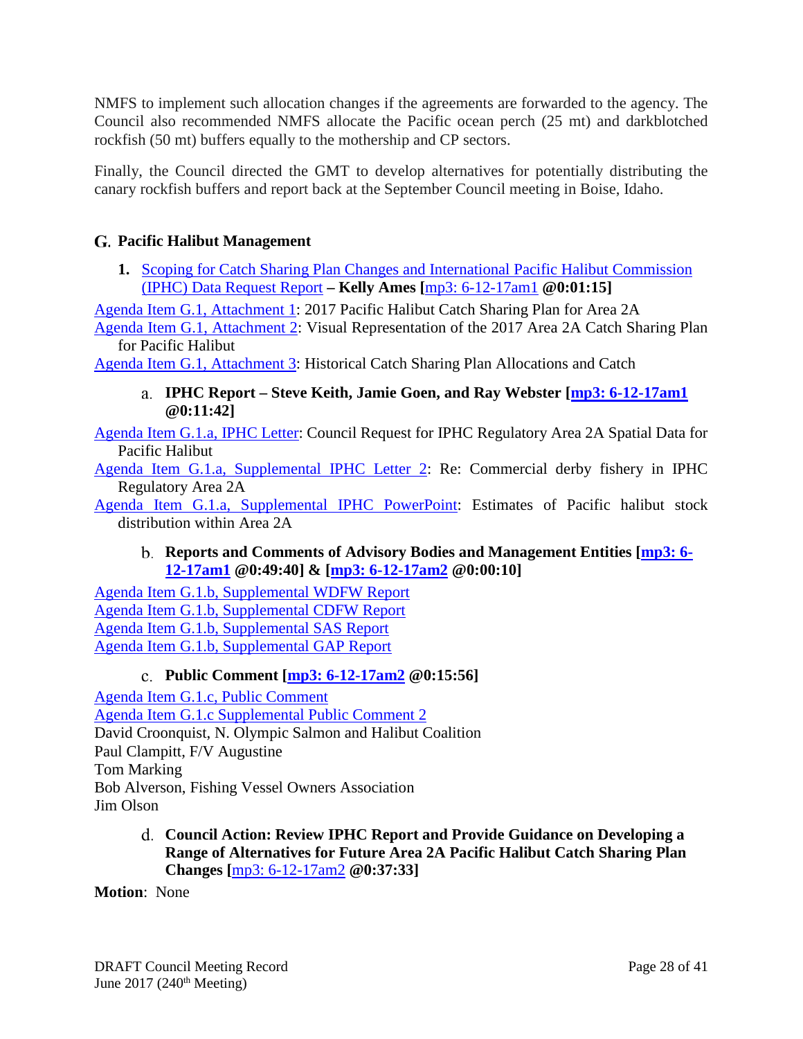NMFS to implement such allocation changes if the agreements are forwarded to the agency. The Council also recommended NMFS allocate the Pacific ocean perch (25 mt) and darkblotched rockfish (50 mt) buffers equally to the mothership and CP sectors.

Finally, the Council directed the GMT to develop alternatives for potentially distributing the canary rockfish buffers and report back at the September Council meeting in Boise, Idaho.

## G. Pacific Halibut Management

**1.** Scoping for Catch Sharing Plan Changes and International Pacific Halibut Commission (IPHC) Data Request Report **– Kelly Ames [**mp3: 6-12-17am1 **@0:01:15]**

Agenda Item G.1, Attachment 1: 2017 Pacific Halibut Catch Sharing Plan for Area 2A

Agenda Item G.1, Attachment 2: Visual Representation of the 2017 Area 2A Catch Sharing Plan for Pacific Halibut

Agenda Item G.1, Attachment 3: Historical Catch Sharing Plan Allocations and Catch

a. **IPHC Report – Steve Keith, Jamie Goen, and Ray Webster [mp3: 6-12-17am1 @0:11:42]**

Agenda Item G.1.a, IPHC Letter: Council Request for IPHC Regulatory Area 2A Spatial Data for Pacific Halibut

Agenda Item G.1.a, Supplemental IPHC Letter 2: Re: Commercial derby fishery in IPHC Regulatory Area 2A

Agenda Item G.1.a, Supplemental IPHC PowerPoint: Estimates of Pacific halibut stock distribution within Area 2A

b. **Reports and Comments of Advisory Bodies and Management Entities [mp3: 6-12-17am1 @0:49:40] & [mp3: 6-12-17am2 @0:00:10]**

Agenda Item G.1.b, Supplemental WDFW Report

Agenda Item G.1.b, Supplemental CDFW Report

Agenda Item G.1.b, Supplemental SAS Report

Agenda Item G.1.b, Supplemental GAP Report

c. **Public Comment [mp3: 6-12-17am2 @0:15:56]**

Agenda Item G.1.c, Public Comment

Agenda Item G.1.c Supplemental Public Comment 2

David Croonquist, N. Olympic Salmon and Halibut Coalition

Paul Clampitt, F/V Augustine

Tom Marking

Bob Alverson, Fishing Vessel Owners Association

Jim Olson

d. **Council Action: Review IPHC Report and Provide Guidance on Developing a Range of Alternatives for Future Area 2A Pacific Halibut Catch Sharing Plan Changes [**mp3: 6-12-17am2 **@0:37:33]**

**Motion**: None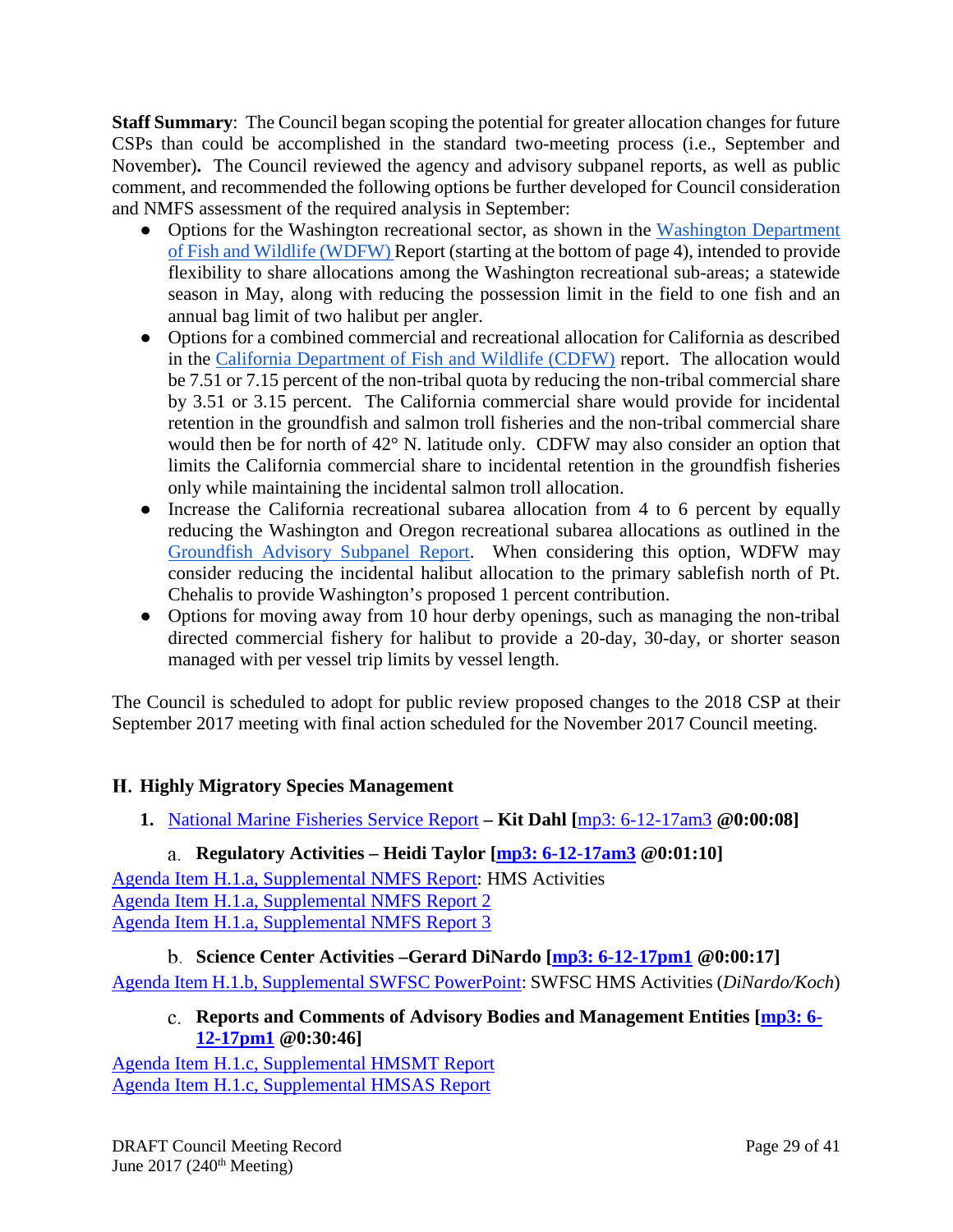**Staff Summary**: The Council began scoping the potential for greater allocation changes for future CSPs than could be accomplished in the standard two-meeting process (i.e., September and November)**.** The Council reviewed the agency and advisory subpanel reports, as well as public comment, and recommended the following options be further developed for Council consideration and NMFS assessment of the required analysis in September:

- Options for the Washington recreational sector, as shown in the Washington Department of Fish and Wildlife (WDFW) Report (starting at the bottom of page 4), intended to provide flexibility to share allocations among the Washington recreational sub-areas; a statewide season in May, along with reducing the possession limit in the field to one fish and an annual bag limit of two halibut per angler.
- Options for a combined commercial and recreational allocation for California as described in the California Department of Fish and Wildlife (CDFW) report. The allocation would be 7.51 or 7.15 percent of the non-tribal quota by reducing the non-tribal commercial share by 3.51 or 3.15 percent. The California commercial share would provide for incidental retention in the groundfish and salmon troll fisheries and the non-tribal commercial share would then be for north of 42° N. latitude only. CDFW may also consider an option that limits the California commercial share to incidental retention in the groundfish fisheries only while maintaining the incidental salmon troll allocation.
- Increase the California recreational subarea allocation from 4 to 6 percent by equally reducing the Washington and Oregon recreational subarea allocations as outlined in the Groundfish Advisory Subpanel Report. When considering this option, WDFW may consider reducing the incidental halibut allocation to the primary sablefish north of Pt. Chehalis to provide Washington's proposed 1 percent contribution.
- Options for moving away from 10 hour derby openings, such as managing the non-tribal directed commercial fishery for halibut to provide a 20-day, 30-day, or shorter season managed with per vessel trip limits by vessel length.

The Council is scheduled to adopt for public review proposed changes to the 2018 CSP at their September 2017 meeting with final action scheduled for the November 2017 Council meeting.

## H. Highly Migratory Species Management

**1.** National Marine Fisheries Service Report **– Kit Dahl [**mp3: 6-12-17am3 **@0:00:08]**

### a. Regulatory Activities – Heidi Taylor [mp3: 6-12-17am3 @0:01:10]

Agenda Item H.1.a, Supplemental NMFS Report: HMS Activities
Agenda Item H.1.a, Supplemental NMFS Report 2
Agenda Item H.1.a, Supplemental NMFS Report 3

### b. Science Center Activities –Gerard DiNardo [mp3: 6-12-17pm1 @0:00:17]

Agenda Item H.1.b, Supplemental SWFSC PowerPoint: SWFSC HMS Activities (*DiNardo/Koch*)

### c. Reports and Comments of Advisory Bodies and Management Entities [mp3: 6-12-17pm1 @0:30:46]

Agenda Item H.1.c, Supplemental HMSMT Report
Agenda Item H.1.c, Supplemental HMSAS Report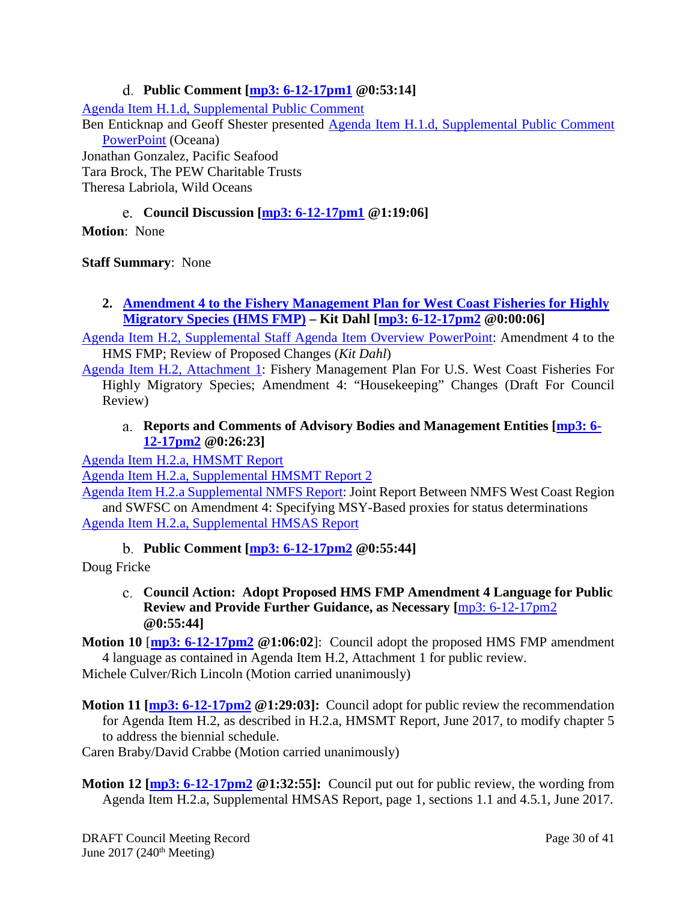d. **Public Comment [mp3: 6-12-17pm1 @0:53:14]**

Agenda Item H.1.d, Supplemental Public Comment

Ben Enticknap and Geoff Shester presented Agenda Item H.1.d, Supplemental Public Comment PowerPoint (Oceana)

Jonathan Gonzalez, Pacific Seafood

Tara Brock, The PEW Charitable Trusts

Theresa Labriola, Wild Oceans

e. **Council Discussion [mp3: 6-12-17pm1 @1:19:06]**

**Motion**: None

**Staff Summary**: None

**2. Amendment 4 to the Fishery Management Plan for West Coast Fisheries for Highly Migratory Species (HMS FMP) – Kit Dahl [mp3: 6-12-17pm2 @0:00:06]**

Agenda Item H.2, Supplemental Staff Agenda Item Overview PowerPoint: Amendment 4 to the HMS FMP; Review of Proposed Changes (*Kit Dahl*)

Agenda Item H.2, Attachment 1: Fishery Management Plan For U.S. West Coast Fisheries For Highly Migratory Species; Amendment 4: "Housekeeping" Changes (Draft For Council Review)

a. **Reports and Comments of Advisory Bodies and Management Entities [mp3: 6-12-17pm2 @0:26:23]**

Agenda Item H.2.a, HMSMT Report

Agenda Item H.2.a, Supplemental HMSMT Report 2

Agenda Item H.2.a Supplemental NMFS Report: Joint Report Between NMFS West Coast Region and SWFSC on Amendment 4: Specifying MSY-Based proxies for status determinations

Agenda Item H.2.a, Supplemental HMSAS Report

b. **Public Comment [mp3: 6-12-17pm2 @0:55:44]**

Doug Fricke

c. **Council Action: Adopt Proposed HMS FMP Amendment 4 Language for Public Review and Provide Further Guidance, as Necessary [mp3: 6-12-17pm2 @0:55:44]**

**Motion 10** [**mp3: 6-12-17pm2 @1:06:02**]: Council adopt the proposed HMS FMP amendment 4 language as contained in Agenda Item H.2, Attachment 1 for public review.

Michele Culver/Rich Lincoln (Motion carried unanimously)

**Motion 11 [mp3: 6-12-17pm2 @1:29:03]:** Council adopt for public review the recommendation for Agenda Item H.2, as described in H.2.a, HMSMT Report, June 2017, to modify chapter 5 to address the biennial schedule.

Caren Braby/David Crabbe (Motion carried unanimously)

**Motion 12 [mp3: 6-12-17pm2 @1:32:55]:** Council put out for public review, the wording from Agenda Item H.2.a, Supplemental HMSAS Report, page 1, sections 1.1 and 4.5.1, June 2017.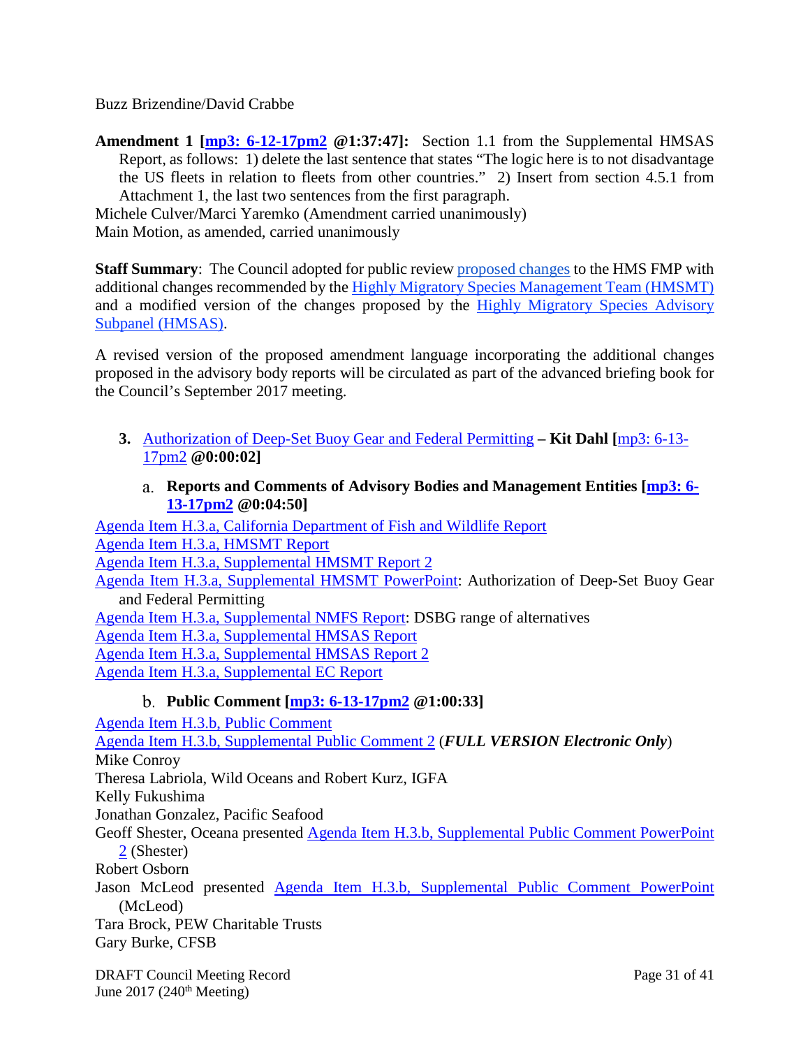Buzz Brizendine/David Crabbe

**Amendment 1 [mp3: 6-12-17pm2 @1:37:47]:** Section 1.1 from the Supplemental HMSAS Report, as follows: 1) delete the last sentence that states "The logic here is to not disadvantage the US fleets in relation to fleets from other countries." 2) Insert from section 4.5.1 from Attachment 1, the last two sentences from the first paragraph.

Michele Culver/Marci Yaremko (Amendment carried unanimously)

Main Motion, as amended, carried unanimously

**Staff Summary**: The Council adopted for public review proposed changes to the HMS FMP with additional changes recommended by the Highly Migratory Species Management Team (HMSMT) and a modified version of the changes proposed by the Highly Migratory Species Advisory Subpanel (HMSAS).

A revised version of the proposed amendment language incorporating the additional changes proposed in the advisory body reports will be circulated as part of the advanced briefing book for the Council's September 2017 meeting.

**3.** Authorization of Deep-Set Buoy Gear and Federal Permitting **– Kit Dahl [**mp3: 6-13-17pm2 **@0:00:02]**

a. **Reports and Comments of Advisory Bodies and Management Entities [mp3: 6-13-17pm2 @0:04:50]**

Agenda Item H.3.a, California Department of Fish and Wildlife Report
Agenda Item H.3.a, HMSMT Report
Agenda Item H.3.a, Supplemental HMSMT Report 2
Agenda Item H.3.a, Supplemental HMSMT PowerPoint: Authorization of Deep-Set Buoy Gear and Federal Permitting
Agenda Item H.3.a, Supplemental NMFS Report: DSBG range of alternatives
Agenda Item H.3.a, Supplemental HMSAS Report
Agenda Item H.3.a, Supplemental HMSAS Report 2
Agenda Item H.3.a, Supplemental EC Report

b. **Public Comment [mp3: 6-13-17pm2 @1:00:33]**

Agenda Item H.3.b, Public Comment
Agenda Item H.3.b, Supplemental Public Comment 2 (***FULL VERSION Electronic Only***)
Mike Conroy
Theresa Labriola, Wild Oceans and Robert Kurz, IGFA
Kelly Fukushima
Jonathan Gonzalez, Pacific Seafood
Geoff Shester, Oceana presented Agenda Item H.3.b, Supplemental Public Comment PowerPoint 2 (Shester)
Robert Osborn
Jason McLeod presented Agenda Item H.3.b, Supplemental Public Comment PowerPoint (McLeod)
Tara Brock, PEW Charitable Trusts
Gary Burke, CFSB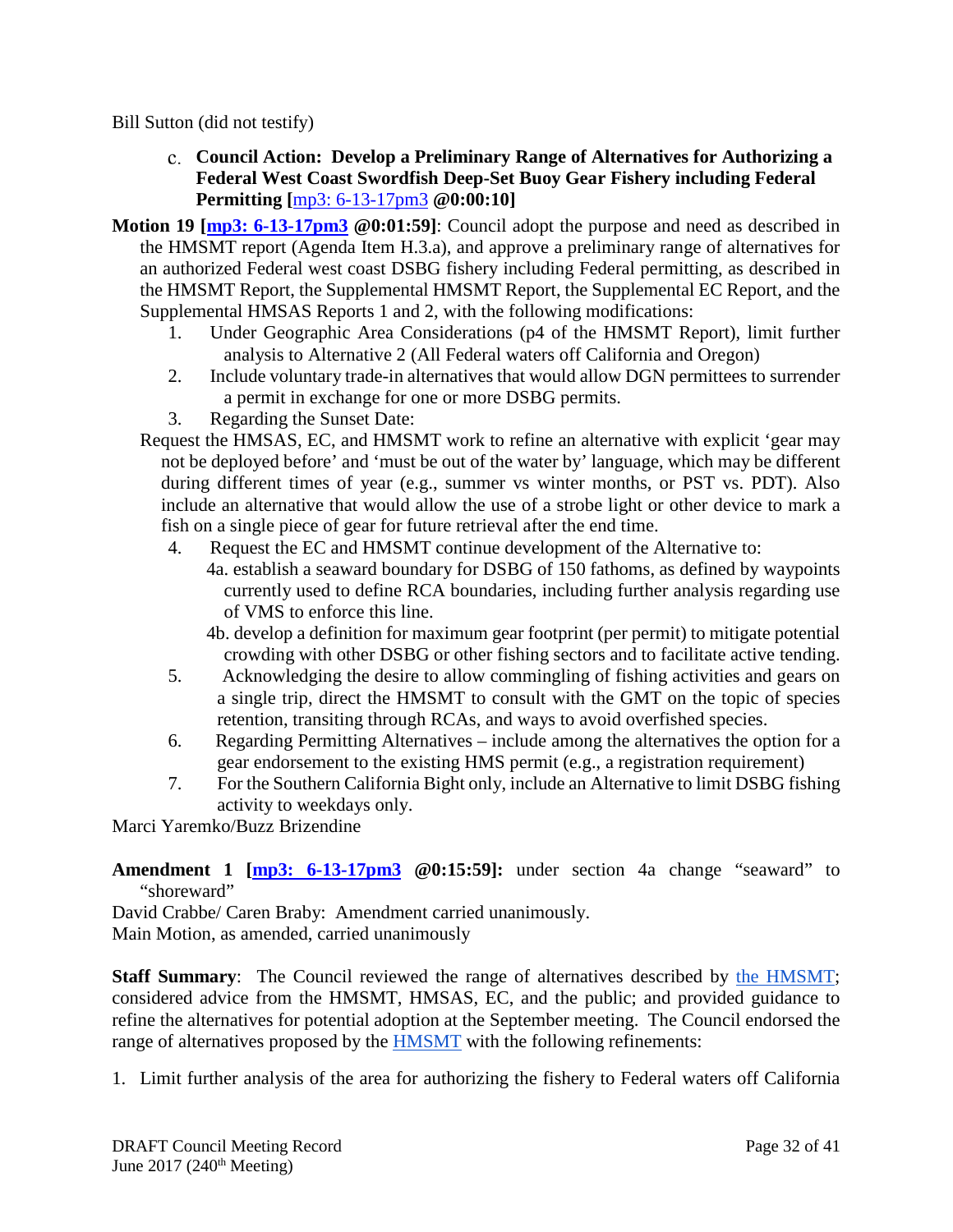Bill Sutton (did not testify)

c. **Council Action: Develop a Preliminary Range of Alternatives for Authorizing a Federal West Coast Swordfish Deep-Set Buoy Gear Fishery including Federal Permitting [**mp3: 6-13-17pm3 **@0:00:10]**

**Motion 19 [mp3: 6-13-17pm3 @0:01:59]**: Council adopt the purpose and need as described in the HMSMT report (Agenda Item H.3.a), and approve a preliminary range of alternatives for an authorized Federal west coast DSBG fishery including Federal permitting, as described in the HMSMT Report, the Supplemental HMSMT Report, the Supplemental EC Report, and the Supplemental HMSAS Reports 1 and 2, with the following modifications:

1. Under Geographic Area Considerations (p4 of the HMSMT Report), limit further analysis to Alternative 2 (All Federal waters off California and Oregon)
2. Include voluntary trade-in alternatives that would allow DGN permittees to surrender a permit in exchange for one or more DSBG permits.
3. Regarding the Sunset Date:

Request the HMSAS, EC, and HMSMT work to refine an alternative with explicit 'gear may not be deployed before' and 'must be out of the water by' language, which may be different during different times of year (e.g., summer vs winter months, or PST vs. PDT). Also include an alternative that would allow the use of a strobe light or other device to mark a fish on a single piece of gear for future retrieval after the end time.

4. Request the EC and HMSMT continue development of the Alternative to:
   4a. establish a seaward boundary for DSBG of 150 fathoms, as defined by waypoints currently used to define RCA boundaries, including further analysis regarding use of VMS to enforce this line.
   4b. develop a definition for maximum gear footprint (per permit) to mitigate potential crowding with other DSBG or other fishing sectors and to facilitate active tending.
5. Acknowledging the desire to allow commingling of fishing activities and gears on a single trip, direct the HMSMT to consult with the GMT on the topic of species retention, transiting through RCAs, and ways to avoid overfished species.
6. Regarding Permitting Alternatives – include among the alternatives the option for a gear endorsement to the existing HMS permit (e.g., a registration requirement)
7. For the Southern California Bight only, include an Alternative to limit DSBG fishing activity to weekdays only.

Marci Yaremko/Buzz Brizendine

**Amendment 1 [mp3: 6-13-17pm3 @0:15:59]:** under section 4a change "seaward" to "shoreward"

David Crabbe/ Caren Braby: Amendment carried unanimously.

Main Motion, as amended, carried unanimously

**Staff Summary**: The Council reviewed the range of alternatives described by the HMSMT; considered advice from the HMSMT, HMSAS, EC, and the public; and provided guidance to refine the alternatives for potential adoption at the September meeting. The Council endorsed the range of alternatives proposed by the HMSMT with the following refinements:

1. Limit further analysis of the area for authorizing the fishery to Federal waters off California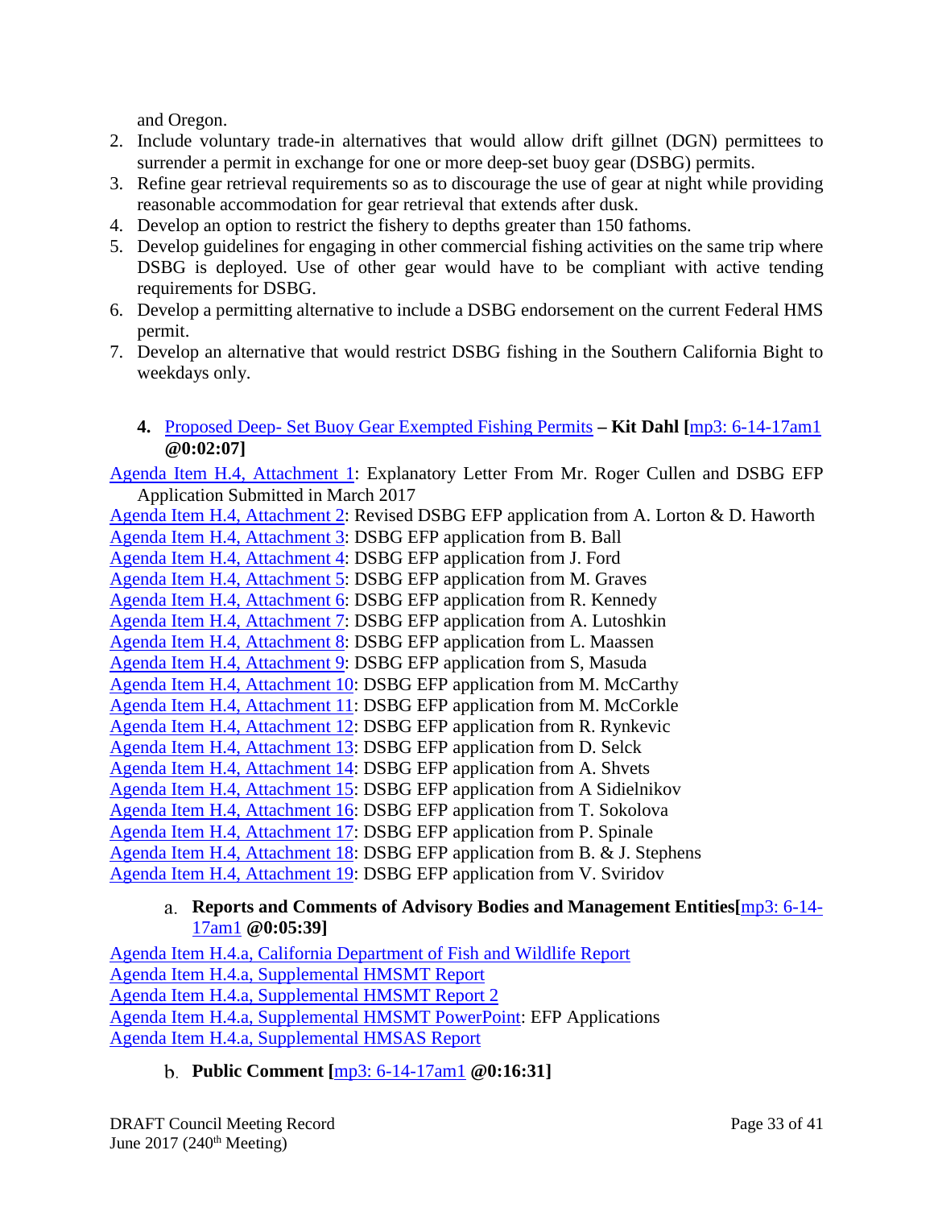and Oregon.

2. Include voluntary trade-in alternatives that would allow drift gillnet (DGN) permittees to surrender a permit in exchange for one or more deep-set buoy gear (DSBG) permits.
3. Refine gear retrieval requirements so as to discourage the use of gear at night while providing reasonable accommodation for gear retrieval that extends after dusk.
4. Develop an option to restrict the fishery to depths greater than 150 fathoms.
5. Develop guidelines for engaging in other commercial fishing activities on the same trip where DSBG is deployed. Use of other gear would have to be compliant with active tending requirements for DSBG.
6. Develop a permitting alternative to include a DSBG endorsement on the current Federal HMS permit.
7. Develop an alternative that would restrict DSBG fishing in the Southern California Bight to weekdays only.

**4.** Proposed Deep- Set Buoy Gear Exempted Fishing Permits **– Kit Dahl [**mp3: 6-14-17am1 **@0:02:07]**

Agenda Item H.4, Attachment 1: Explanatory Letter From Mr. Roger Cullen and DSBG EFP Application Submitted in March 2017
Agenda Item H.4, Attachment 2: Revised DSBG EFP application from A. Lorton & D. Haworth
Agenda Item H.4, Attachment 3: DSBG EFP application from B. Ball
Agenda Item H.4, Attachment 4: DSBG EFP application from J. Ford
Agenda Item H.4, Attachment 5: DSBG EFP application from M. Graves
Agenda Item H.4, Attachment 6: DSBG EFP application from R. Kennedy
Agenda Item H.4, Attachment 7: DSBG EFP application from A. Lutoshkin
Agenda Item H.4, Attachment 8: DSBG EFP application from L. Maassen
Agenda Item H.4, Attachment 9: DSBG EFP application from S, Masuda
Agenda Item H.4, Attachment 10: DSBG EFP application from M. McCarthy
Agenda Item H.4, Attachment 11: DSBG EFP application from M. McCorkle
Agenda Item H.4, Attachment 12: DSBG EFP application from R. Rynkevic
Agenda Item H.4, Attachment 13: DSBG EFP application from D. Selck
Agenda Item H.4, Attachment 14: DSBG EFP application from A. Shvets
Agenda Item H.4, Attachment 15: DSBG EFP application from A Sidielnikov
Agenda Item H.4, Attachment 16: DSBG EFP application from T. Sokolova
Agenda Item H.4, Attachment 17: DSBG EFP application from P. Spinale
Agenda Item H.4, Attachment 18: DSBG EFP application from B. & J. Stephens
Agenda Item H.4, Attachment 19: DSBG EFP application from V. Sviridov

a. **Reports and Comments of Advisory Bodies and Management Entities[**mp3: 6-14-17am1 **@0:05:39]**

Agenda Item H.4.a, California Department of Fish and Wildlife Report
Agenda Item H.4.a, Supplemental HMSMT Report
Agenda Item H.4.a, Supplemental HMSMT Report 2
Agenda Item H.4.a, Supplemental HMSMT PowerPoint: EFP Applications
Agenda Item H.4.a, Supplemental HMSAS Report

b. **Public Comment [**mp3: 6-14-17am1 **@0:16:31]**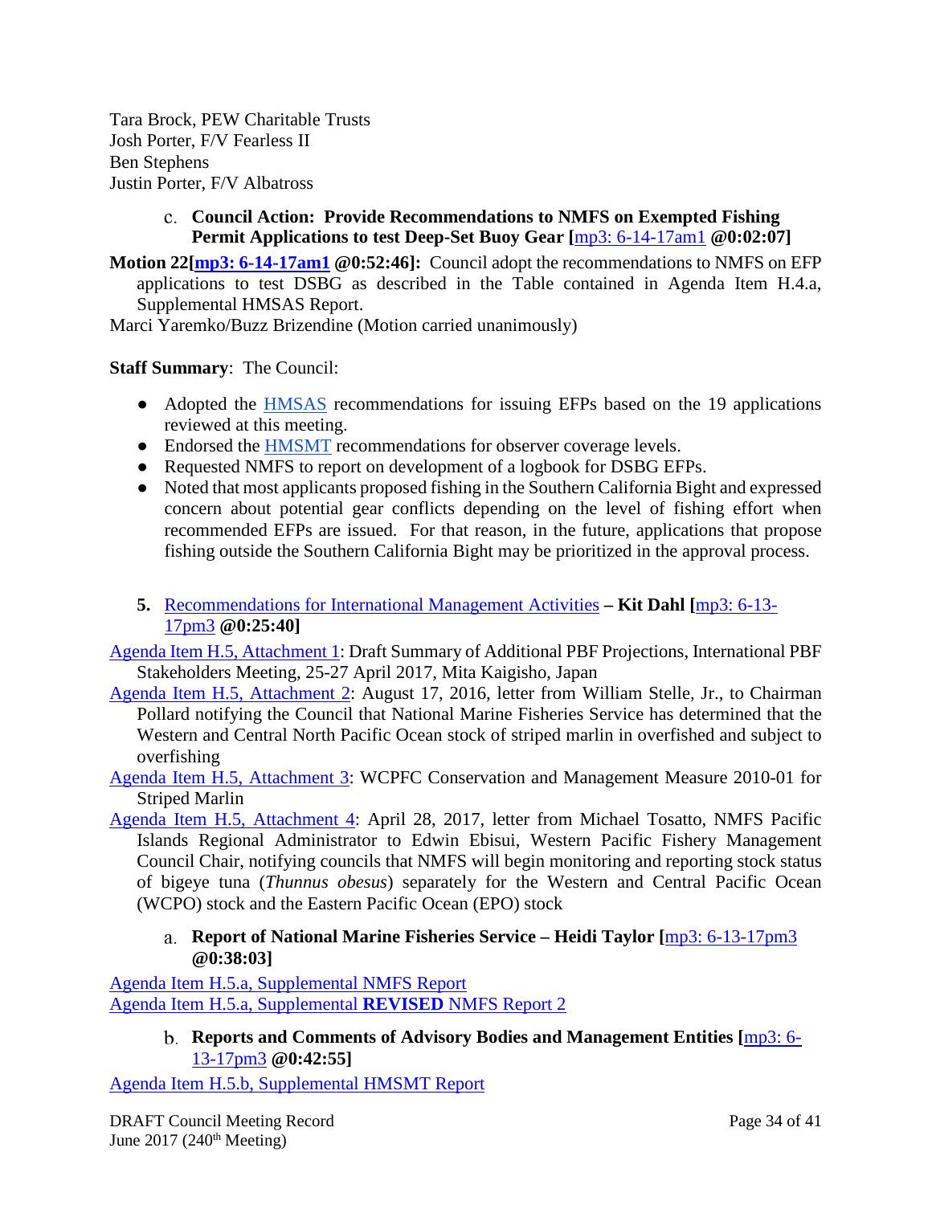Tara Brock, PEW Charitable Trusts
Josh Porter, F/V Fearless II
Ben Stephens
Justin Porter, F/V Albatross

c. **Council Action: Provide Recommendations to NMFS on Exempted Fishing Permit Applications to test Deep-Set Buoy Gear [mp3: 6-14-17am1 @0:02:07]**

**Motion 22[mp3: 6-14-17am1 @0:52:46]:** Council adopt the recommendations to NMFS on EFP applications to test DSBG as described in the Table contained in Agenda Item H.4.a, Supplemental HMSAS Report.
Marci Yaremko/Buzz Brizendine (Motion carried unanimously)

**Staff Summary**: The Council:

- Adopted the HMSAS recommendations for issuing EFPs based on the 19 applications reviewed at this meeting.
- Endorsed the HMSMT recommendations for observer coverage levels.
- Requested NMFS to report on development of a logbook for DSBG EFPs.
- Noted that most applicants proposed fishing in the Southern California Bight and expressed concern about potential gear conflicts depending on the level of fishing effort when recommended EFPs are issued. For that reason, in the future, applications that propose fishing outside the Southern California Bight may be prioritized in the approval process.

5. Recommendations for International Management Activities **– Kit Dahl [**mp3: 6-13-17pm3 **@0:25:40]**

Agenda Item H.5, Attachment 1: Draft Summary of Additional PBF Projections, International PBF Stakeholders Meeting, 25-27 April 2017, Mita Kaigisho, Japan

Agenda Item H.5, Attachment 2: August 17, 2016, letter from William Stelle, Jr., to Chairman Pollard notifying the Council that National Marine Fisheries Service has determined that the Western and Central North Pacific Ocean stock of striped marlin in overfished and subject to overfishing

Agenda Item H.5, Attachment 3: WCPFC Conservation and Management Measure 2010-01 for Striped Marlin

Agenda Item H.5, Attachment 4: April 28, 2017, letter from Michael Tosatto, NMFS Pacific Islands Regional Administrator to Edwin Ebisui, Western Pacific Fishery Management Council Chair, notifying councils that NMFS will begin monitoring and reporting stock status of bigeye tuna (*Thunnus obesus*) separately for the Western and Central Pacific Ocean (WCPO) stock and the Eastern Pacific Ocean (EPO) stock

a. **Report of National Marine Fisheries Service – Heidi Taylor [**mp3: 6-13-17pm3 **@0:38:03]**

Agenda Item H.5.a, Supplemental NMFS Report
Agenda Item H.5.a, Supplemental **REVISED** NMFS Report 2

b. **Reports and Comments of Advisory Bodies and Management Entities [**mp3: 6-13-17pm3 **@0:42:55]**

Agenda Item H.5.b, Supplemental HMSMT Report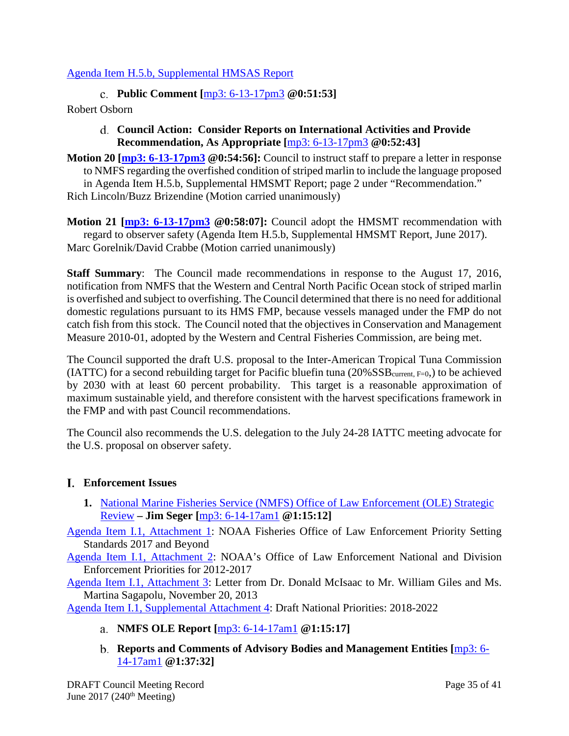Agenda Item H.5.b, Supplemental HMSAS Report

c. **Public Comment [mp3: 6-13-17pm3 @0:51:53]**

Robert Osborn

d. **Council Action: Consider Reports on International Activities and Provide Recommendation, As Appropriate [mp3: 6-13-17pm3 @0:52:43]**

**Motion 20 [mp3: 6-13-17pm3 @0:54:56]:** Council to instruct staff to prepare a letter in response to NMFS regarding the overfished condition of striped marlin to include the language proposed in Agenda Item H.5.b, Supplemental HMSMT Report; page 2 under "Recommendation."
Rich Lincoln/Buzz Brizendine (Motion carried unanimously)

**Motion 21 [mp3: 6-13-17pm3 @0:58:07]:** Council adopt the HMSMT recommendation with regard to observer safety (Agenda Item H.5.b, Supplemental HMSMT Report, June 2017).
Marc Gorelnik/David Crabbe (Motion carried unanimously)

**Staff Summary**: The Council made recommendations in response to the August 17, 2016, notification from NMFS that the Western and Central North Pacific Ocean stock of striped marlin is overfished and subject to overfishing. The Council determined that there is no need for additional domestic regulations pursuant to its HMS FMP, because vessels managed under the FMP do not catch fish from this stock. The Council noted that the objectives in Conservation and Management Measure 2010-01, adopted by the Western and Central Fisheries Commission, are being met.

The Council supported the draft U.S. proposal to the Inter-American Tropical Tuna Commission (IATTC) for a second rebuilding target for Pacific bluefin tuna (20%$SSB_{current,\ F=0}$,) to be achieved by 2030 with at least 60 percent probability. This target is a reasonable approximation of maximum sustainable yield, and therefore consistent with the harvest specifications framework in the FMP and with past Council recommendations.

The Council also recommends the U.S. delegation to the July 24-28 IATTC meeting advocate for the U.S. proposal on observer safety.

## I. Enforcement Issues

1. National Marine Fisheries Service (NMFS) Office of Law Enforcement (OLE) Strategic Review **– Jim Seger [mp3: 6-14-17am1 @1:15:12]**

Agenda Item I.1, Attachment 1: NOAA Fisheries Office of Law Enforcement Priority Setting Standards 2017 and Beyond

Agenda Item I.1, Attachment 2: NOAA's Office of Law Enforcement National and Division Enforcement Priorities for 2012-2017

Agenda Item I.1, Attachment 3: Letter from Dr. Donald McIsaac to Mr. William Giles and Ms. Martina Sagapolu, November 20, 2013

Agenda Item I.1, Supplemental Attachment 4: Draft National Priorities: 2018-2022

a. **NMFS OLE Report [mp3: 6-14-17am1 @1:15:17]**

b. **Reports and Comments of Advisory Bodies and Management Entities [mp3: 6-14-17am1 @1:37:32]**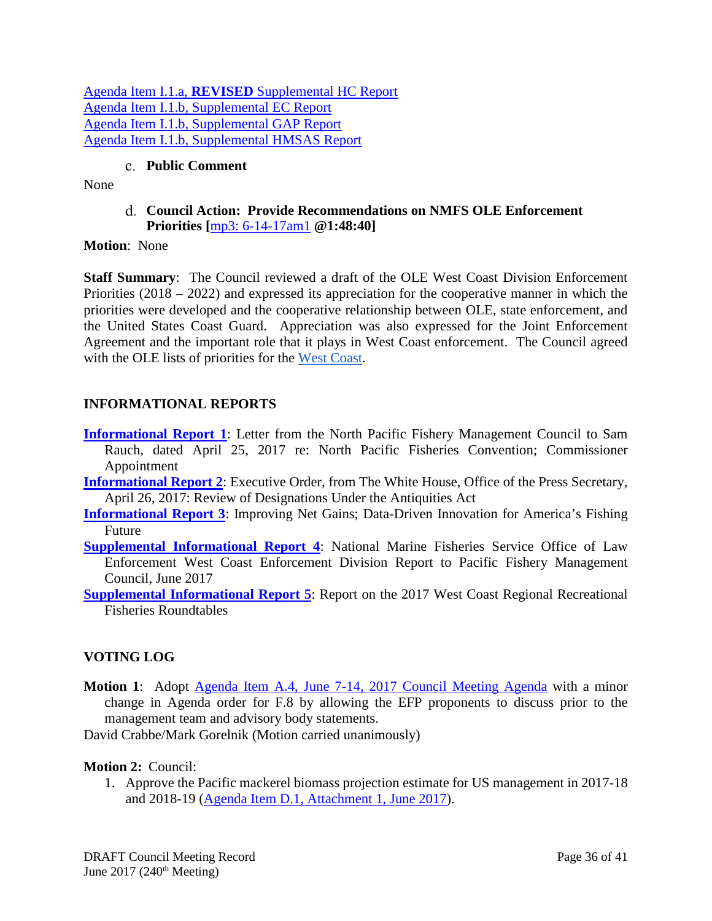Agenda Item I.1.a, **REVISED** Supplemental HC Report
Agenda Item I.1.b, Supplemental EC Report
Agenda Item I.1.b, Supplemental GAP Report
Agenda Item I.1.b, Supplemental HMSAS Report

### c. Public Comment

None

### d. Council Action: Provide Recommendations on NMFS OLE Enforcement Priorities [mp3: 6-14-17am1 @1:48:40]

**Motion**: None

**Staff Summary**: The Council reviewed a draft of the OLE West Coast Division Enforcement Priorities (2018 – 2022) and expressed its appreciation for the cooperative manner in which the priorities were developed and the cooperative relationship between OLE, state enforcement, and the United States Coast Guard. Appreciation was also expressed for the Joint Enforcement Agreement and the important role that it plays in West Coast enforcement. The Council agreed with the OLE lists of priorities for the West Coast.

## INFORMATIONAL REPORTS

**Informational Report 1**: Letter from the North Pacific Fishery Management Council to Sam Rauch, dated April 25, 2017 re: North Pacific Fisheries Convention; Commissioner Appointment

**Informational Report 2**: Executive Order, from The White House, Office of the Press Secretary, April 26, 2017: Review of Designations Under the Antiquities Act

**Informational Report 3**: Improving Net Gains; Data-Driven Innovation for America's Fishing Future

**Supplemental Informational Report 4**: National Marine Fisheries Service Office of Law Enforcement West Coast Enforcement Division Report to Pacific Fishery Management Council, June 2017

**Supplemental Informational Report 5**: Report on the 2017 West Coast Regional Recreational Fisheries Roundtables

## VOTING LOG

**Motion 1**: Adopt Agenda Item A.4, June 7-14, 2017 Council Meeting Agenda with a minor change in Agenda order for F.8 by allowing the EFP proponents to discuss prior to the management team and advisory body statements.

David Crabbe/Mark Gorelnik (Motion carried unanimously)

**Motion 2:** Council:

1. Approve the Pacific mackerel biomass projection estimate for US management in 2017-18 and 2018-19 (Agenda Item D.1, Attachment 1, June 2017).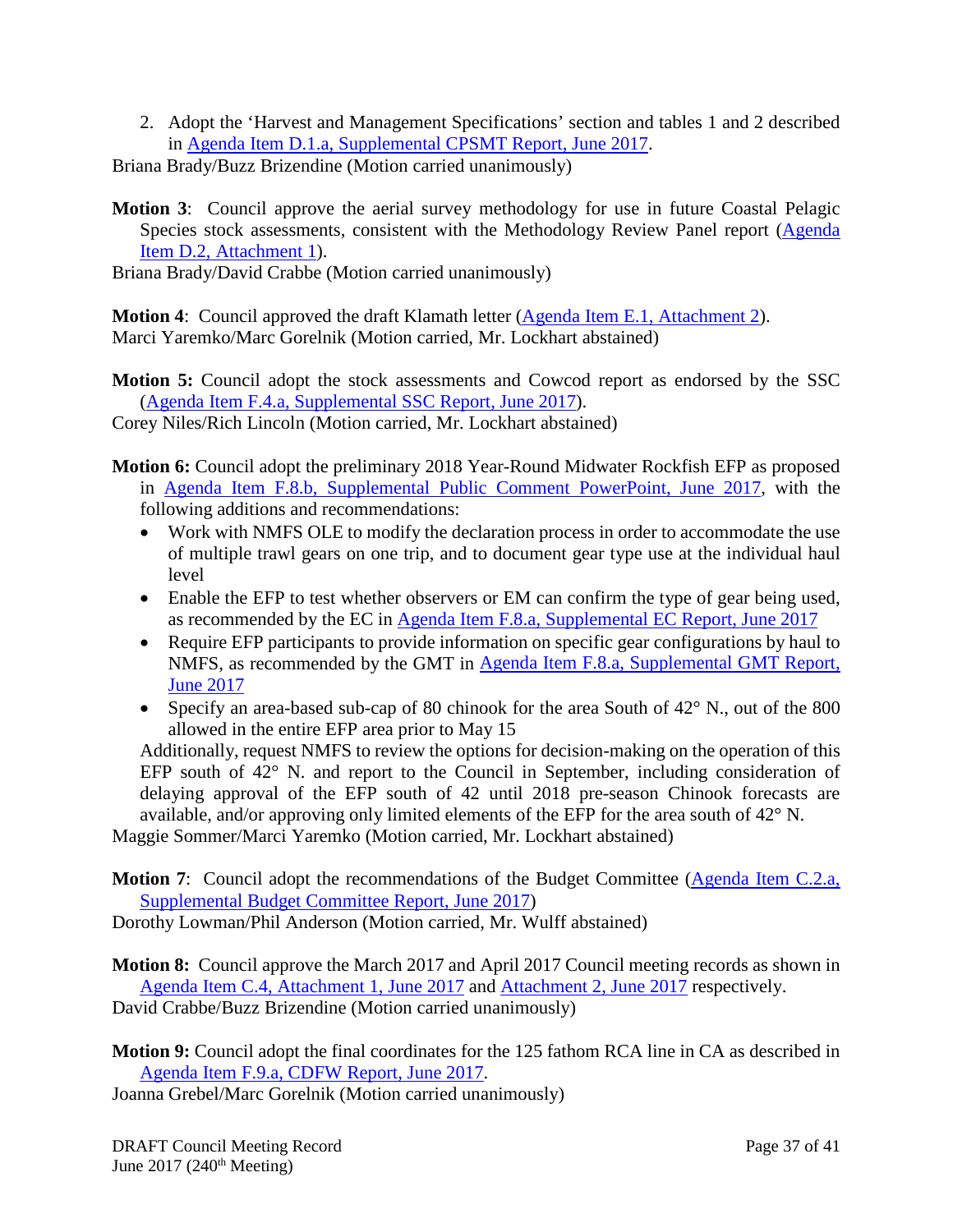2. Adopt the 'Harvest and Management Specifications' section and tables 1 and 2 described in Agenda Item D.1.a, Supplemental CPSMT Report, June 2017.

Briana Brady/Buzz Brizendine (Motion carried unanimously)

**Motion 3**: Council approve the aerial survey methodology for use in future Coastal Pelagic Species stock assessments, consistent with the Methodology Review Panel report (Agenda Item D.2, Attachment 1).

Briana Brady/David Crabbe (Motion carried unanimously)

**Motion 4**: Council approved the draft Klamath letter (Agenda Item E.1, Attachment 2).

Marci Yaremko/Marc Gorelnik (Motion carried, Mr. Lockhart abstained)

**Motion 5:** Council adopt the stock assessments and Cowcod report as endorsed by the SSC (Agenda Item F.4.a, Supplemental SSC Report, June 2017).

Corey Niles/Rich Lincoln (Motion carried, Mr. Lockhart abstained)

**Motion 6:** Council adopt the preliminary 2018 Year-Round Midwater Rockfish EFP as proposed in Agenda Item F.8.b, Supplemental Public Comment PowerPoint, June 2017, with the following additions and recommendations:

- Work with NMFS OLE to modify the declaration process in order to accommodate the use of multiple trawl gears on one trip, and to document gear type use at the individual haul level
- Enable the EFP to test whether observers or EM can confirm the type of gear being used, as recommended by the EC in Agenda Item F.8.a, Supplemental EC Report, June 2017
- Require EFP participants to provide information on specific gear configurations by haul to NMFS, as recommended by the GMT in Agenda Item F.8.a, Supplemental GMT Report, June 2017
- Specify an area-based sub-cap of 80 chinook for the area South of 42° N., out of the 800 allowed in the entire EFP area prior to May 15

Additionally, request NMFS to review the options for decision-making on the operation of this EFP south of 42° N. and report to the Council in September, including consideration of delaying approval of the EFP south of 42 until 2018 pre-season Chinook forecasts are available, and/or approving only limited elements of the EFP for the area south of 42° N.

Maggie Sommer/Marci Yaremko (Motion carried, Mr. Lockhart abstained)

**Motion 7**: Council adopt the recommendations of the Budget Committee (Agenda Item C.2.a, Supplemental Budget Committee Report, June 2017)

Dorothy Lowman/Phil Anderson (Motion carried, Mr. Wulff abstained)

**Motion 8:** Council approve the March 2017 and April 2017 Council meeting records as shown in Agenda Item C.4, Attachment 1, June 2017 and Attachment 2, June 2017 respectively.

David Crabbe/Buzz Brizendine (Motion carried unanimously)

**Motion 9:** Council adopt the final coordinates for the 125 fathom RCA line in CA as described in Agenda Item F.9.a, CDFW Report, June 2017.

Joanna Grebel/Marc Gorelnik (Motion carried unanimously)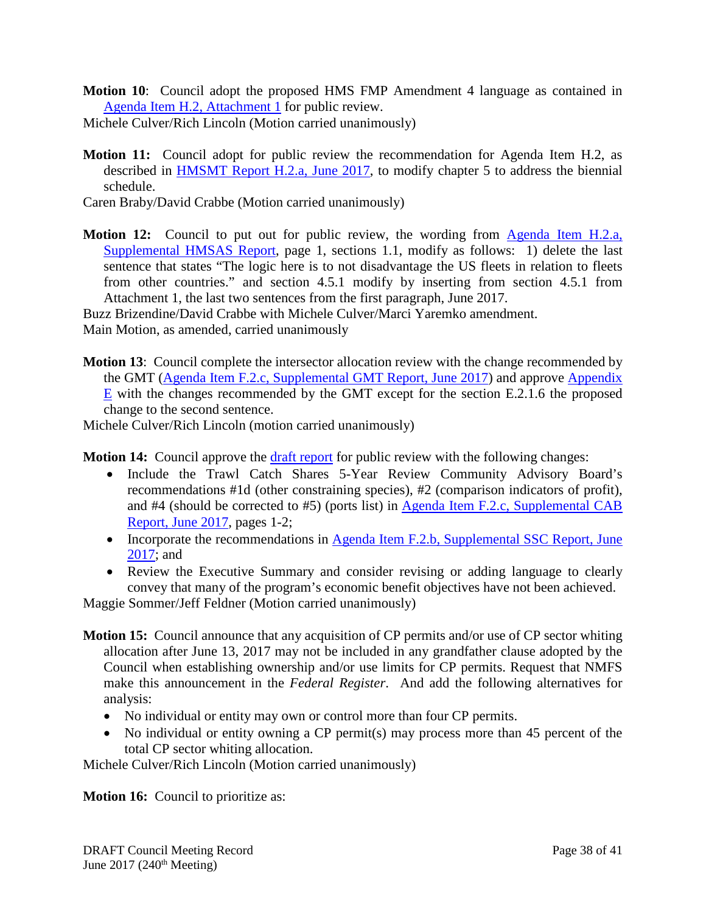**Motion 10**: Council adopt the proposed HMS FMP Amendment 4 language as contained in Agenda Item H.2, Attachment 1 for public review.

Michele Culver/Rich Lincoln (Motion carried unanimously)

**Motion 11:** Council adopt for public review the recommendation for Agenda Item H.2, as described in HMSMT Report H.2.a, June 2017, to modify chapter 5 to address the biennial schedule.

Caren Braby/David Crabbe (Motion carried unanimously)

**Motion 12:** Council to put out for public review, the wording from Agenda Item H.2.a, Supplemental HMSAS Report, page 1, sections 1.1, modify as follows: 1) delete the last sentence that states "The logic here is to not disadvantage the US fleets in relation to fleets from other countries." and section 4.5.1 modify by inserting from section 4.5.1 from Attachment 1, the last two sentences from the first paragraph, June 2017.

Buzz Brizendine/David Crabbe with Michele Culver/Marci Yaremko amendment.

Main Motion, as amended, carried unanimously

**Motion 13**: Council complete the intersector allocation review with the change recommended by the GMT (Agenda Item F.2.c, Supplemental GMT Report, June 2017) and approve Appendix E with the changes recommended by the GMT except for the section E.2.1.6 the proposed change to the second sentence.

Michele Culver/Rich Lincoln (motion carried unanimously)

**Motion 14:** Council approve the draft report for public review with the following changes:

- Include the Trawl Catch Shares 5-Year Review Community Advisory Board's recommendations #1d (other constraining species), #2 (comparison indicators of profit), and #4 (should be corrected to #5) (ports list) in Agenda Item F.2.c, Supplemental CAB Report, June 2017, pages 1-2;
- Incorporate the recommendations in Agenda Item F.2.b, Supplemental SSC Report, June 2017; and
- Review the Executive Summary and consider revising or adding language to clearly convey that many of the program's economic benefit objectives have not been achieved.

Maggie Sommer/Jeff Feldner (Motion carried unanimously)

**Motion 15:** Council announce that any acquisition of CP permits and/or use of CP sector whiting allocation after June 13, 2017 may not be included in any grandfather clause adopted by the Council when establishing ownership and/or use limits for CP permits. Request that NMFS make this announcement in the *Federal Register*. And add the following alternatives for analysis:

- No individual or entity may own or control more than four CP permits.
- No individual or entity owning a CP permit(s) may process more than 45 percent of the total CP sector whiting allocation.

Michele Culver/Rich Lincoln (Motion carried unanimously)

**Motion 16:** Council to prioritize as: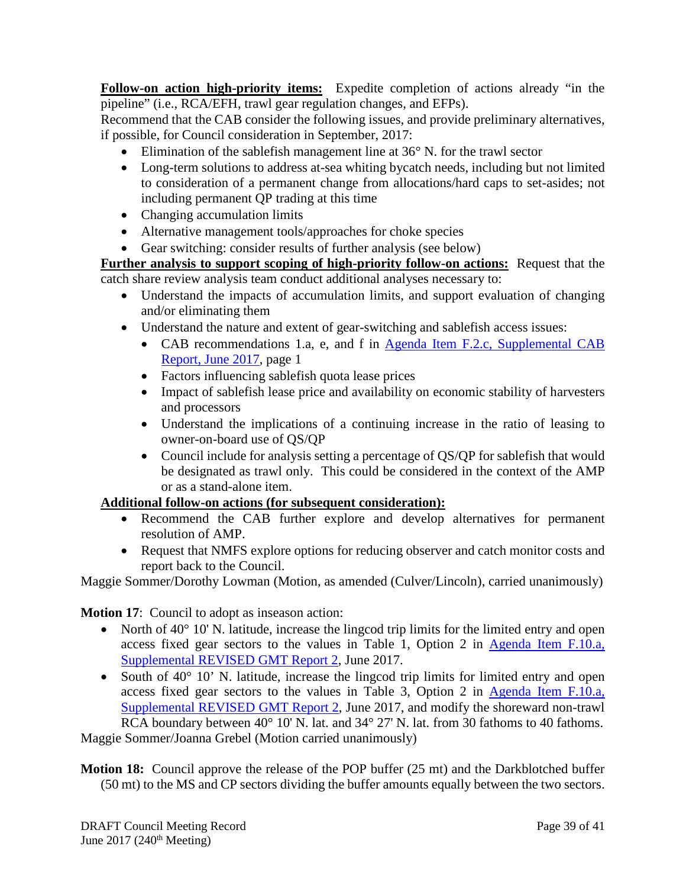**Follow-on action high-priority items:** Expedite completion of actions already "in the pipeline" (i.e., RCA/EFH, trawl gear regulation changes, and EFPs).

Recommend that the CAB consider the following issues, and provide preliminary alternatives, if possible, for Council consideration in September, 2017:

- Elimination of the sablefish management line at 36° N. for the trawl sector
- Long-term solutions to address at-sea whiting bycatch needs, including but not limited to consideration of a permanent change from allocations/hard caps to set-asides; not including permanent QP trading at this time
- Changing accumulation limits
- Alternative management tools/approaches for choke species
- Gear switching: consider results of further analysis (see below)

**Further analysis to support scoping of high-priority follow-on actions:** Request that the catch share review analysis team conduct additional analyses necessary to:

- Understand the impacts of accumulation limits, and support evaluation of changing and/or eliminating them
- Understand the nature and extent of gear-switching and sablefish access issues:
  - CAB recommendations 1.a, e, and f in Agenda Item F.2.c, Supplemental CAB Report, June 2017, page 1
  - Factors influencing sablefish quota lease prices
  - Impact of sablefish lease price and availability on economic stability of harvesters and processors
  - Understand the implications of a continuing increase in the ratio of leasing to owner-on-board use of QS/QP
  - Council include for analysis setting a percentage of QS/QP for sablefish that would be designated as trawl only. This could be considered in the context of the AMP or as a stand-alone item.

**Additional follow-on actions (for subsequent consideration):**

- Recommend the CAB further explore and develop alternatives for permanent resolution of AMP.
- Request that NMFS explore options for reducing observer and catch monitor costs and report back to the Council.

Maggie Sommer/Dorothy Lowman (Motion, as amended (Culver/Lincoln), carried unanimously)

**Motion 17**: Council to adopt as inseason action:

- North of 40° 10' N. latitude, increase the lingcod trip limits for the limited entry and open access fixed gear sectors to the values in Table 1, Option 2 in Agenda Item F.10.a, Supplemental REVISED GMT Report 2, June 2017.
- South of 40° 10' N. latitude, increase the lingcod trip limits for limited entry and open access fixed gear sectors to the values in Table 3, Option 2 in Agenda Item F.10.a, Supplemental REVISED GMT Report 2, June 2017, and modify the shoreward non-trawl RCA boundary between 40° 10' N. lat. and 34° 27' N. lat. from 30 fathoms to 40 fathoms.

Maggie Sommer/Joanna Grebel (Motion carried unanimously)

**Motion 18:** Council approve the release of the POP buffer (25 mt) and the Darkblotched buffer (50 mt) to the MS and CP sectors dividing the buffer amounts equally between the two sectors.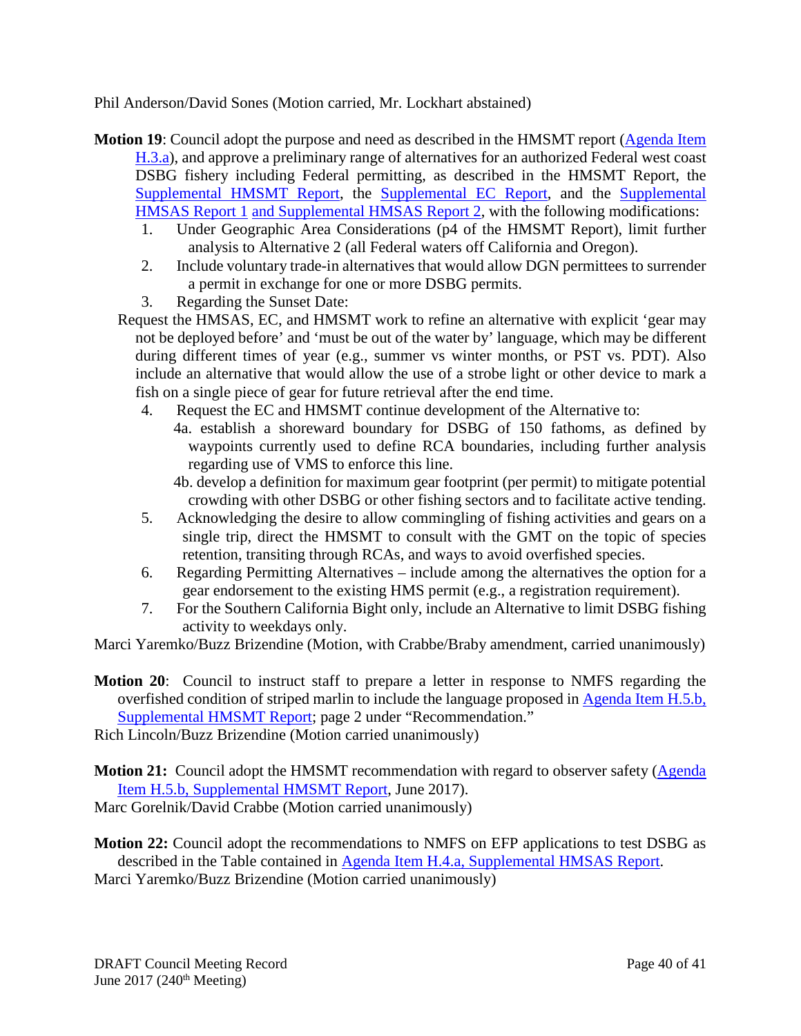Phil Anderson/David Sones (Motion carried, Mr. Lockhart abstained)

**Motion 19**: Council adopt the purpose and need as described in the HMSMT report (Agenda Item H.3.a), and approve a preliminary range of alternatives for an authorized Federal west coast DSBG fishery including Federal permitting, as described in the HMSMT Report, the Supplemental HMSMT Report, the Supplemental EC Report, and the Supplemental HMSAS Report 1 and Supplemental HMSAS Report 2, with the following modifications:

1. Under Geographic Area Considerations (p4 of the HMSMT Report), limit further analysis to Alternative 2 (all Federal waters off California and Oregon).
2. Include voluntary trade-in alternatives that would allow DGN permittees to surrender a permit in exchange for one or more DSBG permits.
3. Regarding the Sunset Date:

Request the HMSAS, EC, and HMSMT work to refine an alternative with explicit 'gear may not be deployed before' and 'must be out of the water by' language, which may be different during different times of year (e.g., summer vs winter months, or PST vs. PDT). Also include an alternative that would allow the use of a strobe light or other device to mark a fish on a single piece of gear for future retrieval after the end time.

4. Request the EC and HMSMT continue development of the Alternative to:
   - 4a. establish a shoreward boundary for DSBG of 150 fathoms, as defined by waypoints currently used to define RCA boundaries, including further analysis regarding use of VMS to enforce this line.
   - 4b. develop a definition for maximum gear footprint (per permit) to mitigate potential crowding with other DSBG or other fishing sectors and to facilitate active tending.
5. Acknowledging the desire to allow commingling of fishing activities and gears on a single trip, direct the HMSMT to consult with the GMT on the topic of species retention, transiting through RCAs, and ways to avoid overfished species.
6. Regarding Permitting Alternatives – include among the alternatives the option for a gear endorsement to the existing HMS permit (e.g., a registration requirement).
7. For the Southern California Bight only, include an Alternative to limit DSBG fishing activity to weekdays only.

Marci Yaremko/Buzz Brizendine (Motion, with Crabbe/Braby amendment, carried unanimously)

**Motion 20**: Council to instruct staff to prepare a letter in response to NMFS regarding the overfished condition of striped marlin to include the language proposed in Agenda Item H.5.b, Supplemental HMSMT Report; page 2 under "Recommendation."

Rich Lincoln/Buzz Brizendine (Motion carried unanimously)

**Motion 21:** Council adopt the HMSMT recommendation with regard to observer safety (Agenda Item H.5.b, Supplemental HMSMT Report, June 2017).

Marc Gorelnik/David Crabbe (Motion carried unanimously)

**Motion 22:** Council adopt the recommendations to NMFS on EFP applications to test DSBG as described in the Table contained in Agenda Item H.4.a, Supplemental HMSAS Report.

Marci Yaremko/Buzz Brizendine (Motion carried unanimously)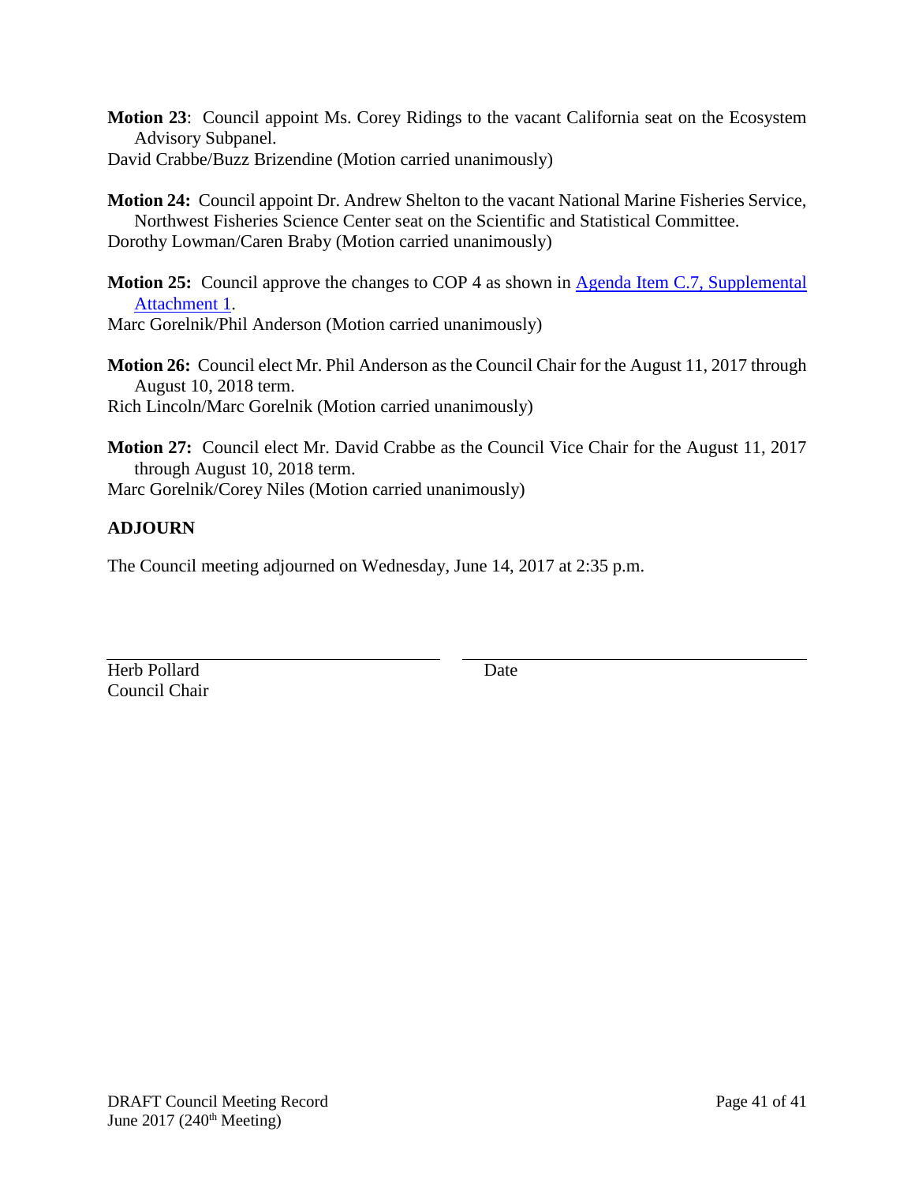**Motion 23**: Council appoint Ms. Corey Ridings to the vacant California seat on the Ecosystem Advisory Subpanel.
David Crabbe/Buzz Brizendine (Motion carried unanimously)

**Motion 24:** Council appoint Dr. Andrew Shelton to the vacant National Marine Fisheries Service, Northwest Fisheries Science Center seat on the Scientific and Statistical Committee.
Dorothy Lowman/Caren Braby (Motion carried unanimously)

**Motion 25:** Council approve the changes to COP 4 as shown in Agenda Item C.7, Supplemental Attachment 1.
Marc Gorelnik/Phil Anderson (Motion carried unanimously)

**Motion 26:** Council elect Mr. Phil Anderson as the Council Chair for the August 11, 2017 through August 10, 2018 term.
Rich Lincoln/Marc Gorelnik (Motion carried unanimously)

**Motion 27:** Council elect Mr. David Crabbe as the Council Vice Chair for the August 11, 2017 through August 10, 2018 term.
Marc Gorelnik/Corey Niles (Motion carried unanimously)

**ADJOURN**

The Council meeting adjourned on Wednesday, June 14, 2017 at 2:35 p.m.

| | |
|---|---|
| Herb Pollard<br>Council Chair | Date |